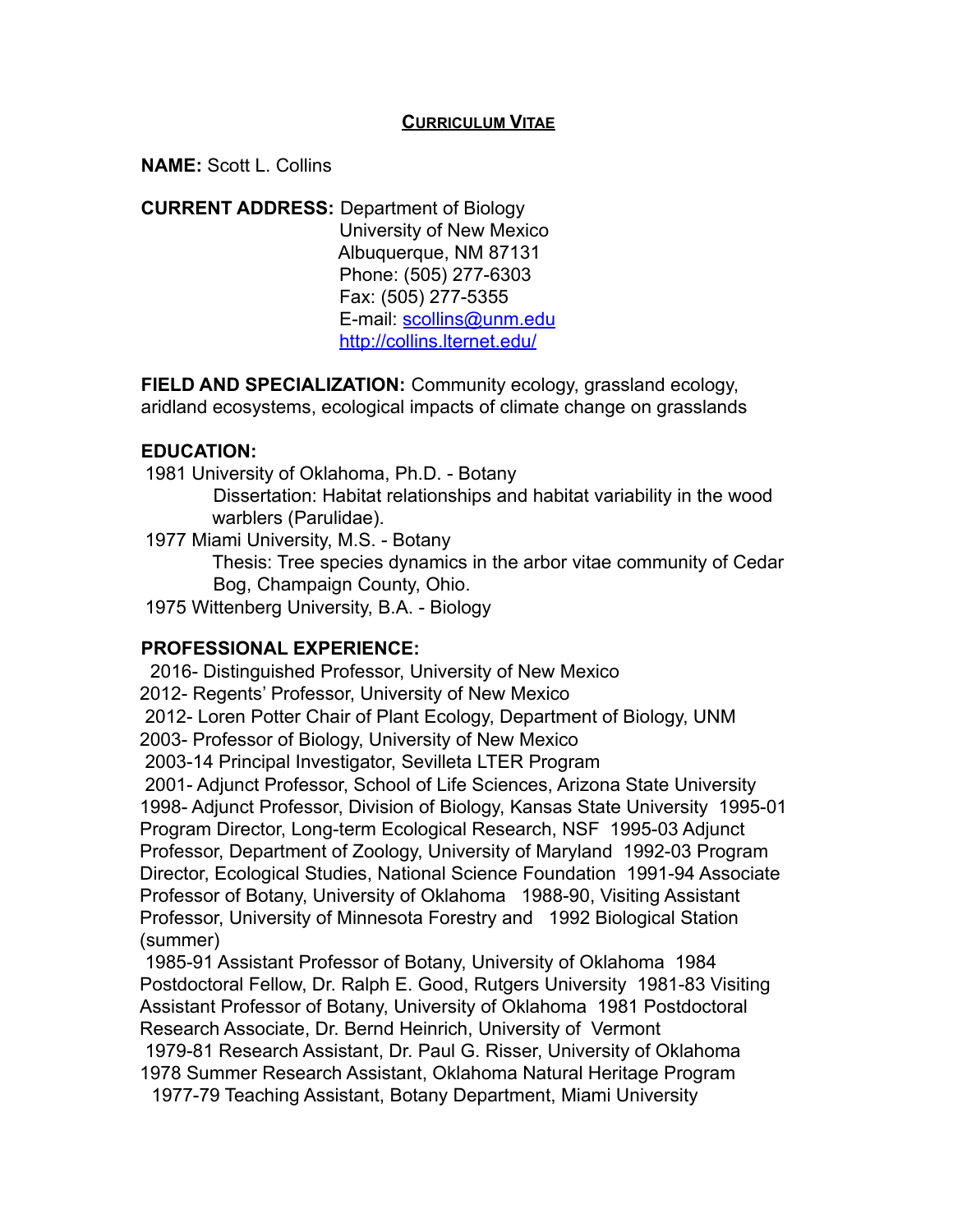**CURRICULUM VITAE**

**NAME:** Scott L. Collins

**CURRENT ADDRESS:** Department of Biology
University of New Mexico
Albuquerque, NM 87131
Phone: (505) 277-6303
Fax: (505) 277-5355
E-mail: scollins@unm.edu
http://collins.lternet.edu/

**FIELD AND SPECIALIZATION:** Community ecology, grassland ecology, aridland ecosystems, ecological impacts of climate change on grasslands

**EDUCATION:**

1981 University of Oklahoma, Ph.D. - Botany
Dissertation: Habitat relationships and habitat variability in the wood warblers (Parulidae).

1977 Miami University, M.S. - Botany
Thesis: Tree species dynamics in the arbor vitae community of Cedar Bog, Champaign County, Ohio.

1975 Wittenberg University, B.A. - Biology

**PROFESSIONAL EXPERIENCE:**

2016- Distinguished Professor, University of New Mexico
2012- Regents' Professor, University of New Mexico
2012- Loren Potter Chair of Plant Ecology, Department of Biology, UNM
2003- Professor of Biology, University of New Mexico
2003-14 Principal Investigator, Sevilleta LTER Program
2001- Adjunct Professor, School of Life Sciences, Arizona State University
1998- Adjunct Professor, Division of Biology, Kansas State University
1995-01 Program Director, Long-term Ecological Research, NSF
1995-03 Adjunct Professor, Department of Zoology, University of Maryland
1992-03 Program Director, Ecological Studies, National Science Foundation
1991-94 Associate Professor of Botany, University of Oklahoma
1988-90, Visiting Assistant Professor, University of Minnesota Forestry and 1992 Biological Station (summer)
1985-91 Assistant Professor of Botany, University of Oklahoma
1984 Postdoctoral Fellow, Dr. Ralph E. Good, Rutgers University
1981-83 Visiting Assistant Professor of Botany, University of Oklahoma
1981 Postdoctoral Research Associate, Dr. Bernd Heinrich, University of Vermont
1979-81 Research Assistant, Dr. Paul G. Risser, University of Oklahoma
1978 Summer Research Assistant, Oklahoma Natural Heritage Program
1977-79 Teaching Assistant, Botany Department, Miami University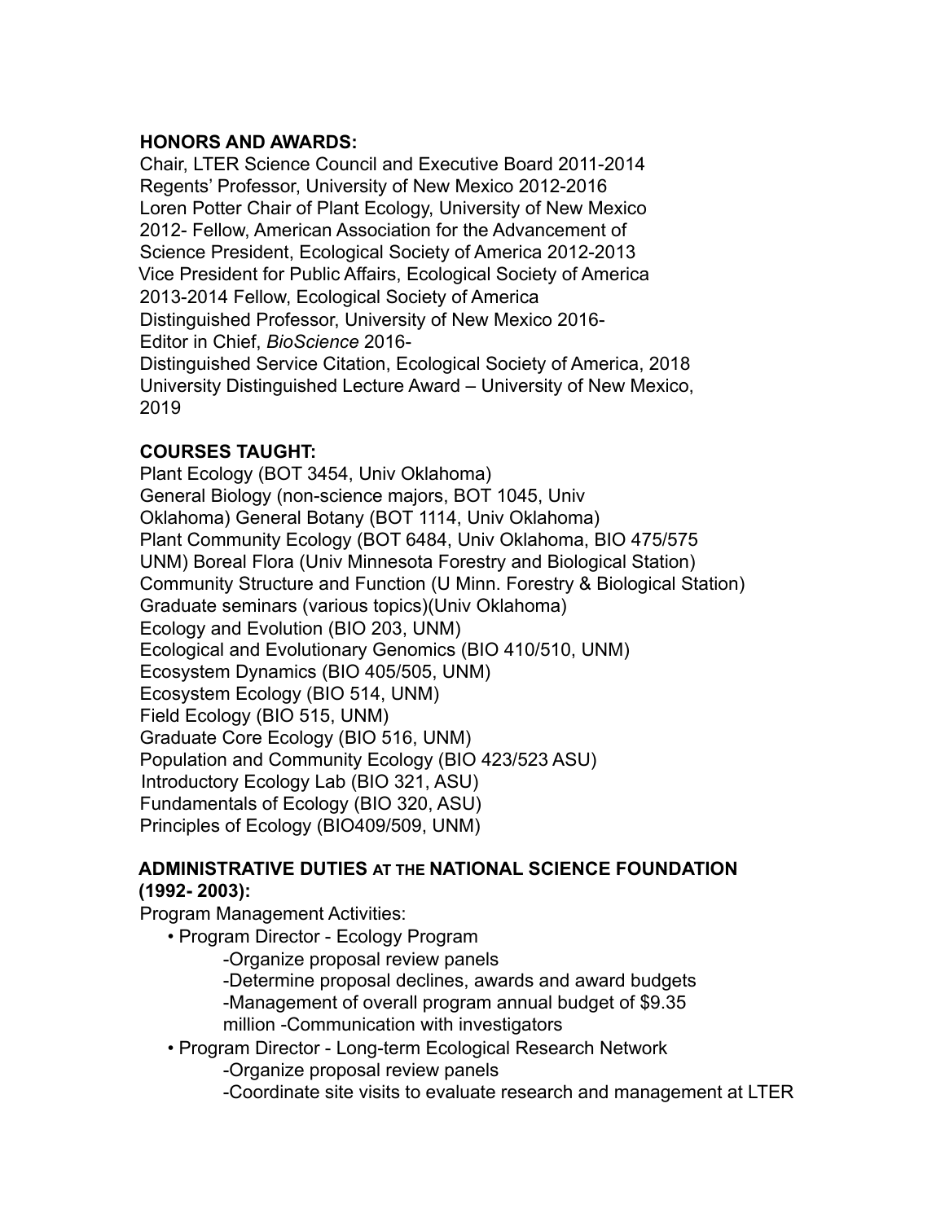**HONORS AND AWARDS:**

Chair, LTER Science Council and Executive Board 2011-2014
Regents' Professor, University of New Mexico 2012-2016
Loren Potter Chair of Plant Ecology, University of New Mexico
2012- Fellow, American Association for the Advancement of
Science President, Ecological Society of America 2012-2013
Vice President for Public Affairs, Ecological Society of America
2013-2014 Fellow, Ecological Society of America
Distinguished Professor, University of New Mexico 2016-
Editor in Chief, *BioScience* 2016-
Distinguished Service Citation, Ecological Society of America, 2018
University Distinguished Lecture Award – University of New Mexico, 2019

**COURSES TAUGHT:**

Plant Ecology (BOT 3454, Univ Oklahoma)
General Biology (non-science majors, BOT 1045, Univ
Oklahoma) General Botany (BOT 1114, Univ Oklahoma)
Plant Community Ecology (BOT 6484, Univ Oklahoma, BIO 475/575
UNM) Boreal Flora (Univ Minnesota Forestry and Biological Station)
Community Structure and Function (U Minn. Forestry & Biological Station)
Graduate seminars (various topics)(Univ Oklahoma)
Ecology and Evolution (BIO 203, UNM)
Ecological and Evolutionary Genomics (BIO 410/510, UNM)
Ecosystem Dynamics (BIO 405/505, UNM)
Ecosystem Ecology (BIO 514, UNM)
Field Ecology (BIO 515, UNM)
Graduate Core Ecology (BIO 516, UNM)
Population and Community Ecology (BIO 423/523 ASU)
Introductory Ecology Lab (BIO 321, ASU)
Fundamentals of Ecology (BIO 320, ASU)
Principles of Ecology (BIO409/509, UNM)

**ADMINISTRATIVE DUTIES AT THE NATIONAL SCIENCE FOUNDATION (1992- 2003):**

Program Management Activities:

- Program Director - Ecology Program
  - -Organize proposal review panels
  - -Determine proposal declines, awards and award budgets
  - -Management of overall program annual budget of $9.35 million -Communication with investigators
- Program Director - Long-term Ecological Research Network
  - -Organize proposal review panels
  - -Coordinate site visits to evaluate research and management at LTER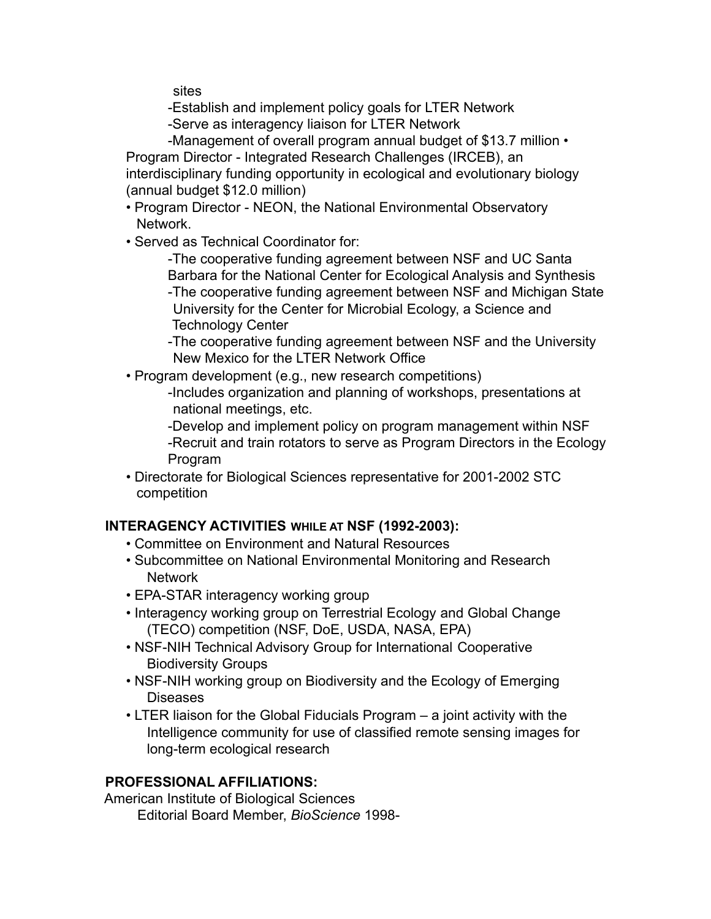sites

-Establish and implement policy goals for LTER Network

-Serve as interagency liaison for LTER Network

-Management of overall program annual budget of $13.7 million

- Program Director - Integrated Research Challenges (IRCEB), an interdisciplinary funding opportunity in ecological and evolutionary biology (annual budget $12.0 million)
- Program Director - NEON, the National Environmental Observatory Network.
- Served as Technical Coordinator for:
  - -The cooperative funding agreement between NSF and UC Santa Barbara for the National Center for Ecological Analysis and Synthesis
  - -The cooperative funding agreement between NSF and Michigan State University for the Center for Microbial Ecology, a Science and Technology Center
  - -The cooperative funding agreement between NSF and the University New Mexico for the LTER Network Office
- Program development (e.g., new research competitions)
  - -Includes organization and planning of workshops, presentations at national meetings, etc.
  - -Develop and implement policy on program management within NSF
  - -Recruit and train rotators to serve as Program Directors in the Ecology Program
- Directorate for Biological Sciences representative for 2001-2002 STC competition

**INTERAGENCY ACTIVITIES WHILE AT NSF (1992-2003):**

- Committee on Environment and Natural Resources
- Subcommittee on National Environmental Monitoring and Research Network
- EPA-STAR interagency working group
- Interagency working group on Terrestrial Ecology and Global Change (TECO) competition (NSF, DoE, USDA, NASA, EPA)
- NSF-NIH Technical Advisory Group for International Cooperative Biodiversity Groups
- NSF-NIH working group on Biodiversity and the Ecology of Emerging Diseases
- LTER liaison for the Global Fiducials Program – a joint activity with the Intelligence community for use of classified remote sensing images for long-term ecological research

**PROFESSIONAL AFFILIATIONS:**

American Institute of Biological Sciences

Editorial Board Member, *BioScience* 1998-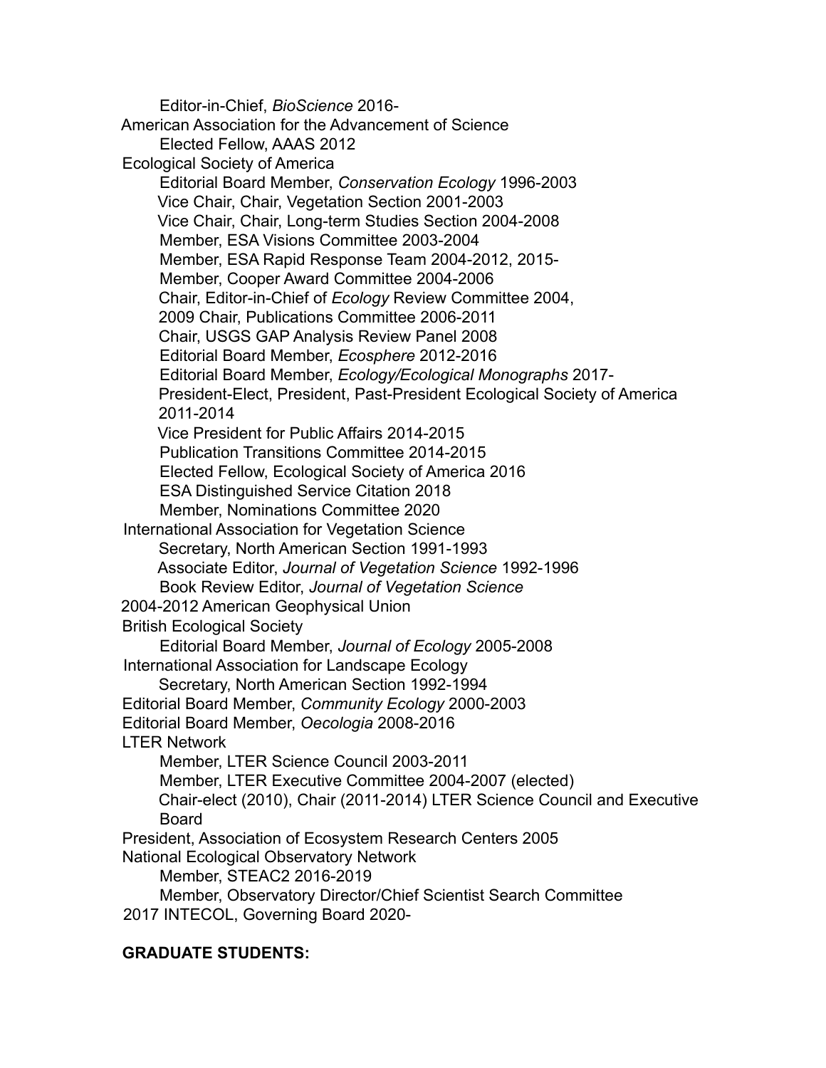Editor-in-Chief, *BioScience* 2016-

American Association for the Advancement of Science

Elected Fellow, AAAS 2012

Ecological Society of America

Editorial Board Member, *Conservation Ecology* 1996-2003

Vice Chair, Chair, Vegetation Section 2001-2003

Vice Chair, Chair, Long-term Studies Section 2004-2008

Member, ESA Visions Committee 2003-2004

Member, ESA Rapid Response Team 2004-2012, 2015-

Member, Cooper Award Committee 2004-2006

Chair, Editor-in-Chief of *Ecology* Review Committee 2004,

2009 Chair, Publications Committee 2006-2011

Chair, USGS GAP Analysis Review Panel 2008

Editorial Board Member, *Ecosphere* 2012-2016

Editorial Board Member, *Ecology/Ecological Monographs* 2017-

President-Elect, President, Past-President Ecological Society of America 2011-2014

Vice President for Public Affairs 2014-2015

Publication Transitions Committee 2014-2015

Elected Fellow, Ecological Society of America 2016

ESA Distinguished Service Citation 2018

Member, Nominations Committee 2020

International Association for Vegetation Science

Secretary, North American Section 1991-1993

Associate Editor, *Journal of Vegetation Science* 1992-1996

Book Review Editor, *Journal of Vegetation Science*

2004-2012 American Geophysical Union

British Ecological Society

Editorial Board Member, *Journal of Ecology* 2005-2008

International Association for Landscape Ecology

Secretary, North American Section 1992-1994

Editorial Board Member, *Community Ecology* 2000-2003

Editorial Board Member, *Oecologia* 2008-2016

LTER Network

Member, LTER Science Council 2003-2011

Member, LTER Executive Committee 2004-2007 (elected)

Chair-elect (2010), Chair (2011-2014) LTER Science Council and Executive Board

President, Association of Ecosystem Research Centers 2005

National Ecological Observatory Network

Member, STEAC2 2016-2019

Member, Observatory Director/Chief Scientist Search Committee

2017 INTECOL, Governing Board 2020-

**GRADUATE STUDENTS:**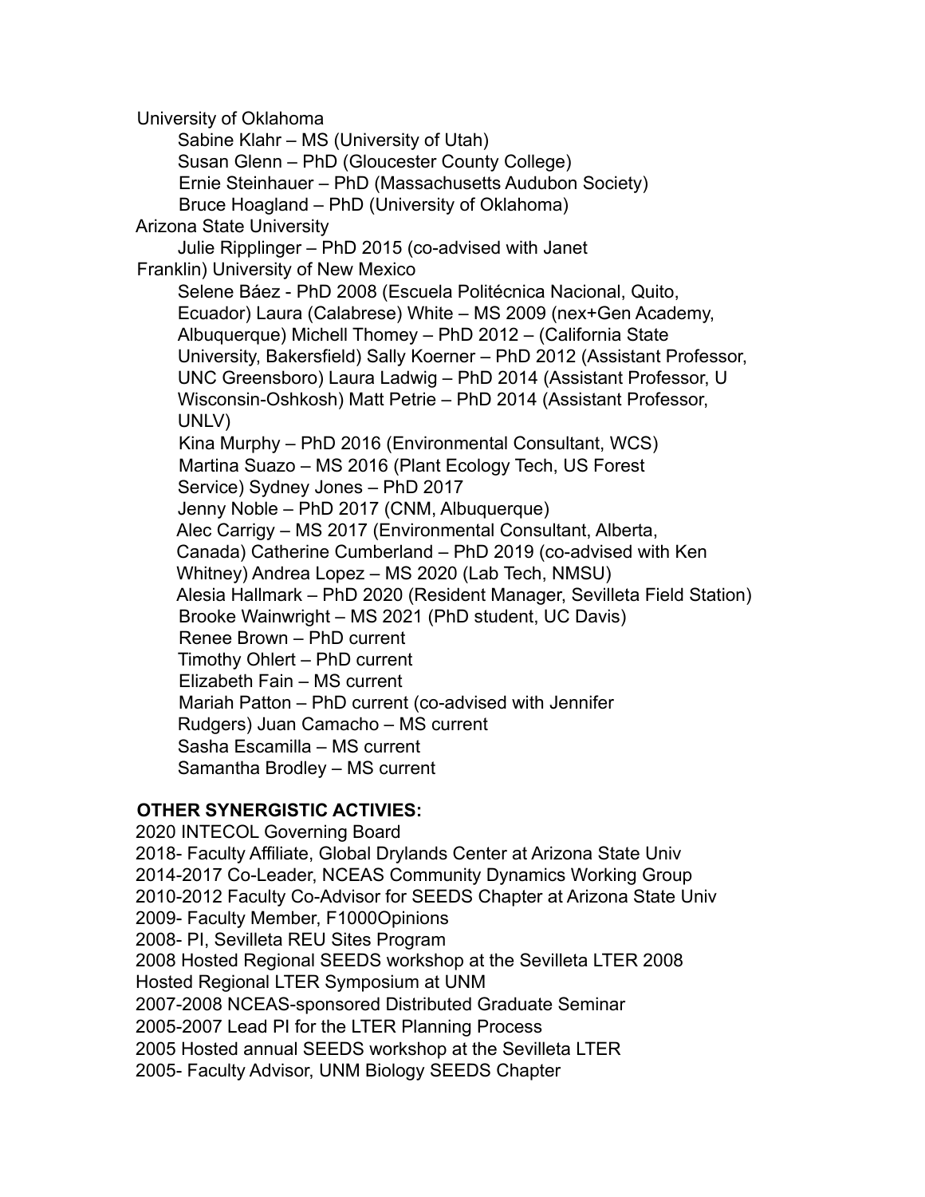University of Oklahoma

- Sabine Klahr – MS (University of Utah)
- Susan Glenn – PhD (Gloucester County College)
- Ernie Steinhauer – PhD (Massachusetts Audubon Society)
- Bruce Hoagland – PhD (University of Oklahoma)

Arizona State University

- Julie Ripplinger – PhD 2015 (co-advised with Janet Franklin)

University of New Mexico

- Selene Báez - PhD 2008 (Escuela Politécnica Nacional, Quito, Ecuador)
- Laura (Calabrese) White – MS 2009 (nex+Gen Academy, Albuquerque)
- Michell Thomey – PhD 2012 – (California State University, Bakersfield)
- Sally Koerner – PhD 2012 (Assistant Professor, UNC Greensboro)
- Laura Ladwig – PhD 2014 (Assistant Professor, U Wisconsin-Oshkosh)
- Matt Petrie – PhD 2014 (Assistant Professor, UNLV)
- Kina Murphy – PhD 2016 (Environmental Consultant, WCS)
- Martina Suazo – MS 2016 (Plant Ecology Tech, US Forest Service)
- Sydney Jones – PhD 2017
- Jenny Noble – PhD 2017 (CNM, Albuquerque)
- Alec Carrigy – MS 2017 (Environmental Consultant, Alberta, Canada)
- Catherine Cumberland – PhD 2019 (co-advised with Ken Whitney)
- Andrea Lopez – MS 2020 (Lab Tech, NMSU)
- Alesia Hallmark – PhD 2020 (Resident Manager, Sevilleta Field Station)
- Brooke Wainwright – MS 2021 (PhD student, UC Davis)
- Renee Brown – PhD current
- Timothy Ohlert – PhD current
- Elizabeth Fain – MS current
- Mariah Patton – PhD current (co-advised with Jennifer Rudgers)
- Juan Camacho – MS current
- Sasha Escamilla – MS current
- Samantha Brodley – MS current

**OTHER SYNERGISTIC ACTIVIES:**

2020 INTECOL Governing Board
2018- Faculty Affiliate, Global Drylands Center at Arizona State Univ
2014-2017 Co-Leader, NCEAS Community Dynamics Working Group
2010-2012 Faculty Co-Advisor for SEEDS Chapter at Arizona State Univ
2009- Faculty Member, F1000Opinions
2008- PI, Sevilleta REU Sites Program
2008 Hosted Regional SEEDS workshop at the Sevilleta LTER 2008
Hosted Regional LTER Symposium at UNM
2007-2008 NCEAS-sponsored Distributed Graduate Seminar
2005-2007 Lead PI for the LTER Planning Process
2005 Hosted annual SEEDS workshop at the Sevilleta LTER
2005- Faculty Advisor, UNM Biology SEEDS Chapter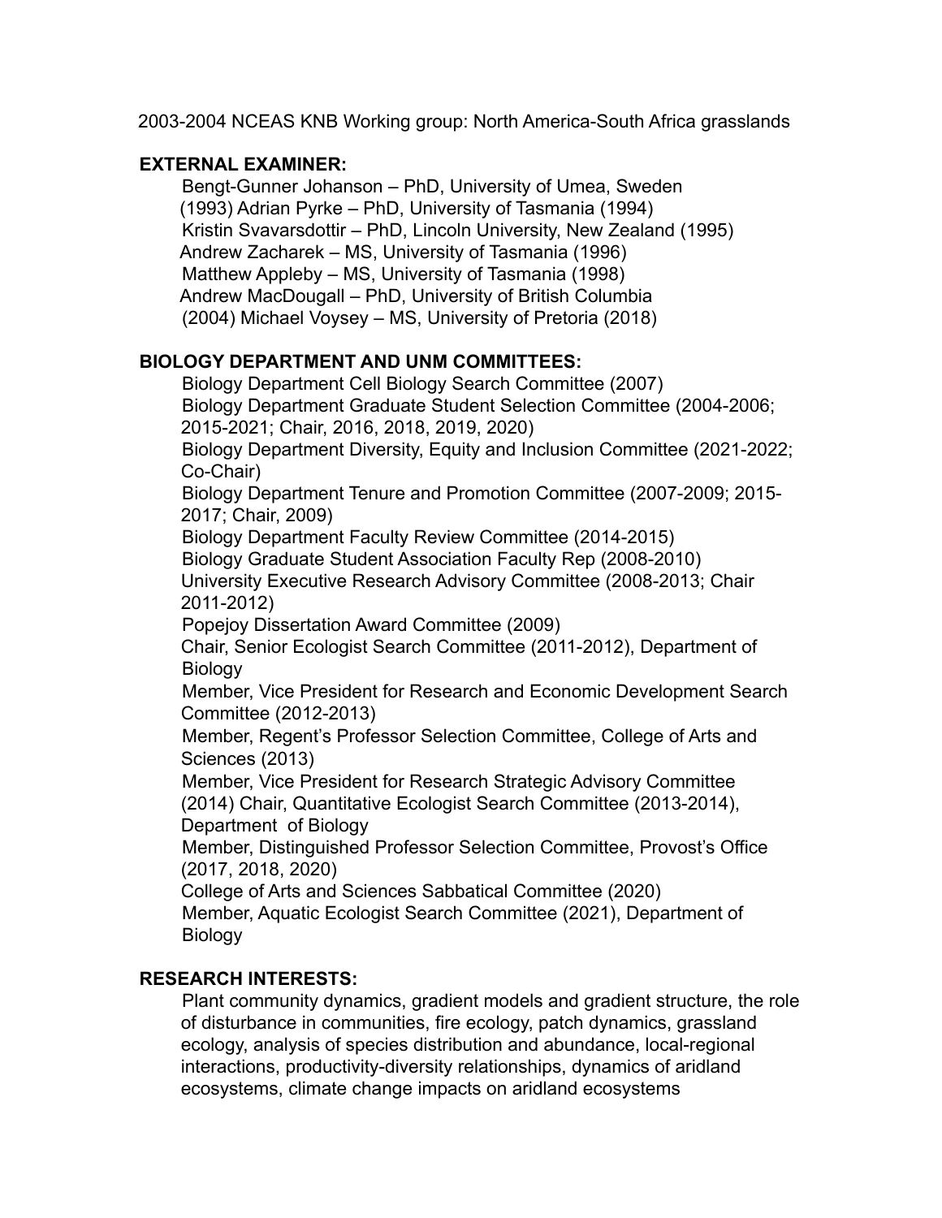2003-2004 NCEAS KNB Working group: North America-South Africa grasslands

**EXTERNAL EXAMINER:**

Bengt-Gunner Johanson – PhD, University of Umea, Sweden (1993)
Adrian Pyrke – PhD, University of Tasmania (1994)
Kristin Svavarsdottir – PhD, Lincoln University, New Zealand (1995)
Andrew Zacharek – MS, University of Tasmania (1996)
Matthew Appleby – MS, University of Tasmania (1998)
Andrew MacDougall – PhD, University of British Columbia (2004)
Michael Voysey – MS, University of Pretoria (2018)

**BIOLOGY DEPARTMENT AND UNM COMMITTEES:**

Biology Department Cell Biology Search Committee (2007)
Biology Department Graduate Student Selection Committee (2004-2006; 2015-2021; Chair, 2016, 2018, 2019, 2020)
Biology Department Diversity, Equity and Inclusion Committee (2021-2022; Co-Chair)
Biology Department Tenure and Promotion Committee (2007-2009; 2015-2017; Chair, 2009)
Biology Department Faculty Review Committee (2014-2015)
Biology Graduate Student Association Faculty Rep (2008-2010)
University Executive Research Advisory Committee (2008-2013; Chair 2011-2012)
Popejoy Dissertation Award Committee (2009)
Chair, Senior Ecologist Search Committee (2011-2012), Department of Biology
Member, Vice President for Research and Economic Development Search Committee (2012-2013)
Member, Regent's Professor Selection Committee, College of Arts and Sciences (2013)
Member, Vice President for Research Strategic Advisory Committee (2014)
Chair, Quantitative Ecologist Search Committee (2013-2014), Department of Biology
Member, Distinguished Professor Selection Committee, Provost's Office (2017, 2018, 2020)
College of Arts and Sciences Sabbatical Committee (2020)
Member, Aquatic Ecologist Search Committee (2021), Department of Biology

**RESEARCH INTERESTS:**

Plant community dynamics, gradient models and gradient structure, the role of disturbance in communities, fire ecology, patch dynamics, grassland ecology, analysis of species distribution and abundance, local-regional interactions, productivity-diversity relationships, dynamics of aridland ecosystems, climate change impacts on aridland ecosystems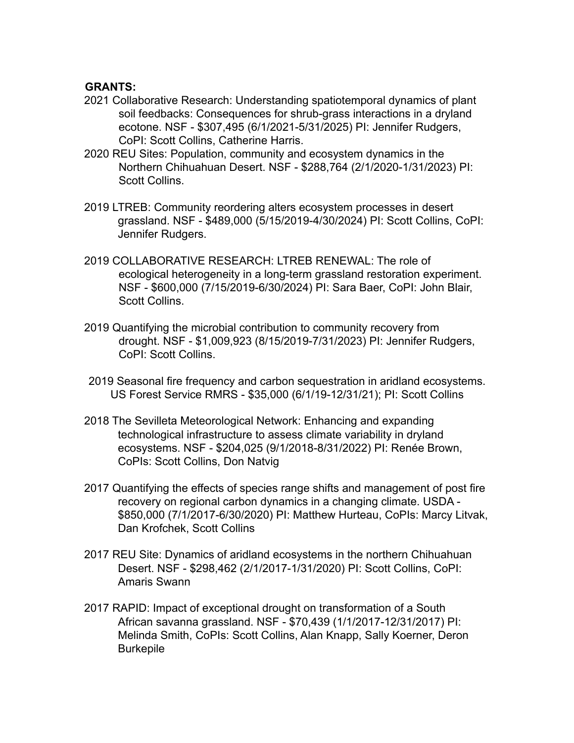**GRANTS:**

2021 Collaborative Research: Understanding spatiotemporal dynamics of plant soil feedbacks: Consequences for shrub-grass interactions in a dryland ecotone. NSF - $307,495 (6/1/2021-5/31/2025) PI: Jennifer Rudgers, CoPI: Scott Collins, Catherine Harris.

2020 REU Sites: Population, community and ecosystem dynamics in the Northern Chihuahuan Desert. NSF - $288,764 (2/1/2020-1/31/2023) PI: Scott Collins.

2019 LTREB: Community reordering alters ecosystem processes in desert grassland. NSF - $489,000 (5/15/2019-4/30/2024) PI: Scott Collins, CoPI: Jennifer Rudgers.

2019 COLLABORATIVE RESEARCH: LTREB RENEWAL: The role of ecological heterogeneity in a long-term grassland restoration experiment. NSF - $600,000 (7/15/2019-6/30/2024) PI: Sara Baer, CoPI: John Blair, Scott Collins.

2019 Quantifying the microbial contribution to community recovery from drought. NSF - $1,009,923 (8/15/2019-7/31/2023) PI: Jennifer Rudgers, CoPI: Scott Collins.

2019 Seasonal fire frequency and carbon sequestration in aridland ecosystems. US Forest Service RMRS - $35,000 (6/1/19-12/31/21); PI: Scott Collins

2018 The Sevilleta Meteorological Network: Enhancing and expanding technological infrastructure to assess climate variability in dryland ecosystems. NSF - $204,025 (9/1/2018-8/31/2022) PI: Renée Brown, CoPIs: Scott Collins, Don Natvig

2017 Quantifying the effects of species range shifts and management of post fire recovery on regional carbon dynamics in a changing climate. USDA - $850,000 (7/1/2017-6/30/2020) PI: Matthew Hurteau, CoPIs: Marcy Litvak, Dan Krofchek, Scott Collins

2017 REU Site: Dynamics of aridland ecosystems in the northern Chihuahuan Desert. NSF - $298,462 (2/1/2017-1/31/2020) PI: Scott Collins, CoPI: Amaris Swann

2017 RAPID: Impact of exceptional drought on transformation of a South African savanna grassland. NSF - $70,439 (1/1/2017-12/31/2017) PI: Melinda Smith, CoPIs: Scott Collins, Alan Knapp, Sally Koerner, Deron Burkepile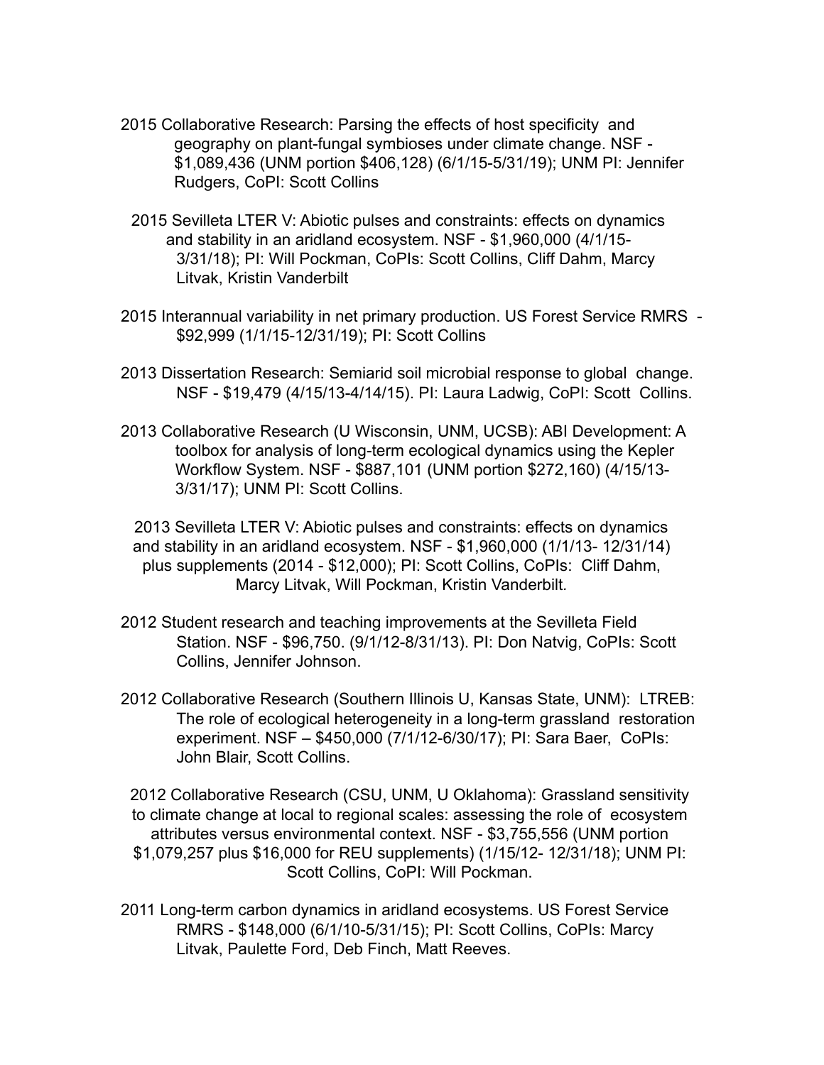2015 Collaborative Research: Parsing the effects of host specificity and geography on plant-fungal symbioses under climate change. NSF - $1,089,436 (UNM portion $406,128) (6/1/15-5/31/19); UNM PI: Jennifer Rudgers, CoPI: Scott Collins

2015 Sevilleta LTER V: Abiotic pulses and constraints: effects on dynamics and stability in an aridland ecosystem. NSF - $1,960,000 (4/1/15-3/31/18); PI: Will Pockman, CoPIs: Scott Collins, Cliff Dahm, Marcy Litvak, Kristin Vanderbilt

2015 Interannual variability in net primary production. US Forest Service RMRS - $92,999 (1/1/15-12/31/19); PI: Scott Collins

2013 Dissertation Research: Semiarid soil microbial response to global change. NSF - $19,479 (4/15/13-4/14/15). PI: Laura Ladwig, CoPI: Scott Collins.

2013 Collaborative Research (U Wisconsin, UNM, UCSB): ABI Development: A toolbox for analysis of long-term ecological dynamics using the Kepler Workflow System. NSF - $887,101 (UNM portion $272,160) (4/15/13-3/31/17); UNM PI: Scott Collins.

2013 Sevilleta LTER V: Abiotic pulses and constraints: effects on dynamics and stability in an aridland ecosystem. NSF - $1,960,000 (1/1/13- 12/31/14) plus supplements (2014 - $12,000); PI: Scott Collins, CoPIs: Cliff Dahm, Marcy Litvak, Will Pockman, Kristin Vanderbilt.

2012 Student research and teaching improvements at the Sevilleta Field Station. NSF - $96,750. (9/1/12-8/31/13). PI: Don Natvig, CoPIs: Scott Collins, Jennifer Johnson.

2012 Collaborative Research (Southern Illinois U, Kansas State, UNM): LTREB: The role of ecological heterogeneity in a long-term grassland restoration experiment. NSF – $450,000 (7/1/12-6/30/17); PI: Sara Baer, CoPIs: John Blair, Scott Collins.

2012 Collaborative Research (CSU, UNM, U Oklahoma): Grassland sensitivity to climate change at local to regional scales: assessing the role of ecosystem attributes versus environmental context. NSF - $3,755,556 (UNM portion $1,079,257 plus $16,000 for REU supplements) (1/15/12- 12/31/18); UNM PI: Scott Collins, CoPI: Will Pockman.

2011 Long-term carbon dynamics in aridland ecosystems. US Forest Service RMRS - $148,000 (6/1/10-5/31/15); PI: Scott Collins, CoPIs: Marcy Litvak, Paulette Ford, Deb Finch, Matt Reeves.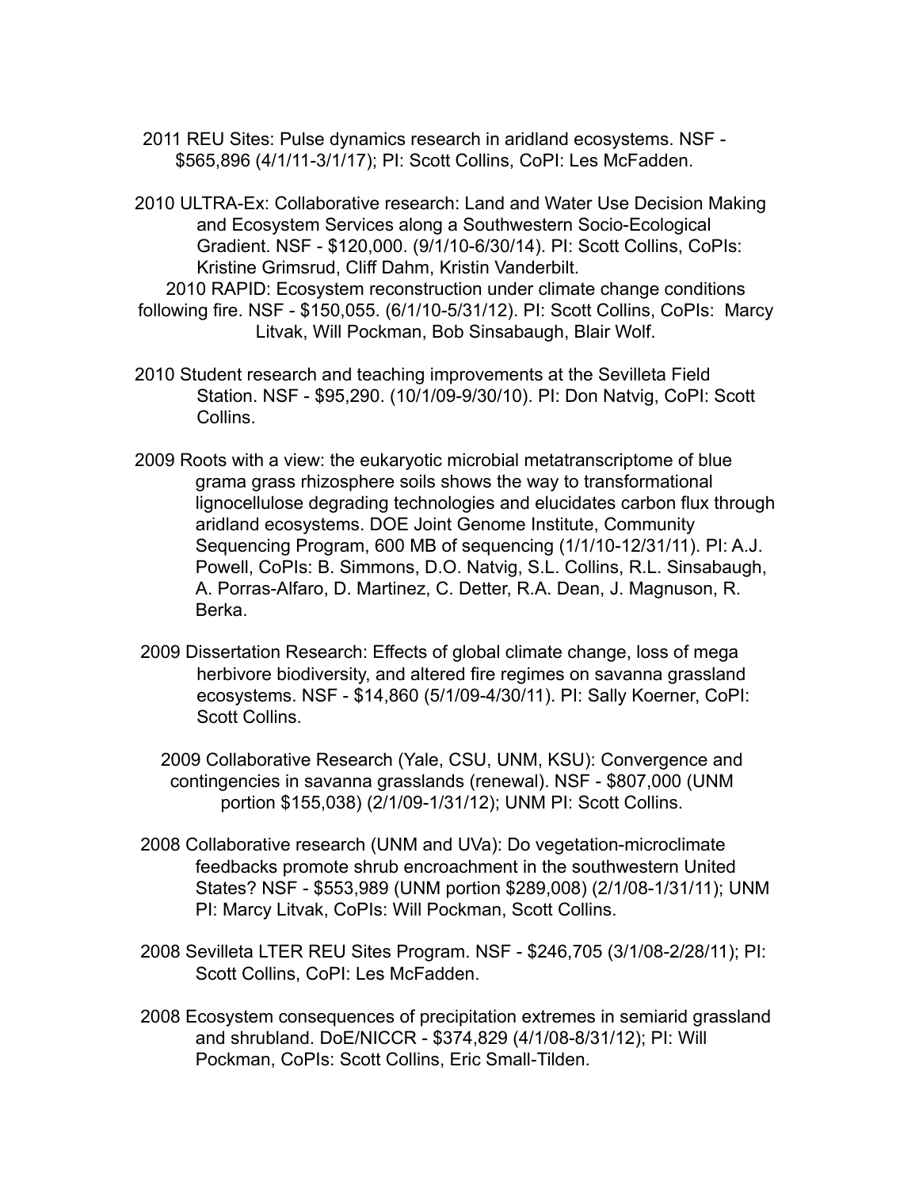2011 REU Sites: Pulse dynamics research in aridland ecosystems. NSF - $565,896 (4/1/11-3/1/17); PI: Scott Collins, CoPI: Les McFadden.

2010 ULTRA-Ex: Collaborative research: Land and Water Use Decision Making and Ecosystem Services along a Southwestern Socio-Ecological Gradient. NSF - $120,000. (9/1/10-6/30/14). PI: Scott Collins, CoPIs: Kristine Grimsrud, Cliff Dahm, Kristin Vanderbilt.

2010 RAPID: Ecosystem reconstruction under climate change conditions following fire. NSF - $150,055. (6/1/10-5/31/12). PI: Scott Collins, CoPIs: Marcy Litvak, Will Pockman, Bob Sinsabaugh, Blair Wolf.

2010 Student research and teaching improvements at the Sevilleta Field Station. NSF - $95,290. (10/1/09-9/30/10). PI: Don Natvig, CoPI: Scott Collins.

2009 Roots with a view: the eukaryotic microbial metatranscriptome of blue grama grass rhizosphere soils shows the way to transformational lignocellulose degrading technologies and elucidates carbon flux through aridland ecosystems. DOE Joint Genome Institute, Community Sequencing Program, 600 MB of sequencing (1/1/10-12/31/11). PI: A.J. Powell, CoPIs: B. Simmons, D.O. Natvig, S.L. Collins, R.L. Sinsabaugh, A. Porras-Alfaro, D. Martinez, C. Detter, R.A. Dean, J. Magnuson, R. Berka.

2009 Dissertation Research: Effects of global climate change, loss of mega herbivore biodiversity, and altered fire regimes on savanna grassland ecosystems. NSF - $14,860 (5/1/09-4/30/11). PI: Sally Koerner, CoPI: Scott Collins.

2009 Collaborative Research (Yale, CSU, UNM, KSU): Convergence and contingencies in savanna grasslands (renewal). NSF - $807,000 (UNM portion $155,038) (2/1/09-1/31/12); UNM PI: Scott Collins.

2008 Collaborative research (UNM and UVa): Do vegetation-microclimate feedbacks promote shrub encroachment in the southwestern United States? NSF - $553,989 (UNM portion $289,008) (2/1/08-1/31/11); UNM PI: Marcy Litvak, CoPIs: Will Pockman, Scott Collins.

2008 Sevilleta LTER REU Sites Program. NSF - $246,705 (3/1/08-2/28/11); PI: Scott Collins, CoPI: Les McFadden.

2008 Ecosystem consequences of precipitation extremes in semiarid grassland and shrubland. DoE/NICCR - $374,829 (4/1/08-8/31/12); PI: Will Pockman, CoPIs: Scott Collins, Eric Small-Tilden.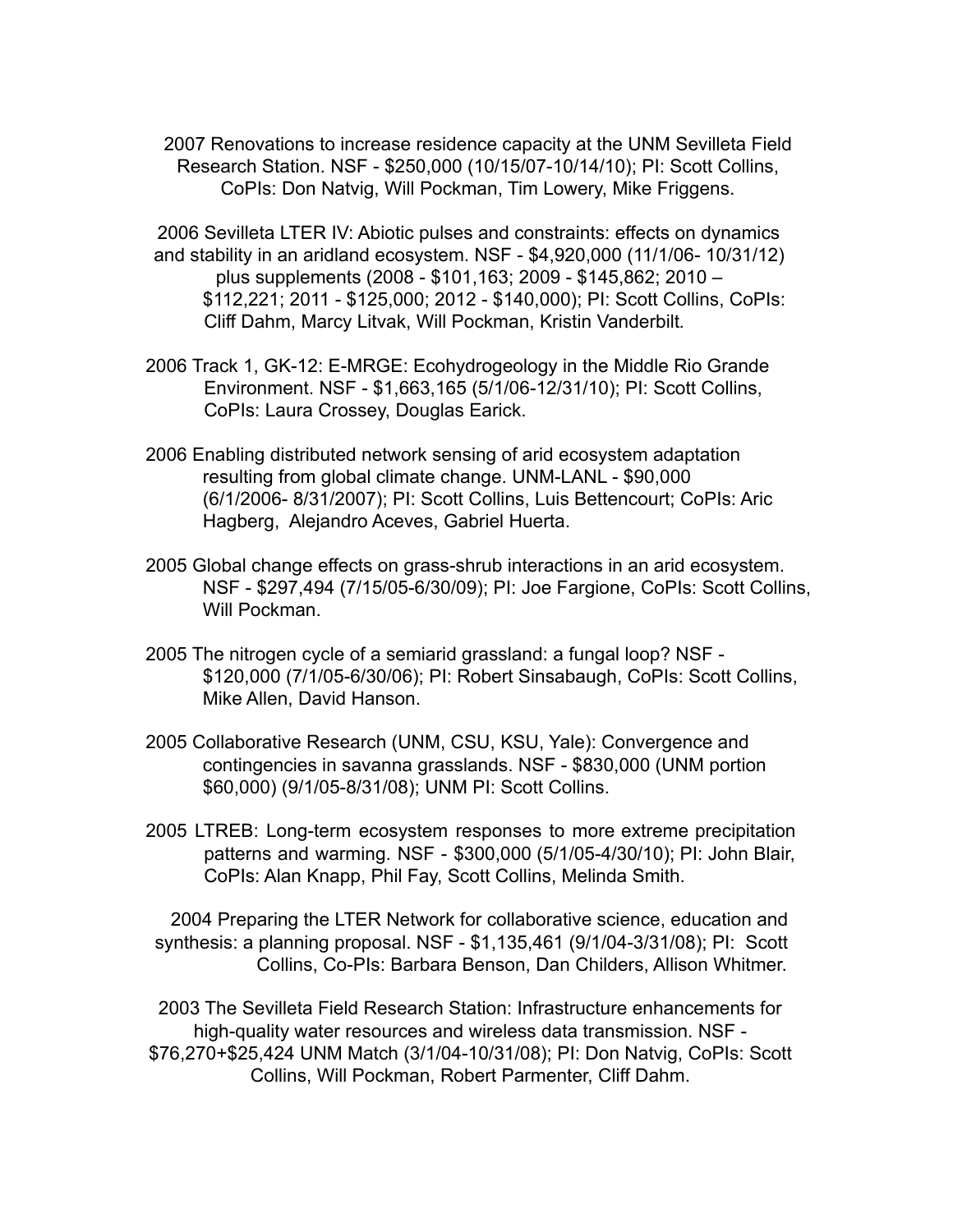2007 Renovations to increase residence capacity at the UNM Sevilleta Field Research Station. NSF - $250,000 (10/15/07-10/14/10); PI: Scott Collins, CoPIs: Don Natvig, Will Pockman, Tim Lowery, Mike Friggens.

2006 Sevilleta LTER IV: Abiotic pulses and constraints: effects on dynamics and stability in an aridland ecosystem. NSF - $4,920,000 (11/1/06- 10/31/12) plus supplements (2008 - $101,163; 2009 - $145,862; 2010 – $112,221; 2011 - $125,000; 2012 - $140,000); PI: Scott Collins, CoPIs: Cliff Dahm, Marcy Litvak, Will Pockman, Kristin Vanderbilt.

2006 Track 1, GK-12: E-MRGE: Ecohydrogeology in the Middle Rio Grande Environment. NSF - $1,663,165 (5/1/06-12/31/10); PI: Scott Collins, CoPIs: Laura Crossey, Douglas Earick.

2006 Enabling distributed network sensing of arid ecosystem adaptation resulting from global climate change. UNM-LANL - $90,000 (6/1/2006- 8/31/2007); PI: Scott Collins, Luis Bettencourt; CoPIs: Aric Hagberg, Alejandro Aceves, Gabriel Huerta.

2005 Global change effects on grass-shrub interactions in an arid ecosystem. NSF - $297,494 (7/15/05-6/30/09); PI: Joe Fargione, CoPIs: Scott Collins, Will Pockman.

2005 The nitrogen cycle of a semiarid grassland: a fungal loop? NSF - $120,000 (7/1/05-6/30/06); PI: Robert Sinsabaugh, CoPIs: Scott Collins, Mike Allen, David Hanson.

2005 Collaborative Research (UNM, CSU, KSU, Yale): Convergence and contingencies in savanna grasslands. NSF - $830,000 (UNM portion $60,000) (9/1/05-8/31/08); UNM PI: Scott Collins.

2005 LTREB: Long-term ecosystem responses to more extreme precipitation patterns and warming. NSF - $300,000 (5/1/05-4/30/10); PI: John Blair, CoPIs: Alan Knapp, Phil Fay, Scott Collins, Melinda Smith.

2004 Preparing the LTER Network for collaborative science, education and synthesis: a planning proposal. NSF - $1,135,461 (9/1/04-3/31/08); PI: Scott Collins, Co-PIs: Barbara Benson, Dan Childers, Allison Whitmer.

2003 The Sevilleta Field Research Station: Infrastructure enhancements for high-quality water resources and wireless data transmission. NSF - $76,270+$25,424 UNM Match (3/1/04-10/31/08); PI: Don Natvig, CoPIs: Scott Collins, Will Pockman, Robert Parmenter, Cliff Dahm.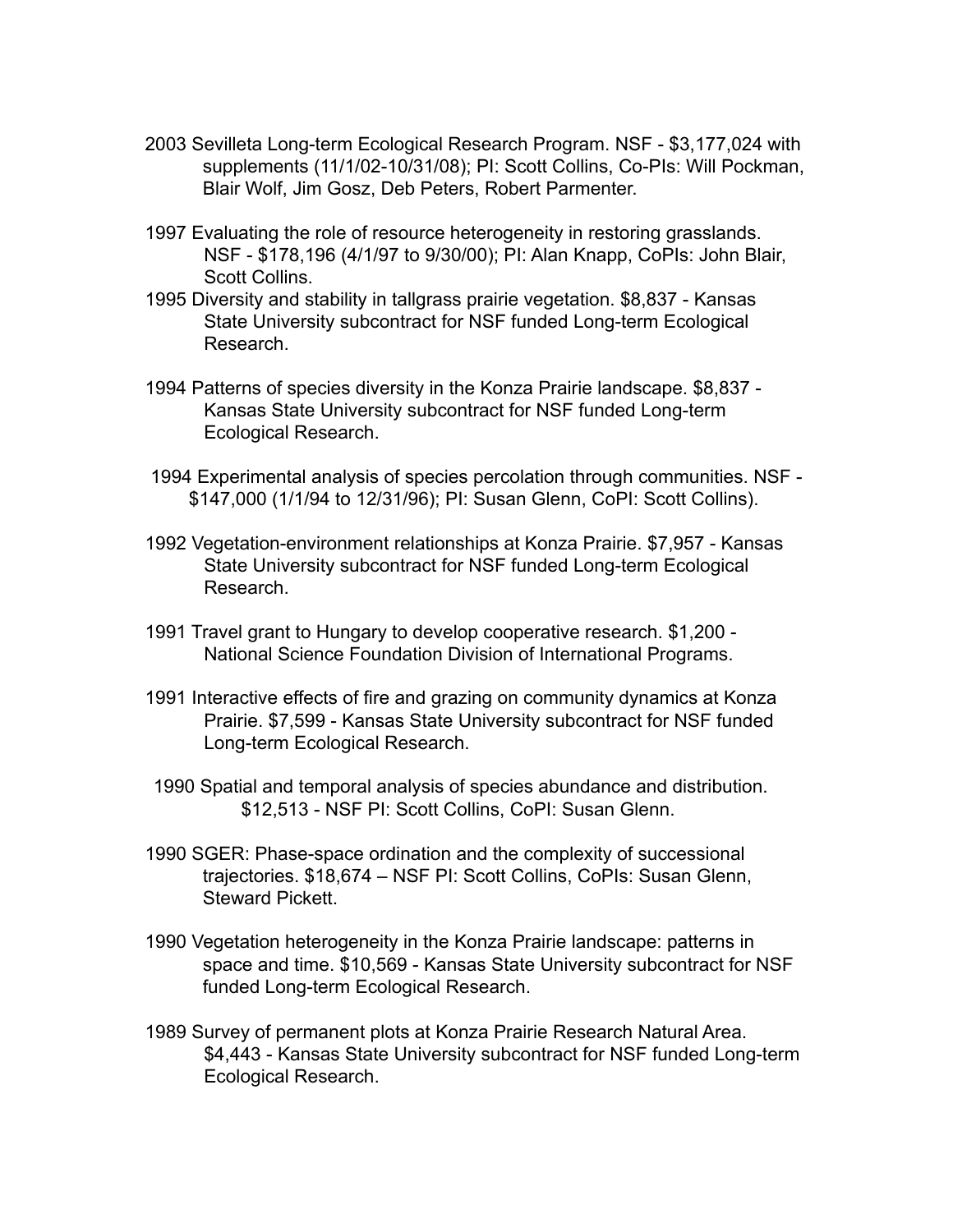2003 Sevilleta Long-term Ecological Research Program. NSF - $3,177,024 with supplements (11/1/02-10/31/08); PI: Scott Collins, Co-PIs: Will Pockman, Blair Wolf, Jim Gosz, Deb Peters, Robert Parmenter.

1997 Evaluating the role of resource heterogeneity in restoring grasslands. NSF - $178,196 (4/1/97 to 9/30/00); PI: Alan Knapp, CoPIs: John Blair, Scott Collins.

1995 Diversity and stability in tallgrass prairie vegetation. $8,837 - Kansas State University subcontract for NSF funded Long-term Ecological Research.

1994 Patterns of species diversity in the Konza Prairie landscape. $8,837 - Kansas State University subcontract for NSF funded Long-term Ecological Research.

1994 Experimental analysis of species percolation through communities. NSF - $147,000 (1/1/94 to 12/31/96); PI: Susan Glenn, CoPI: Scott Collins).

1992 Vegetation-environment relationships at Konza Prairie. $7,957 - Kansas State University subcontract for NSF funded Long-term Ecological Research.

1991 Travel grant to Hungary to develop cooperative research. $1,200 - National Science Foundation Division of International Programs.

1991 Interactive effects of fire and grazing on community dynamics at Konza Prairie. $7,599 - Kansas State University subcontract for NSF funded Long-term Ecological Research.

1990 Spatial and temporal analysis of species abundance and distribution. $12,513 - NSF PI: Scott Collins, CoPI: Susan Glenn.

1990 SGER: Phase-space ordination and the complexity of successional trajectories. $18,674 – NSF PI: Scott Collins, CoPIs: Susan Glenn, Steward Pickett.

1990 Vegetation heterogeneity in the Konza Prairie landscape: patterns in space and time. $10,569 - Kansas State University subcontract for NSF funded Long-term Ecological Research.

1989 Survey of permanent plots at Konza Prairie Research Natural Area. $4,443 - Kansas State University subcontract for NSF funded Long-term Ecological Research.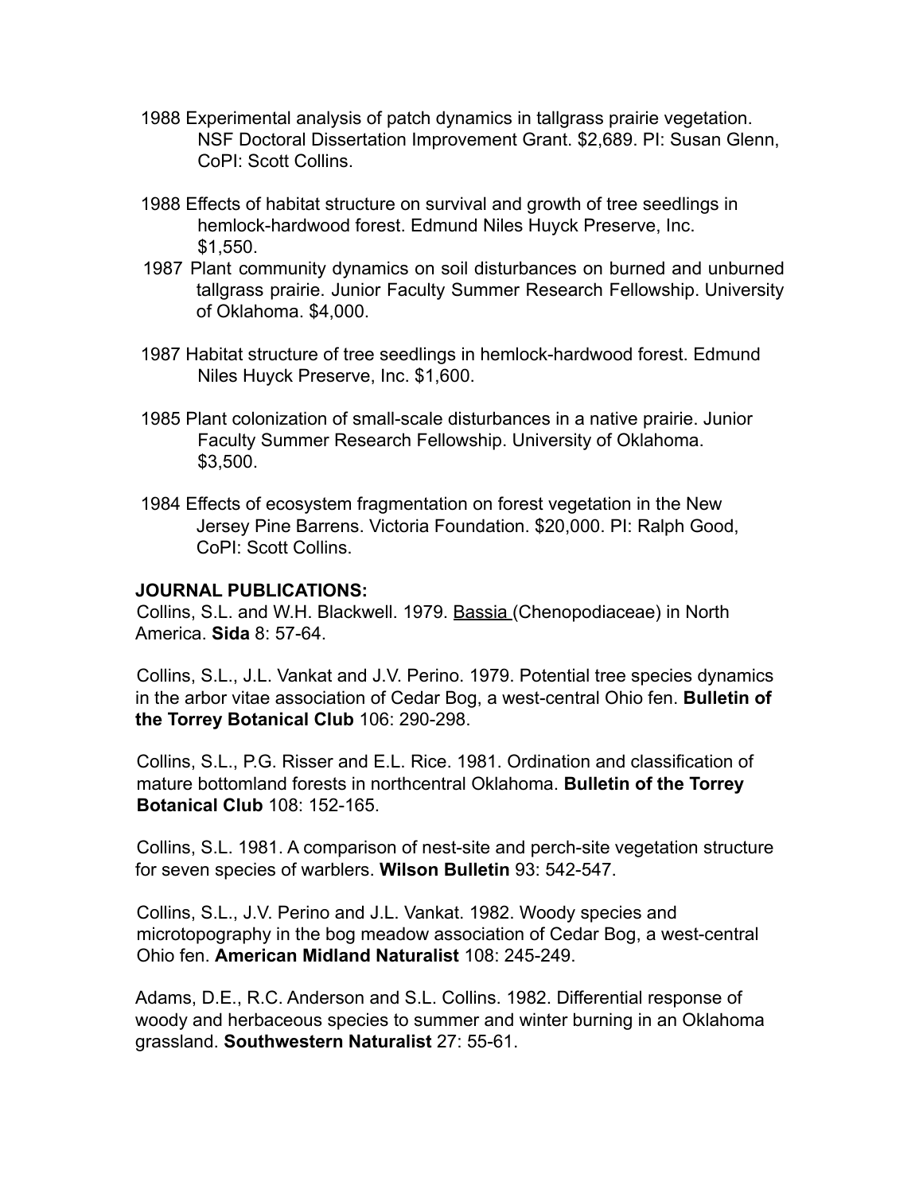1988 Experimental analysis of patch dynamics in tallgrass prairie vegetation. NSF Doctoral Dissertation Improvement Grant. $2,689. PI: Susan Glenn, CoPI: Scott Collins.

1988 Effects of habitat structure on survival and growth of tree seedlings in hemlock-hardwood forest. Edmund Niles Huyck Preserve, Inc. $1,550.

1987 Plant community dynamics on soil disturbances on burned and unburned tallgrass prairie. Junior Faculty Summer Research Fellowship. University of Oklahoma. $4,000.

1987 Habitat structure of tree seedlings in hemlock-hardwood forest. Edmund Niles Huyck Preserve, Inc. $1,600.

1985 Plant colonization of small-scale disturbances in a native prairie. Junior Faculty Summer Research Fellowship. University of Oklahoma. $3,500.

1984 Effects of ecosystem fragmentation on forest vegetation in the New Jersey Pine Barrens. Victoria Foundation. $20,000. PI: Ralph Good, CoPI: Scott Collins.

**JOURNAL PUBLICATIONS:**

Collins, S.L. and W.H. Blackwell. 1979. Bassia (Chenopodiaceae) in North America. **Sida** 8: 57-64.

Collins, S.L., J.L. Vankat and J.V. Perino. 1979. Potential tree species dynamics in the arbor vitae association of Cedar Bog, a west-central Ohio fen. **Bulletin of the Torrey Botanical Club** 106: 290-298.

Collins, S.L., P.G. Risser and E.L. Rice. 1981. Ordination and classification of mature bottomland forests in northcentral Oklahoma. **Bulletin of the Torrey Botanical Club** 108: 152-165.

Collins, S.L. 1981. A comparison of nest-site and perch-site vegetation structure for seven species of warblers. **Wilson Bulletin** 93: 542-547.

Collins, S.L., J.V. Perino and J.L. Vankat. 1982. Woody species and microtopography in the bog meadow association of Cedar Bog, a west-central Ohio fen. **American Midland Naturalist** 108: 245-249.

Adams, D.E., R.C. Anderson and S.L. Collins. 1982. Differential response of woody and herbaceous species to summer and winter burning in an Oklahoma grassland. **Southwestern Naturalist** 27: 55-61.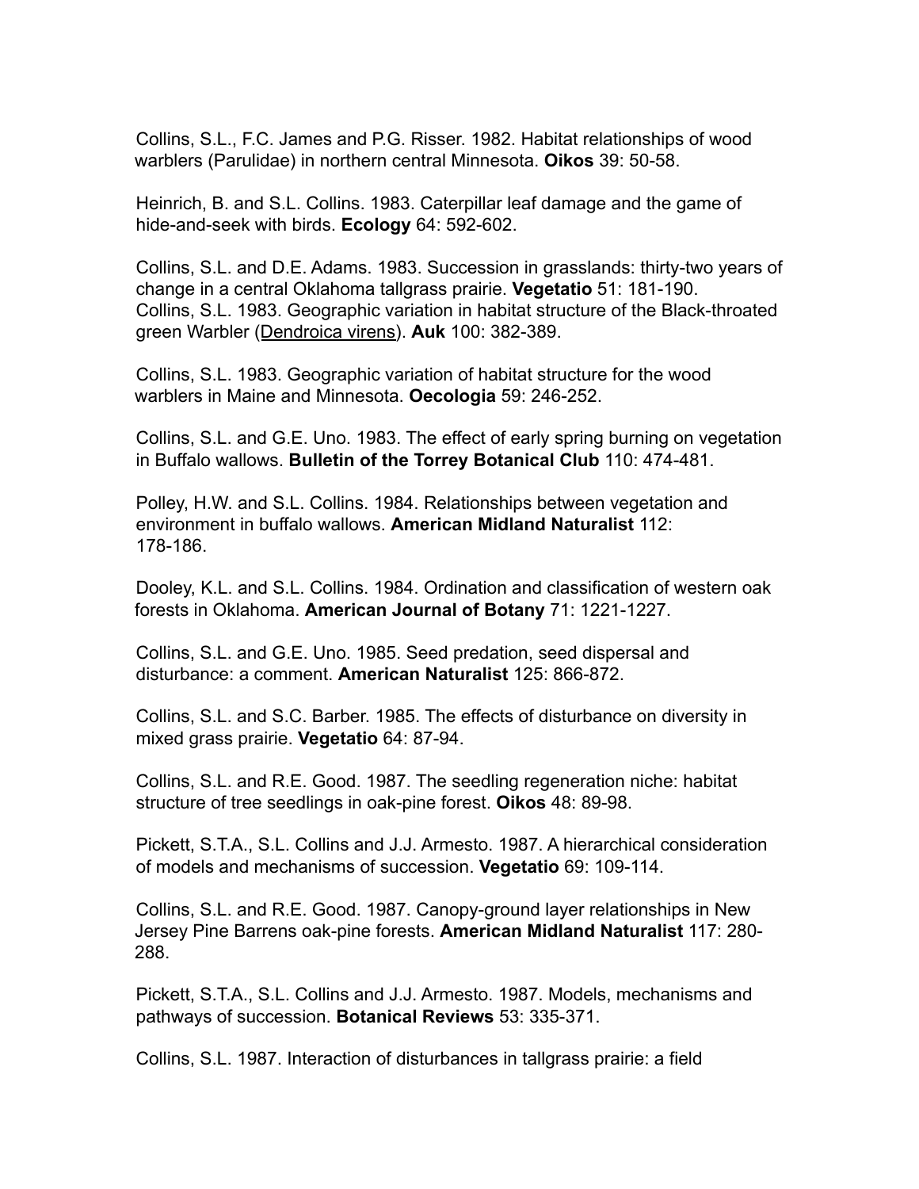Collins, S.L., F.C. James and P.G. Risser. 1982. Habitat relationships of wood warblers (Parulidae) in northern central Minnesota. **Oikos** 39: 50-58.

Heinrich, B. and S.L. Collins. 1983. Caterpillar leaf damage and the game of hide-and-seek with birds. **Ecology** 64: 592-602.

Collins, S.L. and D.E. Adams. 1983. Succession in grasslands: thirty-two years of change in a central Oklahoma tallgrass prairie. **Vegetatio** 51: 181-190.
Collins, S.L. 1983. Geographic variation in habitat structure of the Black-throated green Warbler (<u>Dendroica virens</u>). **Auk** 100: 382-389.

Collins, S.L. 1983. Geographic variation of habitat structure for the wood warblers in Maine and Minnesota. **Oecologia** 59: 246-252.

Collins, S.L. and G.E. Uno. 1983. The effect of early spring burning on vegetation in Buffalo wallows. **Bulletin of the Torrey Botanical Club** 110: 474-481.

Polley, H.W. and S.L. Collins. 1984. Relationships between vegetation and environment in buffalo wallows. **American Midland Naturalist** 112: 178-186.

Dooley, K.L. and S.L. Collins. 1984. Ordination and classification of western oak forests in Oklahoma. **American Journal of Botany** 71: 1221-1227.

Collins, S.L. and G.E. Uno. 1985. Seed predation, seed dispersal and disturbance: a comment. **American Naturalist** 125: 866-872.

Collins, S.L. and S.C. Barber. 1985. The effects of disturbance on diversity in mixed grass prairie. **Vegetatio** 64: 87-94.

Collins, S.L. and R.E. Good. 1987. The seedling regeneration niche: habitat structure of tree seedlings in oak-pine forest. **Oikos** 48: 89-98.

Pickett, S.T.A., S.L. Collins and J.J. Armesto. 1987. A hierarchical consideration of models and mechanisms of succession. **Vegetatio** 69: 109-114.

Collins, S.L. and R.E. Good. 1987. Canopy-ground layer relationships in New Jersey Pine Barrens oak-pine forests. **American Midland Naturalist** 117: 280-288.

Pickett, S.T.A., S.L. Collins and J.J. Armesto. 1987. Models, mechanisms and pathways of succession. **Botanical Reviews** 53: 335-371.

Collins, S.L. 1987. Interaction of disturbances in tallgrass prairie: a field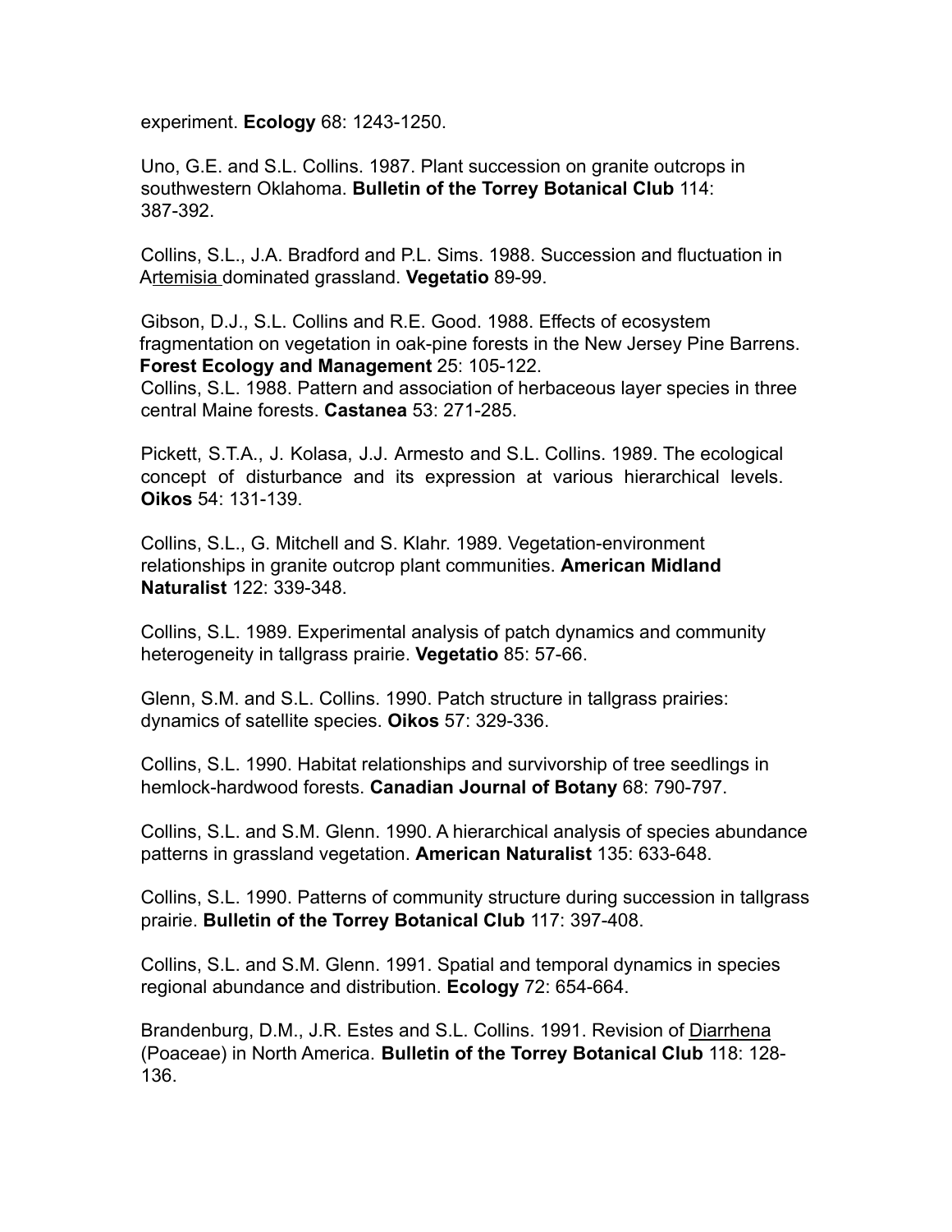experiment. **Ecology** 68: 1243-1250.

Uno, G.E. and S.L. Collins. 1987. Plant succession on granite outcrops in southwestern Oklahoma. **Bulletin of the Torrey Botanical Club** 114: 387-392.

Collins, S.L., J.A. Bradford and P.L. Sims. 1988. Succession and fluctuation in *Artemisia* dominated grassland. **Vegetatio** 89-99.

Gibson, D.J., S.L. Collins and R.E. Good. 1988. Effects of ecosystem fragmentation on vegetation in oak-pine forests in the New Jersey Pine Barrens. **Forest Ecology and Management** 25: 105-122.

Collins, S.L. 1988. Pattern and association of herbaceous layer species in three central Maine forests. **Castanea** 53: 271-285.

Pickett, S.T.A., J. Kolasa, J.J. Armesto and S.L. Collins. 1989. The ecological concept of disturbance and its expression at various hierarchical levels. **Oikos** 54: 131-139.

Collins, S.L., G. Mitchell and S. Klahr. 1989. Vegetation-environment relationships in granite outcrop plant communities. **American Midland Naturalist** 122: 339-348.

Collins, S.L. 1989. Experimental analysis of patch dynamics and community heterogeneity in tallgrass prairie. **Vegetatio** 85: 57-66.

Glenn, S.M. and S.L. Collins. 1990. Patch structure in tallgrass prairies: dynamics of satellite species. **Oikos** 57: 329-336.

Collins, S.L. 1990. Habitat relationships and survivorship of tree seedlings in hemlock-hardwood forests. **Canadian Journal of Botany** 68: 790-797.

Collins, S.L. and S.M. Glenn. 1990. A hierarchical analysis of species abundance patterns in grassland vegetation. **American Naturalist** 135: 633-648.

Collins, S.L. 1990. Patterns of community structure during succession in tallgrass prairie. **Bulletin of the Torrey Botanical Club** 117: 397-408.

Collins, S.L. and S.M. Glenn. 1991. Spatial and temporal dynamics in species regional abundance and distribution. **Ecology** 72: 654-664.

Brandenburg, D.M., J.R. Estes and S.L. Collins. 1991. Revision of *Diarrhena* (Poaceae) in North America. **Bulletin of the Torrey Botanical Club** 118: 128-136.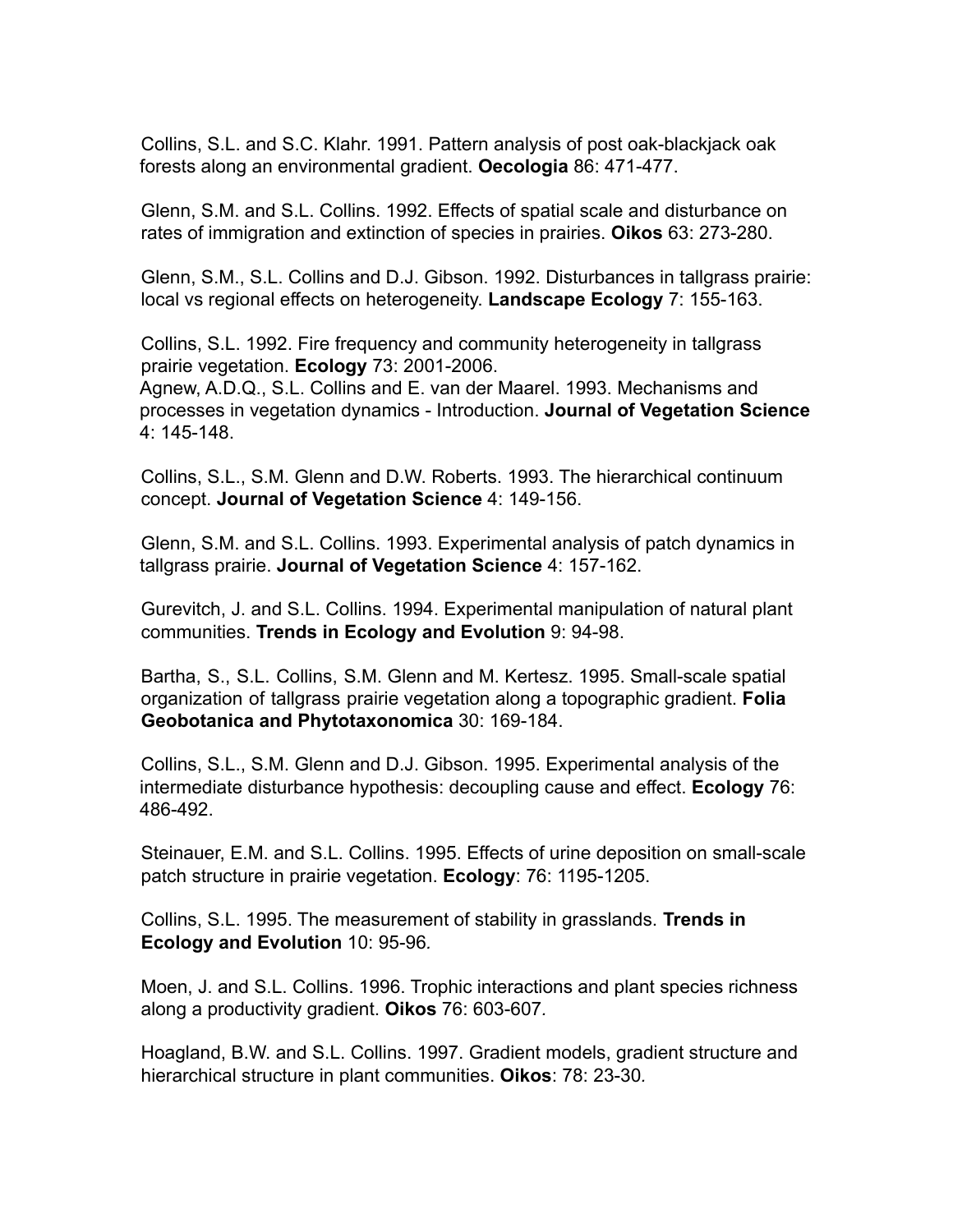Collins, S.L. and S.C. Klahr. 1991. Pattern analysis of post oak-blackjack oak forests along an environmental gradient. **Oecologia** 86: 471-477.

Glenn, S.M. and S.L. Collins. 1992. Effects of spatial scale and disturbance on rates of immigration and extinction of species in prairies. **Oikos** 63: 273-280.

Glenn, S.M., S.L. Collins and D.J. Gibson. 1992. Disturbances in tallgrass prairie: local vs regional effects on heterogeneity. **Landscape Ecology** 7: 155-163.

Collins, S.L. 1992. Fire frequency and community heterogeneity in tallgrass prairie vegetation. **Ecology** 73: 2001-2006.

Agnew, A.D.Q., S.L. Collins and E. van der Maarel. 1993. Mechanisms and processes in vegetation dynamics - Introduction. **Journal of Vegetation Science** 4: 145-148.

Collins, S.L., S.M. Glenn and D.W. Roberts. 1993. The hierarchical continuum concept. **Journal of Vegetation Science** 4: 149-156.

Glenn, S.M. and S.L. Collins. 1993. Experimental analysis of patch dynamics in tallgrass prairie. **Journal of Vegetation Science** 4: 157-162.

Gurevitch, J. and S.L. Collins. 1994. Experimental manipulation of natural plant communities. **Trends in Ecology and Evolution** 9: 94-98.

Bartha, S., S.L. Collins, S.M. Glenn and M. Kertesz. 1995. Small-scale spatial organization of tallgrass prairie vegetation along a topographic gradient. **Folia Geobotanica and Phytotaxonomica** 30: 169-184.

Collins, S.L., S.M. Glenn and D.J. Gibson. 1995. Experimental analysis of the intermediate disturbance hypothesis: decoupling cause and effect. **Ecology** 76: 486-492.

Steinauer, E.M. and S.L. Collins. 1995. Effects of urine deposition on small-scale patch structure in prairie vegetation. **Ecology**: 76: 1195-1205.

Collins, S.L. 1995. The measurement of stability in grasslands. **Trends in Ecology and Evolution** 10: 95-96.

Moen, J. and S.L. Collins. 1996. Trophic interactions and plant species richness along a productivity gradient. **Oikos** 76: 603-607.

Hoagland, B.W. and S.L. Collins. 1997. Gradient models, gradient structure and hierarchical structure in plant communities. **Oikos**: 78: 23-30.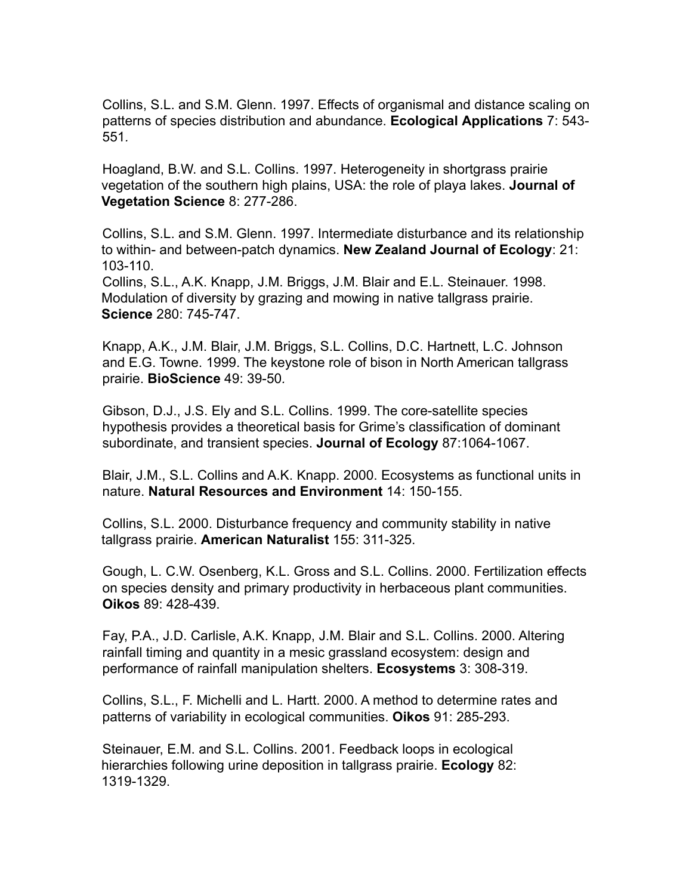Collins, S.L. and S.M. Glenn. 1997. Effects of organismal and distance scaling on patterns of species distribution and abundance. **Ecological Applications** 7: 543-551.

Hoagland, B.W. and S.L. Collins. 1997. Heterogeneity in shortgrass prairie vegetation of the southern high plains, USA: the role of playa lakes. **Journal of Vegetation Science** 8: 277-286.

Collins, S.L. and S.M. Glenn. 1997. Intermediate disturbance and its relationship to within- and between-patch dynamics. **New Zealand Journal of Ecology**: 21: 103-110.

Collins, S.L., A.K. Knapp, J.M. Briggs, J.M. Blair and E.L. Steinauer. 1998. Modulation of diversity by grazing and mowing in native tallgrass prairie. **Science** 280: 745-747.

Knapp, A.K., J.M. Blair, J.M. Briggs, S.L. Collins, D.C. Hartnett, L.C. Johnson and E.G. Towne. 1999. The keystone role of bison in North American tallgrass prairie. **BioScience** 49: 39-50.

Gibson, D.J., J.S. Ely and S.L. Collins. 1999. The core-satellite species hypothesis provides a theoretical basis for Grime's classification of dominant subordinate, and transient species. **Journal of Ecology** 87:1064-1067.

Blair, J.M., S.L. Collins and A.K. Knapp. 2000. Ecosystems as functional units in nature. **Natural Resources and Environment** 14: 150-155.

Collins, S.L. 2000. Disturbance frequency and community stability in native tallgrass prairie. **American Naturalist** 155: 311-325.

Gough, L. C.W. Osenberg, K.L. Gross and S.L. Collins. 2000. Fertilization effects on species density and primary productivity in herbaceous plant communities. **Oikos** 89: 428-439.

Fay, P.A., J.D. Carlisle, A.K. Knapp, J.M. Blair and S.L. Collins. 2000. Altering rainfall timing and quantity in a mesic grassland ecosystem: design and performance of rainfall manipulation shelters. **Ecosystems** 3: 308-319.

Collins, S.L., F. Michelli and L. Hartt. 2000. A method to determine rates and patterns of variability in ecological communities. **Oikos** 91: 285-293.

Steinauer, E.M. and S.L. Collins. 2001. Feedback loops in ecological hierarchies following urine deposition in tallgrass prairie. **Ecology** 82: 1319-1329.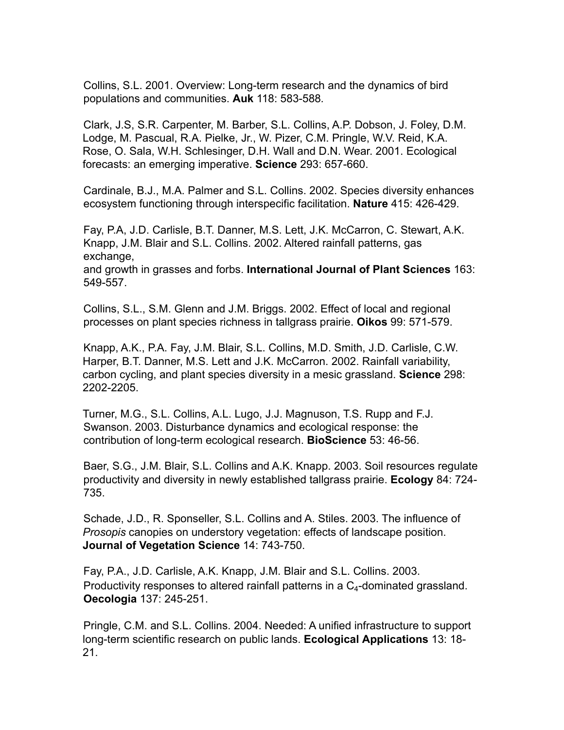Collins, S.L. 2001. Overview: Long-term research and the dynamics of bird populations and communities. **Auk** 118: 583-588.

Clark, J.S, S.R. Carpenter, M. Barber, S.L. Collins, A.P. Dobson, J. Foley, D.M. Lodge, M. Pascual, R.A. Pielke, Jr., W. Pizer, C.M. Pringle, W.V. Reid, K.A. Rose, O. Sala, W.H. Schlesinger, D.H. Wall and D.N. Wear. 2001. Ecological forecasts: an emerging imperative. **Science** 293: 657-660.

Cardinale, B.J., M.A. Palmer and S.L. Collins. 2002. Species diversity enhances ecosystem functioning through interspecific facilitation. **Nature** 415: 426-429.

Fay, P.A, J.D. Carlisle, B.T. Danner, M.S. Lett, J.K. McCarron, C. Stewart, A.K. Knapp, J.M. Blair and S.L. Collins. 2002. Altered rainfall patterns, gas exchange,
and growth in grasses and forbs. **International Journal of Plant Sciences** 163: 549-557.

Collins, S.L., S.M. Glenn and J.M. Briggs. 2002. Effect of local and regional processes on plant species richness in tallgrass prairie. **Oikos** 99: 571-579.

Knapp, A.K., P.A. Fay, J.M. Blair, S.L. Collins, M.D. Smith, J.D. Carlisle, C.W. Harper, B.T. Danner, M.S. Lett and J.K. McCarron. 2002. Rainfall variability, carbon cycling, and plant species diversity in a mesic grassland. **Science** 298: 2202-2205.

Turner, M.G., S.L. Collins, A.L. Lugo, J.J. Magnuson, T.S. Rupp and F.J. Swanson. 2003. Disturbance dynamics and ecological response: the contribution of long-term ecological research. **BioScience** 53: 46-56.

Baer, S.G., J.M. Blair, S.L. Collins and A.K. Knapp. 2003. Soil resources regulate productivity and diversity in newly established tallgrass prairie. **Ecology** 84: 724-735.

Schade, J.D., R. Sponseller, S.L. Collins and A. Stiles. 2003. The influence of *Prosopis* canopies on understory vegetation: effects of landscape position. **Journal of Vegetation Science** 14: 743-750.

Fay, P.A., J.D. Carlisle, A.K. Knapp, J.M. Blair and S.L. Collins. 2003. Productivity responses to altered rainfall patterns in a $C_4$-dominated grassland. **Oecologia** 137: 245-251.

Pringle, C.M. and S.L. Collins. 2004. Needed: A unified infrastructure to support long-term scientific research on public lands. **Ecological Applications** 13: 18-21.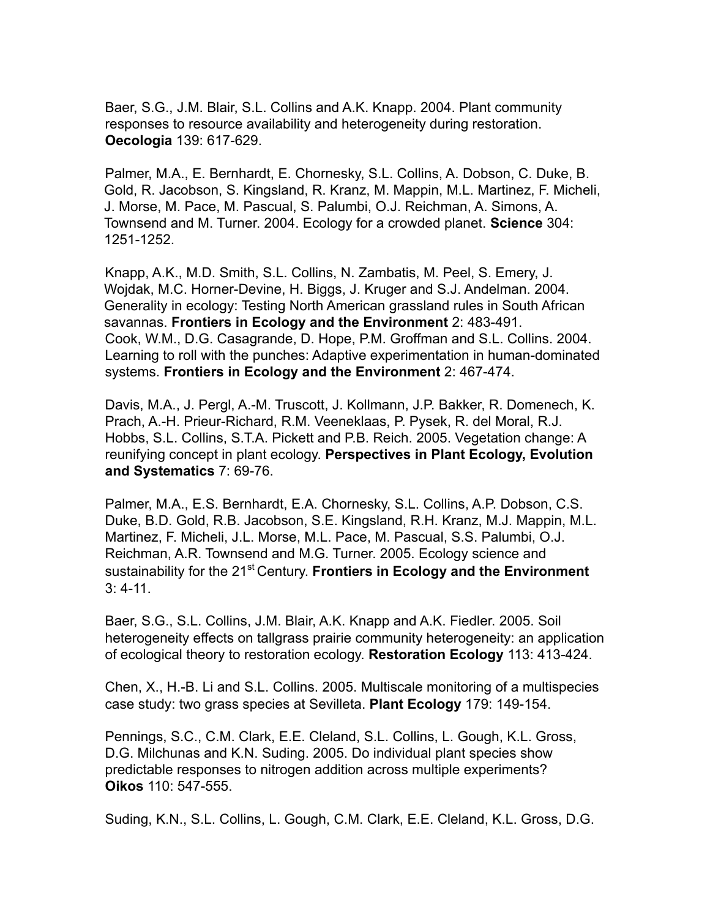Baer, S.G., J.M. Blair, S.L. Collins and A.K. Knapp. 2004. Plant community responses to resource availability and heterogeneity during restoration. **Oecologia** 139: 617-629.

Palmer, M.A., E. Bernhardt, E. Chornesky, S.L. Collins, A. Dobson, C. Duke, B. Gold, R. Jacobson, S. Kingsland, R. Kranz, M. Mappin, M.L. Martinez, F. Micheli, J. Morse, M. Pace, M. Pascual, S. Palumbi, O.J. Reichman, A. Simons, A. Townsend and M. Turner. 2004. Ecology for a crowded planet. **Science** 304: 1251-1252.

Knapp, A.K., M.D. Smith, S.L. Collins, N. Zambatis, M. Peel, S. Emery, J. Wojdak, M.C. Horner-Devine, H. Biggs, J. Kruger and S.J. Andelman. 2004. Generality in ecology: Testing North American grassland rules in South African savannas. **Frontiers in Ecology and the Environment** 2: 483-491.
Cook, W.M., D.G. Casagrande, D. Hope, P.M. Groffman and S.L. Collins. 2004. Learning to roll with the punches: Adaptive experimentation in human-dominated systems. **Frontiers in Ecology and the Environment** 2: 467-474.

Davis, M.A., J. Pergl, A.-M. Truscott, J. Kollmann, J.P. Bakker, R. Domenech, K. Prach, A.-H. Prieur-Richard, R.M. Veeneklaas, P. Pysek, R. del Moral, R.J. Hobbs, S.L. Collins, S.T.A. Pickett and P.B. Reich. 2005. Vegetation change: A reunifying concept in plant ecology. **Perspectives in Plant Ecology, Evolution and Systematics** 7: 69-76.

Palmer, M.A., E.S. Bernhardt, E.A. Chornesky, S.L. Collins, A.P. Dobson, C.S. Duke, B.D. Gold, R.B. Jacobson, S.E. Kingsland, R.H. Kranz, M.J. Mappin, M.L. Martinez, F. Micheli, J.L. Morse, M.L. Pace, M. Pascual, S.S. Palumbi, O.J. Reichman, A.R. Townsend and M.G. Turner. 2005. Ecology science and sustainability for the 21st Century. **Frontiers in Ecology and the Environment** 3: 4-11.

Baer, S.G., S.L. Collins, J.M. Blair, A.K. Knapp and A.K. Fiedler. 2005. Soil heterogeneity effects on tallgrass prairie community heterogeneity: an application of ecological theory to restoration ecology. **Restoration Ecology** 113: 413-424.

Chen, X., H.-B. Li and S.L. Collins. 2005. Multiscale monitoring of a multispecies case study: two grass species at Sevilleta. **Plant Ecology** 179: 149-154.

Pennings, S.C., C.M. Clark, E.E. Cleland, S.L. Collins, L. Gough, K.L. Gross, D.G. Milchunas and K.N. Suding. 2005. Do individual plant species show predictable responses to nitrogen addition across multiple experiments? **Oikos** 110: 547-555.

Suding, K.N., S.L. Collins, L. Gough, C.M. Clark, E.E. Cleland, K.L. Gross, D.G.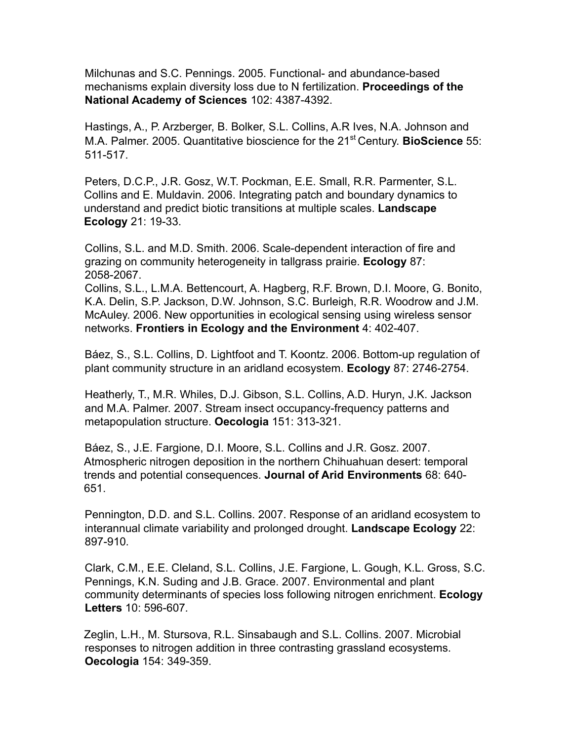Milchunas and S.C. Pennings. 2005. Functional- and abundance-based mechanisms explain diversity loss due to N fertilization. **Proceedings of the National Academy of Sciences** 102: 4387-4392.

Hastings, A., P. Arzberger, B. Bolker, S.L. Collins, A.R Ives, N.A. Johnson and M.A. Palmer. 2005. Quantitative bioscience for the 21st Century. **BioScience** 55: 511-517.

Peters, D.C.P., J.R. Gosz, W.T. Pockman, E.E. Small, R.R. Parmenter, S.L. Collins and E. Muldavin. 2006. Integrating patch and boundary dynamics to understand and predict biotic transitions at multiple scales. **Landscape Ecology** 21: 19-33.

Collins, S.L. and M.D. Smith. 2006. Scale-dependent interaction of fire and grazing on community heterogeneity in tallgrass prairie. **Ecology** 87: 2058-2067.

Collins, S.L., L.M.A. Bettencourt, A. Hagberg, R.F. Brown, D.I. Moore, G. Bonito, K.A. Delin, S.P. Jackson, D.W. Johnson, S.C. Burleigh, R.R. Woodrow and J.M. McAuley. 2006. New opportunities in ecological sensing using wireless sensor networks. **Frontiers in Ecology and the Environment** 4: 402-407.

Báez, S., S.L. Collins, D. Lightfoot and T. Koontz. 2006. Bottom-up regulation of plant community structure in an aridland ecosystem. **Ecology** 87: 2746-2754.

Heatherly, T., M.R. Whiles, D.J. Gibson, S.L. Collins, A.D. Huryn, J.K. Jackson and M.A. Palmer. 2007. Stream insect occupancy-frequency patterns and metapopulation structure. **Oecologia** 151: 313-321.

Báez, S., J.E. Fargione, D.I. Moore, S.L. Collins and J.R. Gosz. 2007. Atmospheric nitrogen deposition in the northern Chihuahuan desert: temporal trends and potential consequences. **Journal of Arid Environments** 68: 640-651.

Pennington, D.D. and S.L. Collins. 2007. Response of an aridland ecosystem to interannual climate variability and prolonged drought. **Landscape Ecology** 22: 897-910.

Clark, C.M., E.E. Cleland, S.L. Collins, J.E. Fargione, L. Gough, K.L. Gross, S.C. Pennings, K.N. Suding and J.B. Grace. 2007. Environmental and plant community determinants of species loss following nitrogen enrichment. **Ecology Letters** 10: 596-607.

Zeglin, L.H., M. Stursova, R.L. Sinsabaugh and S.L. Collins. 2007. Microbial responses to nitrogen addition in three contrasting grassland ecosystems. **Oecologia** 154: 349-359.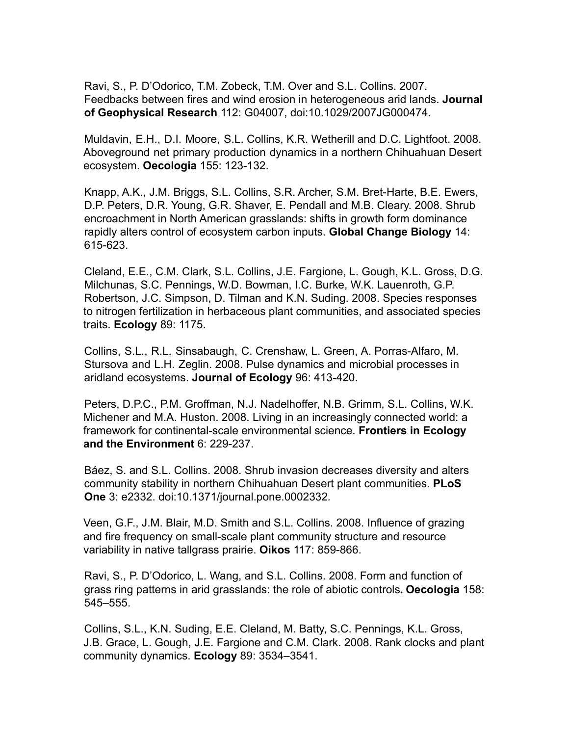Ravi, S., P. D'Odorico, T.M. Zobeck, T.M. Over and S.L. Collins. 2007. Feedbacks between fires and wind erosion in heterogeneous arid lands. **Journal of Geophysical Research** 112: G04007, doi:10.1029/2007JG000474.

Muldavin, E.H., D.I. Moore, S.L. Collins, K.R. Wetherill and D.C. Lightfoot. 2008. Aboveground net primary production dynamics in a northern Chihuahuan Desert ecosystem. **Oecologia** 155: 123-132.

Knapp, A.K., J.M. Briggs, S.L. Collins, S.R. Archer, S.M. Bret-Harte, B.E. Ewers, D.P. Peters, D.R. Young, G.R. Shaver, E. Pendall and M.B. Cleary. 2008. Shrub encroachment in North American grasslands: shifts in growth form dominance rapidly alters control of ecosystem carbon inputs. **Global Change Biology** 14: 615-623.

Cleland, E.E., C.M. Clark, S.L. Collins, J.E. Fargione, L. Gough, K.L. Gross, D.G. Milchunas, S.C. Pennings, W.D. Bowman, I.C. Burke, W.K. Lauenroth, G.P. Robertson, J.C. Simpson, D. Tilman and K.N. Suding. 2008. Species responses to nitrogen fertilization in herbaceous plant communities, and associated species traits. **Ecology** 89: 1175.

Collins, S.L., R.L. Sinsabaugh, C. Crenshaw, L. Green, A. Porras-Alfaro, M. Stursova and L.H. Zeglin. 2008. Pulse dynamics and microbial processes in aridland ecosystems. **Journal of Ecology** 96: 413-420.

Peters, D.P.C., P.M. Groffman, N.J. Nadelhoffer, N.B. Grimm, S.L. Collins, W.K. Michener and M.A. Huston. 2008. Living in an increasingly connected world: a framework for continental-scale environmental science. **Frontiers in Ecology and the Environment** 6: 229-237.

Báez, S. and S.L. Collins. 2008. Shrub invasion decreases diversity and alters community stability in northern Chihuahuan Desert plant communities. **PLoS One** 3: e2332. doi:10.1371/journal.pone.0002332.

Veen, G.F., J.M. Blair, M.D. Smith and S.L. Collins. 2008. Influence of grazing and fire frequency on small-scale plant community structure and resource variability in native tallgrass prairie. **Oikos** 117: 859-866.

Ravi, S., P. D'Odorico, L. Wang, and S.L. Collins. 2008. Form and function of grass ring patterns in arid grasslands: the role of abiotic controls**. Oecologia** 158: 545–555.

Collins, S.L., K.N. Suding, E.E. Cleland, M. Batty, S.C. Pennings, K.L. Gross, J.B. Grace, L. Gough, J.E. Fargione and C.M. Clark. 2008. Rank clocks and plant community dynamics. **Ecology** 89: 3534–3541.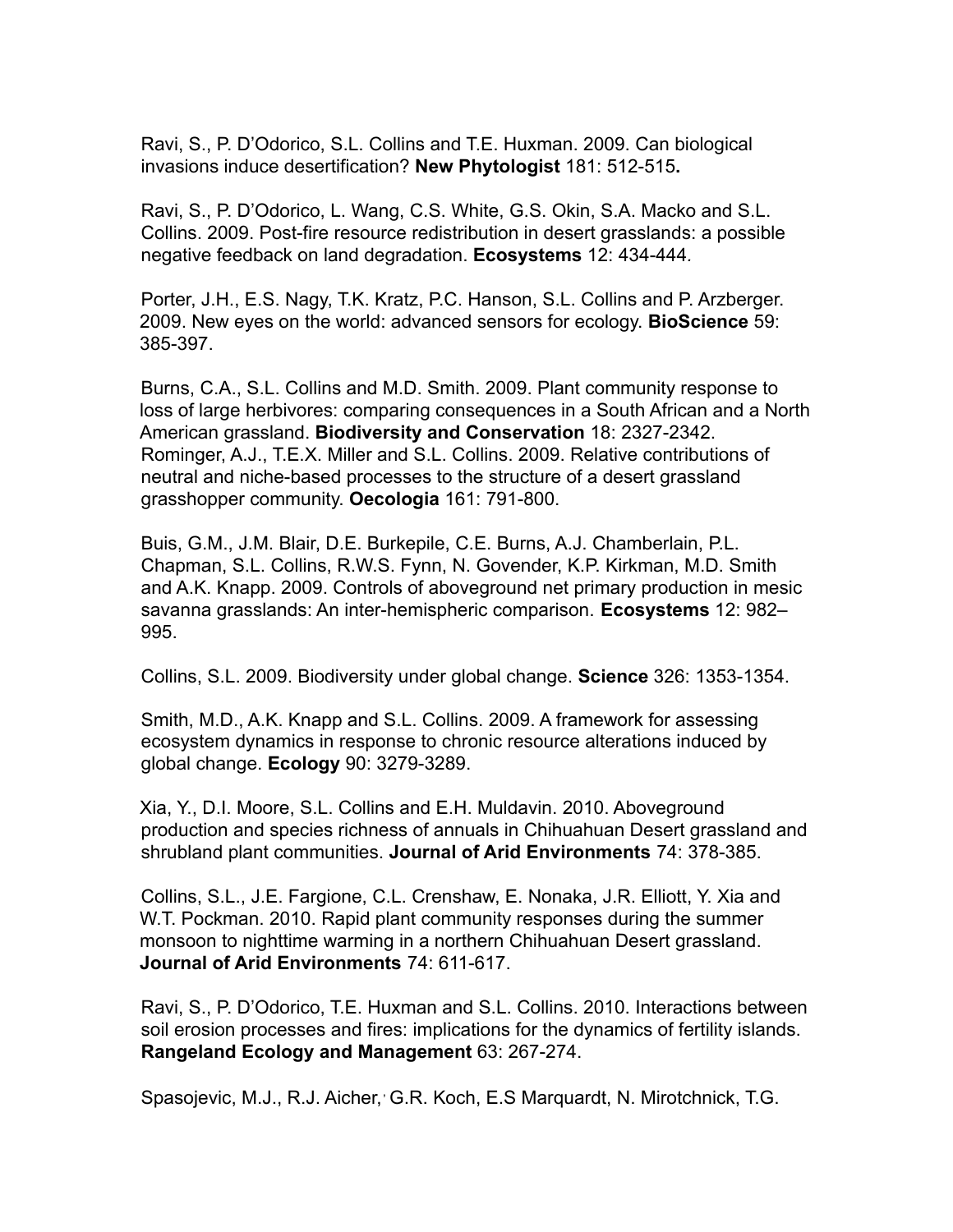Ravi, S., P. D'Odorico, S.L. Collins and T.E. Huxman. 2009. Can biological invasions induce desertification? **New Phytologist** 181: 512-515**.**

Ravi, S., P. D'Odorico, L. Wang, C.S. White, G.S. Okin, S.A. Macko and S.L. Collins. 2009. Post-fire resource redistribution in desert grasslands: a possible negative feedback on land degradation. **Ecosystems** 12: 434-444.

Porter, J.H., E.S. Nagy, T.K. Kratz, P.C. Hanson, S.L. Collins and P. Arzberger. 2009. New eyes on the world: advanced sensors for ecology. **BioScience** 59: 385-397.

Burns, C.A., S.L. Collins and M.D. Smith. 2009. Plant community response to loss of large herbivores: comparing consequences in a South African and a North American grassland. **Biodiversity and Conservation** 18: 2327-2342.

Rominger, A.J., T.E.X. Miller and S.L. Collins. 2009. Relative contributions of neutral and niche-based processes to the structure of a desert grassland grasshopper community. **Oecologia** 161: 791-800.

Buis, G.M., J.M. Blair, D.E. Burkepile, C.E. Burns, A.J. Chamberlain, P.L. Chapman, S.L. Collins, R.W.S. Fynn, N. Govender, K.P. Kirkman, M.D. Smith and A.K. Knapp. 2009. Controls of aboveground net primary production in mesic savanna grasslands: An inter-hemispheric comparison. **Ecosystems** 12: 982–995.

Collins, S.L. 2009. Biodiversity under global change. **Science** 326: 1353-1354.

Smith, M.D., A.K. Knapp and S.L. Collins. 2009. A framework for assessing ecosystem dynamics in response to chronic resource alterations induced by global change. **Ecology** 90: 3279-3289.

Xia, Y., D.I. Moore, S.L. Collins and E.H. Muldavin. 2010. Aboveground production and species richness of annuals in Chihuahuan Desert grassland and shrubland plant communities. **Journal of Arid Environments** 74: 378-385.

Collins, S.L., J.E. Fargione, C.L. Crenshaw, E. Nonaka, J.R. Elliott, Y. Xia and W.T. Pockman. 2010. Rapid plant community responses during the summer monsoon to nighttime warming in a northern Chihuahuan Desert grassland. **Journal of Arid Environments** 74: 611-617.

Ravi, S., P. D'Odorico, T.E. Huxman and S.L. Collins. 2010. Interactions between soil erosion processes and fires: implications for the dynamics of fertility islands. **Rangeland Ecology and Management** 63: 267-274.

Spasojevic, M.J., R.J. Aicher, G.R. Koch, E.S Marquardt, N. Mirotchnick, T.G.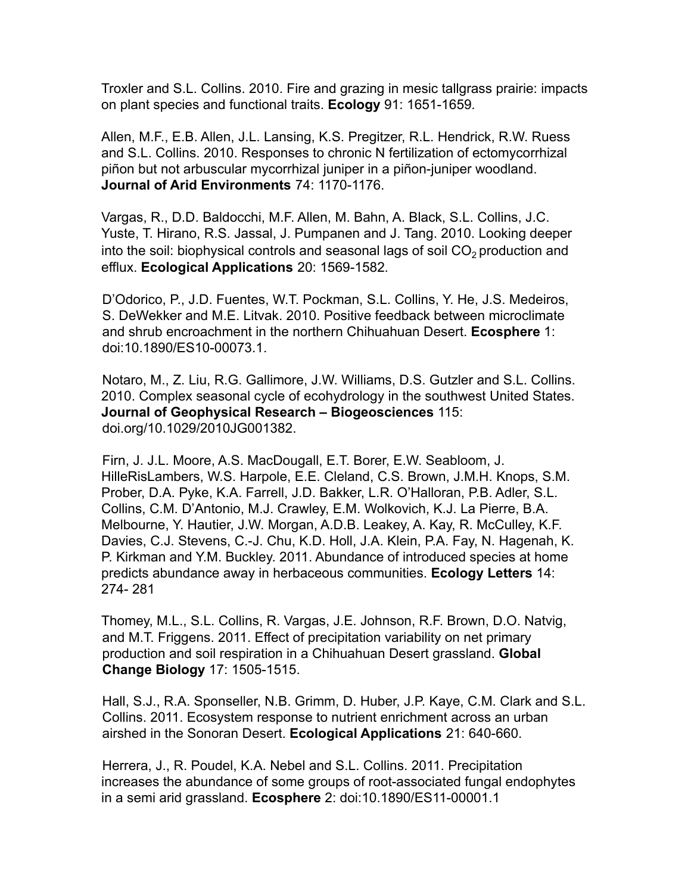Troxler and S.L. Collins. 2010. Fire and grazing in mesic tallgrass prairie: impacts on plant species and functional traits. **Ecology** 91: 1651-1659.

Allen, M.F., E.B. Allen, J.L. Lansing, K.S. Pregitzer, R.L. Hendrick, R.W. Ruess and S.L. Collins. 2010. Responses to chronic N fertilization of ectomycorrhizal piñon but not arbuscular mycorrhizal juniper in a piñon-juniper woodland. **Journal of Arid Environments** 74: 1170-1176.

Vargas, R., D.D. Baldocchi, M.F. Allen, M. Bahn, A. Black, S.L. Collins, J.C. Yuste, T. Hirano, R.S. Jassal, J. Pumpanen and J. Tang. 2010. Looking deeper into the soil: biophysical controls and seasonal lags of soil $CO_2$ production and efflux. **Ecological Applications** 20: 1569-1582.

D'Odorico, P., J.D. Fuentes, W.T. Pockman, S.L. Collins, Y. He, J.S. Medeiros, S. DeWekker and M.E. Litvak. 2010. Positive feedback between microclimate and shrub encroachment in the northern Chihuahuan Desert. **Ecosphere** 1: doi:10.1890/ES10-00073.1.

Notaro, M., Z. Liu, R.G. Gallimore, J.W. Williams, D.S. Gutzler and S.L. Collins. 2010. Complex seasonal cycle of ecohydrology in the southwest United States. **Journal of Geophysical Research – Biogeosciences** 115: doi.org/10.1029/2010JG001382.

Firn, J. J.L. Moore, A.S. MacDougall, E.T. Borer, E.W. Seabloom, J. HilleRisLambers, W.S. Harpole, E.E. Cleland, C.S. Brown, J.M.H. Knops, S.M. Prober, D.A. Pyke, K.A. Farrell, J.D. Bakker, L.R. O'Halloran, P.B. Adler, S.L. Collins, C.M. D'Antonio, M.J. Crawley, E.M. Wolkovich, K.J. La Pierre, B.A. Melbourne, Y. Hautier, J.W. Morgan, A.D.B. Leakey, A. Kay, R. McCulley, K.F. Davies, C.J. Stevens, C.-J. Chu, K.D. Holl, J.A. Klein, P.A. Fay, N. Hagenah, K. P. Kirkman and Y.M. Buckley. 2011. Abundance of introduced species at home predicts abundance away in herbaceous communities. **Ecology Letters** 14: 274- 281

Thomey, M.L., S.L. Collins, R. Vargas, J.E. Johnson, R.F. Brown, D.O. Natvig, and M.T. Friggens. 2011. Effect of precipitation variability on net primary production and soil respiration in a Chihuahuan Desert grassland. **Global Change Biology** 17: 1505-1515.

Hall, S.J., R.A. Sponseller, N.B. Grimm, D. Huber, J.P. Kaye, C.M. Clark and S.L. Collins. 2011. Ecosystem response to nutrient enrichment across an urban airshed in the Sonoran Desert. **Ecological Applications** 21: 640-660.

Herrera, J., R. Poudel, K.A. Nebel and S.L. Collins. 2011. Precipitation increases the abundance of some groups of root-associated fungal endophytes in a semi arid grassland. **Ecosphere** 2: doi:10.1890/ES11-00001.1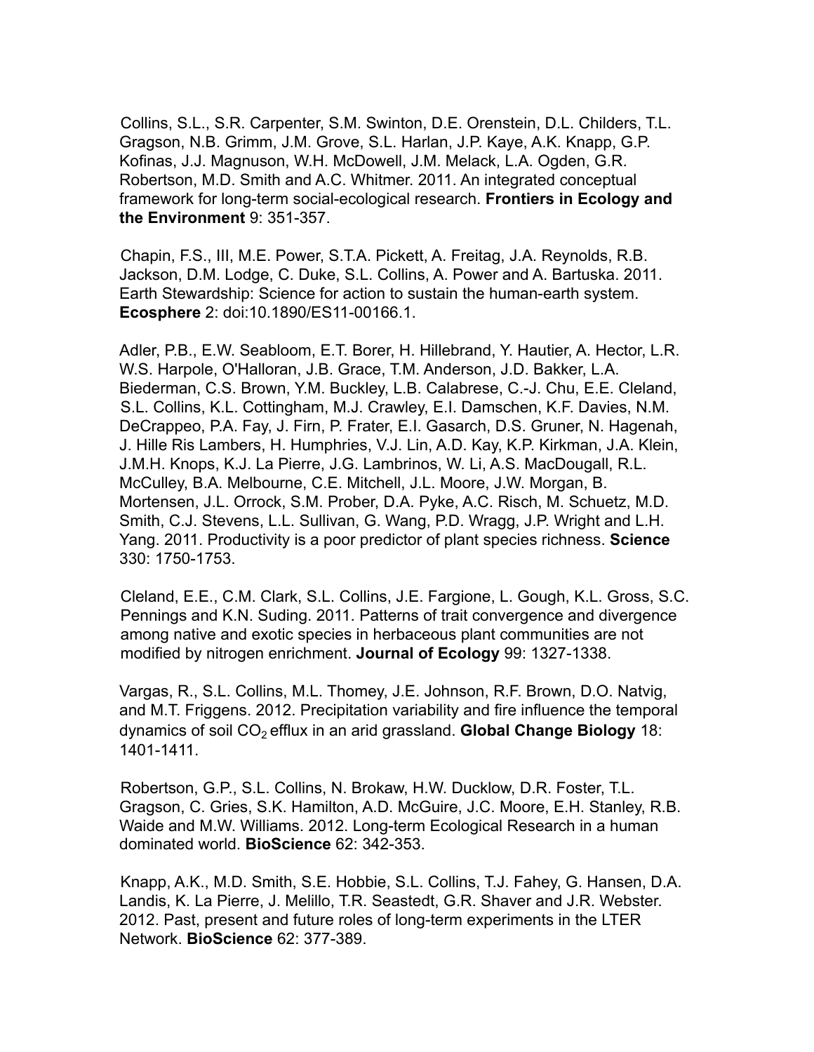Collins, S.L., S.R. Carpenter, S.M. Swinton, D.E. Orenstein, D.L. Childers, T.L. Gragson, N.B. Grimm, J.M. Grove, S.L. Harlan, J.P. Kaye, A.K. Knapp, G.P. Kofinas, J.J. Magnuson, W.H. McDowell, J.M. Melack, L.A. Ogden, G.R. Robertson, M.D. Smith and A.C. Whitmer. 2011. An integrated conceptual framework for long-term social-ecological research. **Frontiers in Ecology and the Environment** 9: 351-357.

Chapin, F.S., III, M.E. Power, S.T.A. Pickett, A. Freitag, J.A. Reynolds, R.B. Jackson, D.M. Lodge, C. Duke, S.L. Collins, A. Power and A. Bartuska. 2011. Earth Stewardship: Science for action to sustain the human-earth system. **Ecosphere** 2: doi:10.1890/ES11-00166.1.

Adler, P.B., E.W. Seabloom, E.T. Borer, H. Hillebrand, Y. Hautier, A. Hector, L.R. W.S. Harpole, O'Halloran, J.B. Grace, T.M. Anderson, J.D. Bakker, L.A. Biederman, C.S. Brown, Y.M. Buckley, L.B. Calabrese, C.-J. Chu, E.E. Cleland, S.L. Collins, K.L. Cottingham, M.J. Crawley, E.I. Damschen, K.F. Davies, N.M. DeCrappeo, P.A. Fay, J. Firn, P. Frater, E.I. Gasarch, D.S. Gruner, N. Hagenah, J. Hille Ris Lambers, H. Humphries, V.J. Lin, A.D. Kay, K.P. Kirkman, J.A. Klein, J.M.H. Knops, K.J. La Pierre, J.G. Lambrinos, W. Li, A.S. MacDougall, R.L. McCulley, B.A. Melbourne, C.E. Mitchell, J.L. Moore, J.W. Morgan, B. Mortensen, J.L. Orrock, S.M. Prober, D.A. Pyke, A.C. Risch, M. Schuetz, M.D. Smith, C.J. Stevens, L.L. Sullivan, G. Wang, P.D. Wragg, J.P. Wright and L.H. Yang. 2011. Productivity is a poor predictor of plant species richness. **Science** 330: 1750-1753.

Cleland, E.E., C.M. Clark, S.L. Collins, J.E. Fargione, L. Gough, K.L. Gross, S.C. Pennings and K.N. Suding. 2011. Patterns of trait convergence and divergence among native and exotic species in herbaceous plant communities are not modified by nitrogen enrichment. **Journal of Ecology** 99: 1327-1338.

Vargas, R., S.L. Collins, M.L. Thomey, J.E. Johnson, R.F. Brown, D.O. Natvig, and M.T. Friggens. 2012. Precipitation variability and fire influence the temporal dynamics of soil $CO_2$ efflux in an arid grassland. **Global Change Biology** 18: 1401-1411.

Robertson, G.P., S.L. Collins, N. Brokaw, H.W. Ducklow, D.R. Foster, T.L. Gragson, C. Gries, S.K. Hamilton, A.D. McGuire, J.C. Moore, E.H. Stanley, R.B. Waide and M.W. Williams. 2012. Long-term Ecological Research in a human dominated world. **BioScience** 62: 342-353.

Knapp, A.K., M.D. Smith, S.E. Hobbie, S.L. Collins, T.J. Fahey, G. Hansen, D.A. Landis, K. La Pierre, J. Melillo, T.R. Seastedt, G.R. Shaver and J.R. Webster. 2012. Past, present and future roles of long-term experiments in the LTER Network. **BioScience** 62: 377-389.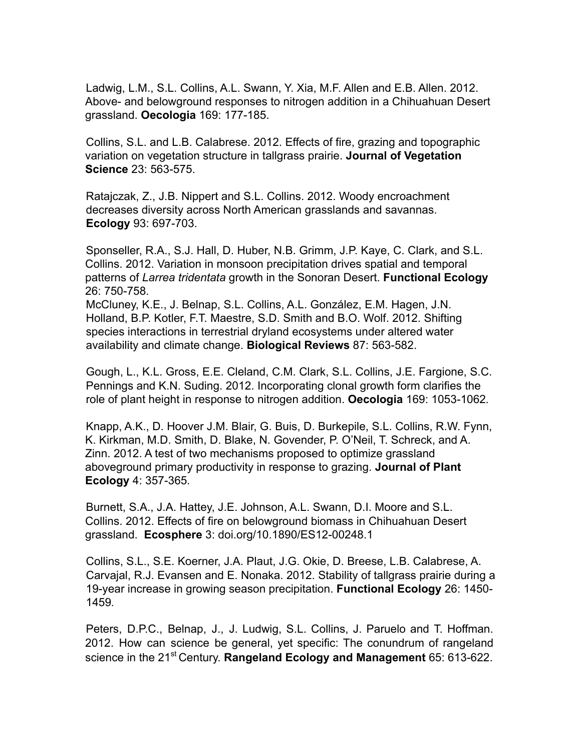Ladwig, L.M., S.L. Collins, A.L. Swann, Y. Xia, M.F. Allen and E.B. Allen. 2012. Above- and belowground responses to nitrogen addition in a Chihuahuan Desert grassland. **Oecologia** 169: 177-185.

Collins, S.L. and L.B. Calabrese. 2012. Effects of fire, grazing and topographic variation on vegetation structure in tallgrass prairie. **Journal of Vegetation Science** 23: 563-575.

Ratajczak, Z., J.B. Nippert and S.L. Collins. 2012. Woody encroachment decreases diversity across North American grasslands and savannas. **Ecology** 93: 697-703.

Sponseller, R.A., S.J. Hall, D. Huber, N.B. Grimm, J.P. Kaye, C. Clark, and S.L. Collins. 2012. Variation in monsoon precipitation drives spatial and temporal patterns of *Larrea tridentata* growth in the Sonoran Desert. **Functional Ecology** 26: 750-758.

McCluney, K.E., J. Belnap, S.L. Collins, A.L. González, E.M. Hagen, J.N. Holland, B.P. Kotler, F.T. Maestre, S.D. Smith and B.O. Wolf. 2012. Shifting species interactions in terrestrial dryland ecosystems under altered water availability and climate change. **Biological Reviews** 87: 563-582.

Gough, L., K.L. Gross, E.E. Cleland, C.M. Clark, S.L. Collins, J.E. Fargione, S.C. Pennings and K.N. Suding. 2012. Incorporating clonal growth form clarifies the role of plant height in response to nitrogen addition. **Oecologia** 169: 1053-1062.

Knapp, A.K., D. Hoover J.M. Blair, G. Buis, D. Burkepile, S.L. Collins, R.W. Fynn, K. Kirkman, M.D. Smith, D. Blake, N. Govender, P. O'Neil, T. Schreck, and A. Zinn. 2012. A test of two mechanisms proposed to optimize grassland aboveground primary productivity in response to grazing. **Journal of Plant Ecology** 4: 357-365.

Burnett, S.A., J.A. Hattey, J.E. Johnson, A.L. Swann, D.I. Moore and S.L. Collins. 2012. Effects of fire on belowground biomass in Chihuahuan Desert grassland. **Ecosphere** 3: doi.org/10.1890/ES12-00248.1

Collins, S.L., S.E. Koerner, J.A. Plaut, J.G. Okie, D. Breese, L.B. Calabrese, A. Carvajal, R.J. Evansen and E. Nonaka. 2012. Stability of tallgrass prairie during a 19-year increase in growing season precipitation. **Functional Ecology** 26: 1450-1459.

Peters, D.P.C., Belnap, J., J. Ludwig, S.L. Collins, J. Paruelo and T. Hoffman. 2012. How can science be general, yet specific: The conundrum of rangeland science in the 21st Century. **Rangeland Ecology and Management** 65: 613-622.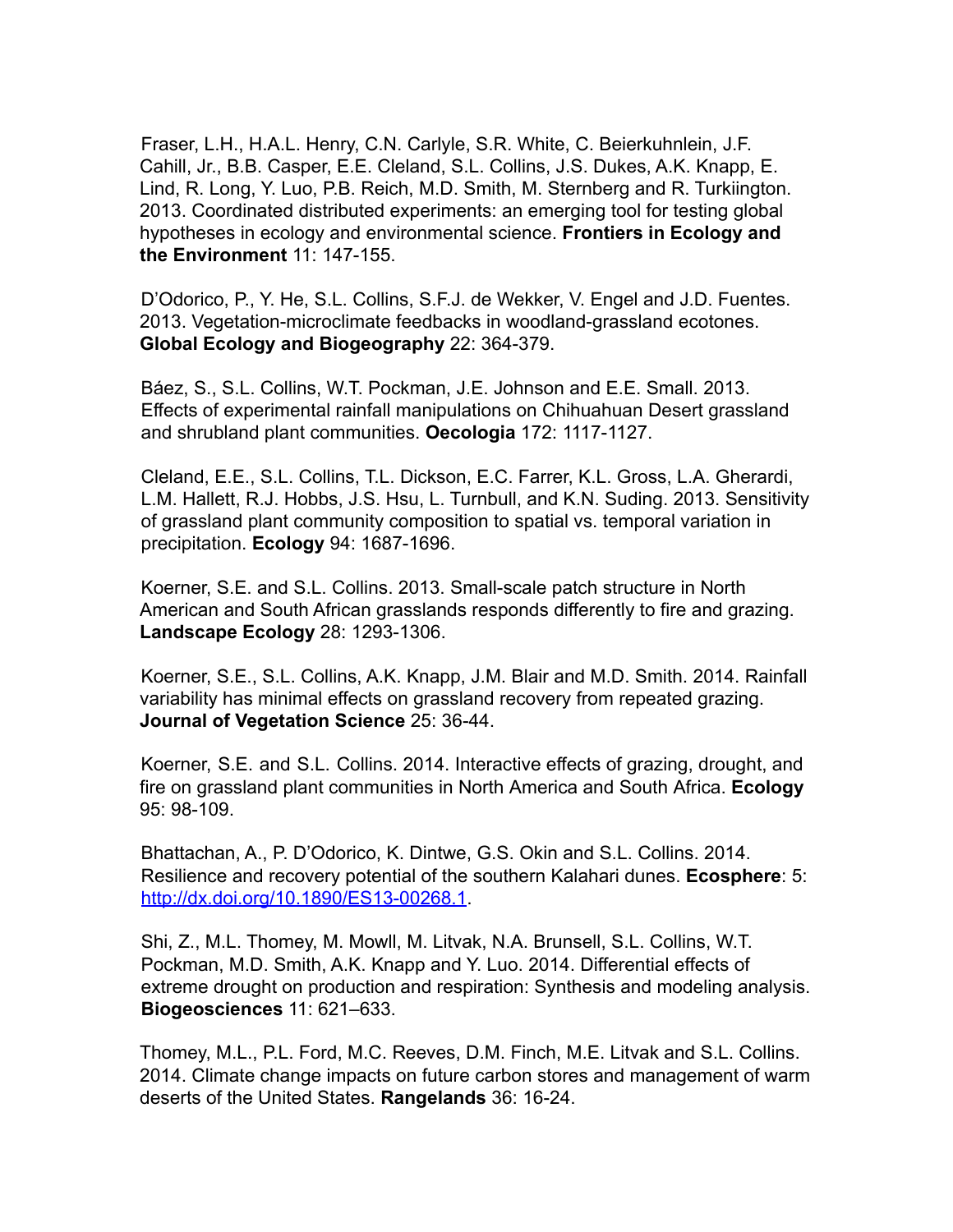Fraser, L.H., H.A.L. Henry, C.N. Carlyle, S.R. White, C. Beierkuhnlein, J.F. Cahill, Jr., B.B. Casper, E.E. Cleland, S.L. Collins, J.S. Dukes, A.K. Knapp, E. Lind, R. Long, Y. Luo, P.B. Reich, M.D. Smith, M. Sternberg and R. Turkiington. 2013. Coordinated distributed experiments: an emerging tool for testing global hypotheses in ecology and environmental science. **Frontiers in Ecology and the Environment** 11: 147-155.

D'Odorico, P., Y. He, S.L. Collins, S.F.J. de Wekker, V. Engel and J.D. Fuentes. 2013. Vegetation-microclimate feedbacks in woodland-grassland ecotones. **Global Ecology and Biogeography** 22: 364-379.

Báez, S., S.L. Collins, W.T. Pockman, J.E. Johnson and E.E. Small. 2013. Effects of experimental rainfall manipulations on Chihuahuan Desert grassland and shrubland plant communities. **Oecologia** 172: 1117-1127.

Cleland, E.E., S.L. Collins, T.L. Dickson, E.C. Farrer, K.L. Gross, L.A. Gherardi, L.M. Hallett, R.J. Hobbs, J.S. Hsu, L. Turnbull, and K.N. Suding. 2013. Sensitivity of grassland plant community composition to spatial vs. temporal variation in precipitation. **Ecology** 94: 1687-1696.

Koerner, S.E. and S.L. Collins. 2013. Small-scale patch structure in North American and South African grasslands responds differently to fire and grazing. **Landscape Ecology** 28: 1293-1306.

Koerner, S.E., S.L. Collins, A.K. Knapp, J.M. Blair and M.D. Smith. 2014. Rainfall variability has minimal effects on grassland recovery from repeated grazing. **Journal of Vegetation Science** 25: 36-44.

Koerner, S.E. and S.L. Collins. 2014. Interactive effects of grazing, drought, and fire on grassland plant communities in North America and South Africa. **Ecology** 95: 98-109.

Bhattachan, A., P. D'Odorico, K. Dintwe, G.S. Okin and S.L. Collins. 2014. Resilience and recovery potential of the southern Kalahari dunes. **Ecosphere**: 5: http://dx.doi.org/10.1890/ES13-00268.1.

Shi, Z., M.L. Thomey, M. Mowll, M. Litvak, N.A. Brunsell, S.L. Collins, W.T. Pockman, M.D. Smith, A.K. Knapp and Y. Luo. 2014. Differential effects of extreme drought on production and respiration: Synthesis and modeling analysis. **Biogeosciences** 11: 621–633.

Thomey, M.L., P.L. Ford, M.C. Reeves, D.M. Finch, M.E. Litvak and S.L. Collins. 2014. Climate change impacts on future carbon stores and management of warm deserts of the United States. **Rangelands** 36: 16-24.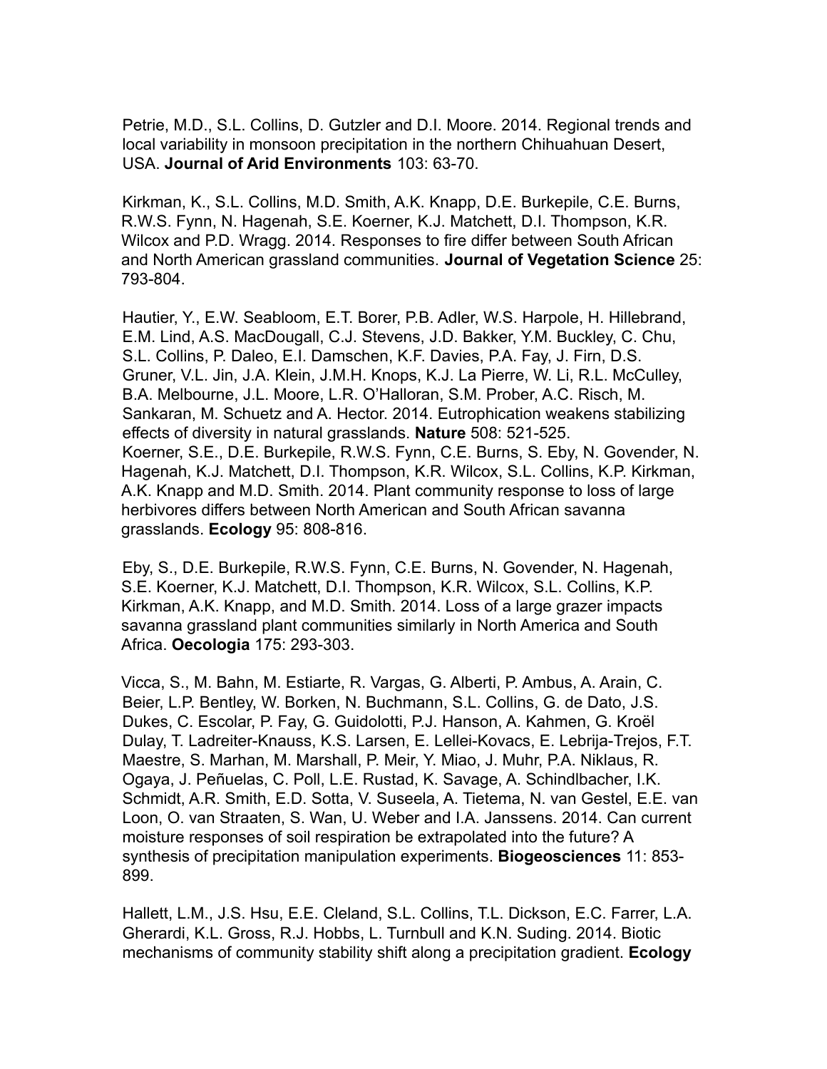Petrie, M.D., S.L. Collins, D. Gutzler and D.I. Moore. 2014. Regional trends and local variability in monsoon precipitation in the northern Chihuahuan Desert, USA. **Journal of Arid Environments** 103: 63-70.

Kirkman, K., S.L. Collins, M.D. Smith, A.K. Knapp, D.E. Burkepile, C.E. Burns, R.W.S. Fynn, N. Hagenah, S.E. Koerner, K.J. Matchett, D.I. Thompson, K.R. Wilcox and P.D. Wragg. 2014. Responses to fire differ between South African and North American grassland communities. **Journal of Vegetation Science** 25: 793-804.

Hautier, Y., E.W. Seabloom, E.T. Borer, P.B. Adler, W.S. Harpole, H. Hillebrand, E.M. Lind, A.S. MacDougall, C.J. Stevens, J.D. Bakker, Y.M. Buckley, C. Chu, S.L. Collins, P. Daleo, E.I. Damschen, K.F. Davies, P.A. Fay, J. Firn, D.S. Gruner, V.L. Jin, J.A. Klein, J.M.H. Knops, K.J. La Pierre, W. Li, R.L. McCulley, B.A. Melbourne, J.L. Moore, L.R. O'Halloran, S.M. Prober, A.C. Risch, M. Sankaran, M. Schuetz and A. Hector. 2014. Eutrophication weakens stabilizing effects of diversity in natural grasslands. **Nature** 508: 521-525.

Koerner, S.E., D.E. Burkepile, R.W.S. Fynn, C.E. Burns, S. Eby, N. Govender, N. Hagenah, K.J. Matchett, D.I. Thompson, K.R. Wilcox, S.L. Collins, K.P. Kirkman, A.K. Knapp and M.D. Smith. 2014. Plant community response to loss of large herbivores differs between North American and South African savanna grasslands. **Ecology** 95: 808-816.

Eby, S., D.E. Burkepile, R.W.S. Fynn, C.E. Burns, N. Govender, N. Hagenah, S.E. Koerner, K.J. Matchett, D.I. Thompson, K.R. Wilcox, S.L. Collins, K.P. Kirkman, A.K. Knapp, and M.D. Smith. 2014. Loss of a large grazer impacts savanna grassland plant communities similarly in North America and South Africa. **Oecologia** 175: 293-303.

Vicca, S., M. Bahn, M. Estiarte, R. Vargas, G. Alberti, P. Ambus, A. Arain, C. Beier, L.P. Bentley, W. Borken, N. Buchmann, S.L. Collins, G. de Dato, J.S. Dukes, C. Escolar, P. Fay, G. Guidolotti, P.J. Hanson, A. Kahmen, G. Kroël Dulay, T. Ladreiter-Knauss, K.S. Larsen, E. Lellei-Kovacs, E. Lebrija-Trejos, F.T. Maestre, S. Marhan, M. Marshall, P. Meir, Y. Miao, J. Muhr, P.A. Niklaus, R. Ogaya, J. Peñuelas, C. Poll, L.E. Rustad, K. Savage, A. Schindlbacher, I.K. Schmidt, A.R. Smith, E.D. Sotta, V. Suseela, A. Tietema, N. van Gestel, E.E. van Loon, O. van Straaten, S. Wan, U. Weber and I.A. Janssens. 2014. Can current moisture responses of soil respiration be extrapolated into the future? A synthesis of precipitation manipulation experiments. **Biogeosciences** 11: 853-899.

Hallett, L.M., J.S. Hsu, E.E. Cleland, S.L. Collins, T.L. Dickson, E.C. Farrer, L.A. Gherardi, K.L. Gross, R.J. Hobbs, L. Turnbull and K.N. Suding. 2014. Biotic mechanisms of community stability shift along a precipitation gradient. **Ecology**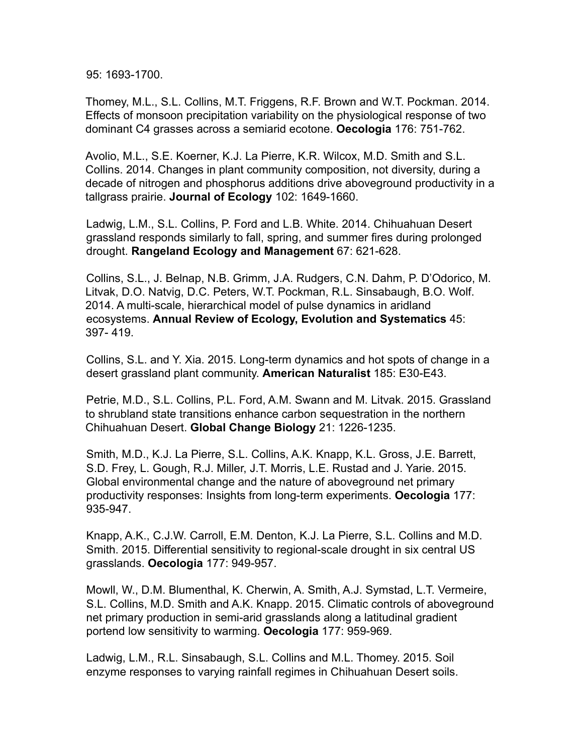95: 1693-1700.

Thomey, M.L., S.L. Collins, M.T. Friggens, R.F. Brown and W.T. Pockman. 2014. Effects of monsoon precipitation variability on the physiological response of two dominant C4 grasses across a semiarid ecotone. **Oecologia** 176: 751-762.

Avolio, M.L., S.E. Koerner, K.J. La Pierre, K.R. Wilcox, M.D. Smith and S.L. Collins. 2014. Changes in plant community composition, not diversity, during a decade of nitrogen and phosphorus additions drive aboveground productivity in a tallgrass prairie. **Journal of Ecology** 102: 1649-1660.

Ladwig, L.M., S.L. Collins, P. Ford and L.B. White. 2014. Chihuahuan Desert grassland responds similarly to fall, spring, and summer fires during prolonged drought. **Rangeland Ecology and Management** 67: 621-628.

Collins, S.L., J. Belnap, N.B. Grimm, J.A. Rudgers, C.N. Dahm, P. D'Odorico, M. Litvak, D.O. Natvig, D.C. Peters, W.T. Pockman, R.L. Sinsabaugh, B.O. Wolf. 2014. A multi-scale, hierarchical model of pulse dynamics in aridland ecosystems. **Annual Review of Ecology, Evolution and Systematics** 45: 397- 419.

Collins, S.L. and Y. Xia. 2015. Long-term dynamics and hot spots of change in a desert grassland plant community. **American Naturalist** 185: E30-E43.

Petrie, M.D., S.L. Collins, P.L. Ford, A.M. Swann and M. Litvak. 2015. Grassland to shrubland state transitions enhance carbon sequestration in the northern Chihuahuan Desert. **Global Change Biology** 21: 1226-1235.

Smith, M.D., K.J. La Pierre, S.L. Collins, A.K. Knapp, K.L. Gross, J.E. Barrett, S.D. Frey, L. Gough, R.J. Miller, J.T. Morris, L.E. Rustad and J. Yarie. 2015. Global environmental change and the nature of aboveground net primary productivity responses: Insights from long-term experiments. **Oecologia** 177: 935-947.

Knapp, A.K., C.J.W. Carroll, E.M. Denton, K.J. La Pierre, S.L. Collins and M.D. Smith. 2015. Differential sensitivity to regional-scale drought in six central US grasslands. **Oecologia** 177: 949-957.

Mowll, W., D.M. Blumenthal, K. Cherwin, A. Smith, A.J. Symstad, L.T. Vermeire, S.L. Collins, M.D. Smith and A.K. Knapp. 2015. Climatic controls of aboveground net primary production in semi-arid grasslands along a latitudinal gradient portend low sensitivity to warming. **Oecologia** 177: 959-969.

Ladwig, L.M., R.L. Sinsabaugh, S.L. Collins and M.L. Thomey. 2015. Soil enzyme responses to varying rainfall regimes in Chihuahuan Desert soils.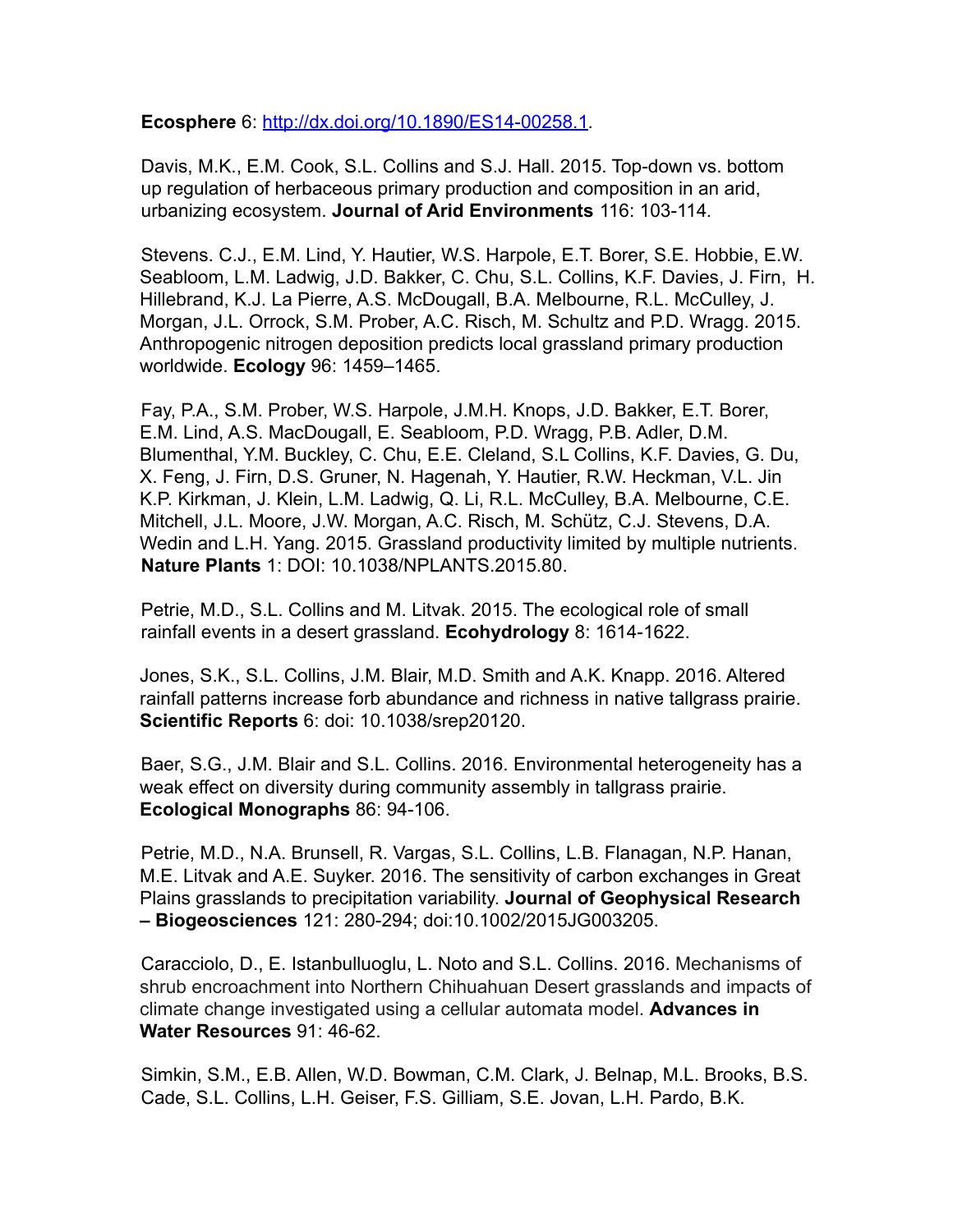**Ecosphere** 6: http://dx.doi.org/10.1890/ES14-00258.1.

Davis, M.K., E.M. Cook, S.L. Collins and S.J. Hall. 2015. Top-down vs. bottom up regulation of herbaceous primary production and composition in an arid, urbanizing ecosystem. **Journal of Arid Environments** 116: 103-114.

Stevens. C.J., E.M. Lind, Y. Hautier, W.S. Harpole, E.T. Borer, S.E. Hobbie, E.W. Seabloom, L.M. Ladwig, J.D. Bakker, C. Chu, S.L. Collins, K.F. Davies, J. Firn, H. Hillebrand, K.J. La Pierre, A.S. McDougall, B.A. Melbourne, R.L. McCulley, J. Morgan, J.L. Orrock, S.M. Prober, A.C. Risch, M. Schultz and P.D. Wragg. 2015. Anthropogenic nitrogen deposition predicts local grassland primary production worldwide. **Ecology** 96: 1459–1465.

Fay, P.A., S.M. Prober, W.S. Harpole, J.M.H. Knops, J.D. Bakker, E.T. Borer, E.M. Lind, A.S. MacDougall, E. Seabloom, P.D. Wragg, P.B. Adler, D.M. Blumenthal, Y.M. Buckley, C. Chu, E.E. Cleland, S.L Collins, K.F. Davies, G. Du, X. Feng, J. Firn, D.S. Gruner, N. Hagenah, Y. Hautier, R.W. Heckman, V.L. Jin K.P. Kirkman, J. Klein, L.M. Ladwig, Q. Li, R.L. McCulley, B.A. Melbourne, C.E. Mitchell, J.L. Moore, J.W. Morgan, A.C. Risch, M. Schütz, C.J. Stevens, D.A. Wedin and L.H. Yang. 2015. Grassland productivity limited by multiple nutrients. **Nature Plants** 1: DOI: 10.1038/NPLANTS.2015.80.

Petrie, M.D., S.L. Collins and M. Litvak. 2015. The ecological role of small rainfall events in a desert grassland. **Ecohydrology** 8: 1614-1622.

Jones, S.K., S.L. Collins, J.M. Blair, M.D. Smith and A.K. Knapp. 2016. Altered rainfall patterns increase forb abundance and richness in native tallgrass prairie. **Scientific Reports** 6: doi: 10.1038/srep20120.

Baer, S.G., J.M. Blair and S.L. Collins. 2016. Environmental heterogeneity has a weak effect on diversity during community assembly in tallgrass prairie. **Ecological Monographs** 86: 94-106.

Petrie, M.D., N.A. Brunsell, R. Vargas, S.L. Collins, L.B. Flanagan, N.P. Hanan, M.E. Litvak and A.E. Suyker. 2016. The sensitivity of carbon exchanges in Great Plains grasslands to precipitation variability. **Journal of Geophysical Research – Biogeosciences** 121: 280-294; doi:10.1002/2015JG003205.

Caracciolo, D., E. Istanbulluoglu, L. Noto and S.L. Collins. 2016. Mechanisms of shrub encroachment into Northern Chihuahuan Desert grasslands and impacts of climate change investigated using a cellular automata model. **Advances in Water Resources** 91: 46-62.

Simkin, S.M., E.B. Allen, W.D. Bowman, C.M. Clark, J. Belnap, M.L. Brooks, B.S. Cade, S.L. Collins, L.H. Geiser, F.S. Gilliam, S.E. Jovan, L.H. Pardo, B.K.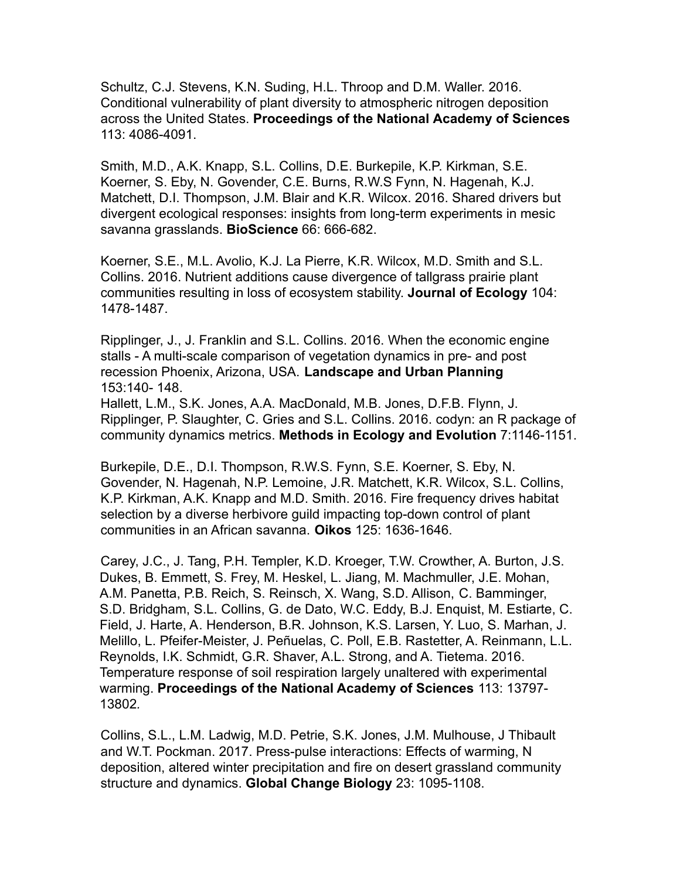Schultz, C.J. Stevens, K.N. Suding, H.L. Throop and D.M. Waller. 2016. Conditional vulnerability of plant diversity to atmospheric nitrogen deposition across the United States. **Proceedings of the National Academy of Sciences** 113: 4086-4091.

Smith, M.D., A.K. Knapp, S.L. Collins, D.E. Burkepile, K.P. Kirkman, S.E. Koerner, S. Eby, N. Govender, C.E. Burns, R.W.S Fynn, N. Hagenah, K.J. Matchett, D.I. Thompson, J.M. Blair and K.R. Wilcox. 2016. Shared drivers but divergent ecological responses: insights from long-term experiments in mesic savanna grasslands. **BioScience** 66: 666-682.

Koerner, S.E., M.L. Avolio, K.J. La Pierre, K.R. Wilcox, M.D. Smith and S.L. Collins. 2016. Nutrient additions cause divergence of tallgrass prairie plant communities resulting in loss of ecosystem stability. **Journal of Ecology** 104: 1478-1487.

Ripplinger, J., J. Franklin and S.L. Collins. 2016. When the economic engine stalls - A multi-scale comparison of vegetation dynamics in pre- and post recession Phoenix, Arizona, USA. **Landscape and Urban Planning** 153:140- 148.

Hallett, L.M., S.K. Jones, A.A. MacDonald, M.B. Jones, D.F.B. Flynn, J. Ripplinger, P. Slaughter, C. Gries and S.L. Collins. 2016. codyn: an R package of community dynamics metrics. **Methods in Ecology and Evolution** 7:1146-1151.

Burkepile, D.E., D.I. Thompson, R.W.S. Fynn, S.E. Koerner, S. Eby, N. Govender, N. Hagenah, N.P. Lemoine, J.R. Matchett, K.R. Wilcox, S.L. Collins, K.P. Kirkman, A.K. Knapp and M.D. Smith. 2016. Fire frequency drives habitat selection by a diverse herbivore guild impacting top-down control of plant communities in an African savanna. **Oikos** 125: 1636-1646.

Carey, J.C., J. Tang, P.H. Templer, K.D. Kroeger, T.W. Crowther, A. Burton, J.S. Dukes, B. Emmett, S. Frey, M. Heskel, L. Jiang, M. Machmuller, J.E. Mohan, A.M. Panetta, P.B. Reich, S. Reinsch, X. Wang, S.D. Allison, C. Bamminger, S.D. Bridgham, S.L. Collins, G. de Dato, W.C. Eddy, B.J. Enquist, M. Estiarte, C. Field, J. Harte, A. Henderson, B.R. Johnson, K.S. Larsen, Y. Luo, S. Marhan, J. Melillo, L. Pfeifer-Meister, J. Peñuelas, C. Poll, E.B. Rastetter, A. Reinmann, L.L. Reynolds, I.K. Schmidt, G.R. Shaver, A.L. Strong, and A. Tietema. 2016. Temperature response of soil respiration largely unaltered with experimental warming. **Proceedings of the National Academy of Sciences** 113: 13797-13802.

Collins, S.L., L.M. Ladwig, M.D. Petrie, S.K. Jones, J.M. Mulhouse, J Thibault and W.T. Pockman. 2017. Press-pulse interactions: Effects of warming, N deposition, altered winter precipitation and fire on desert grassland community structure and dynamics. **Global Change Biology** 23: 1095-1108.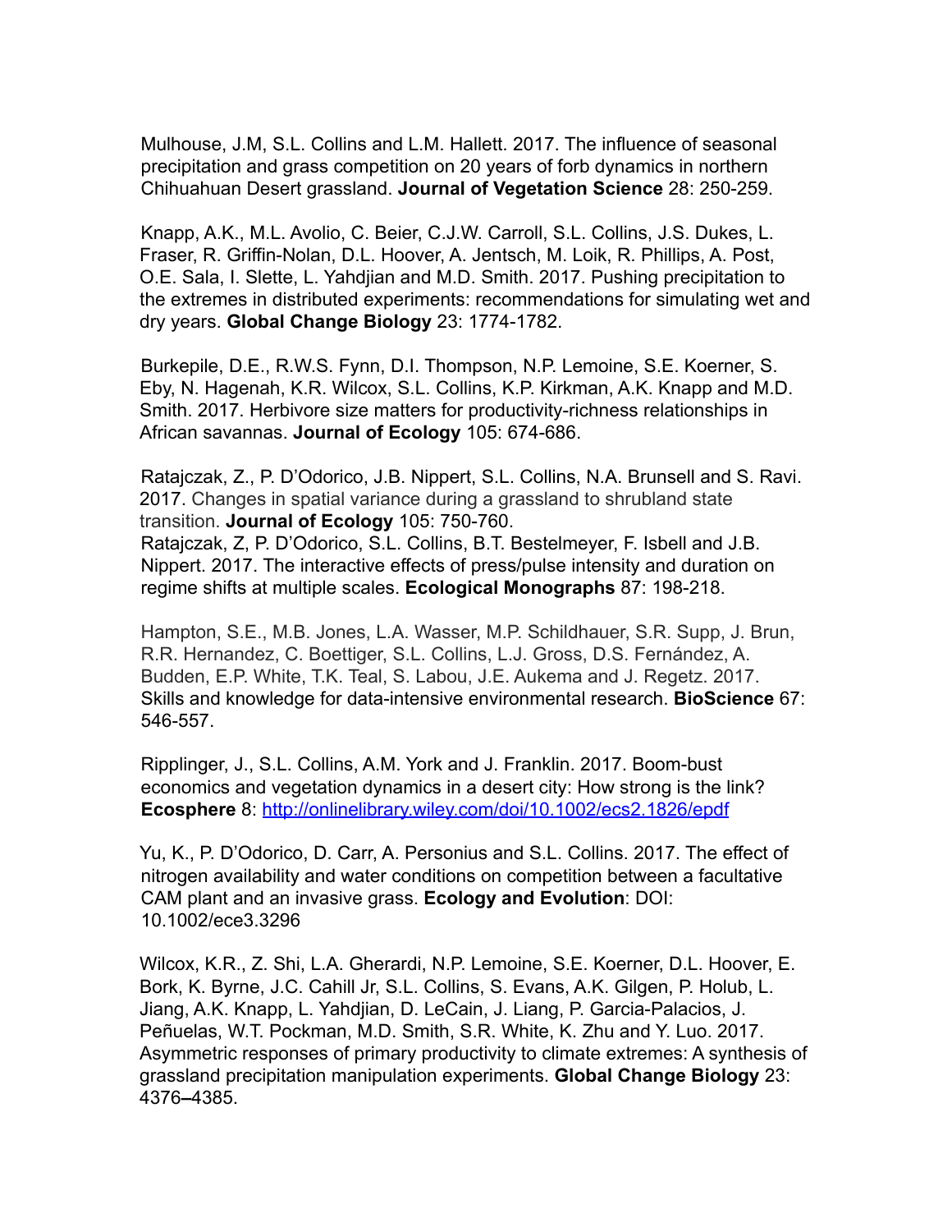Mulhouse, J.M, S.L. Collins and L.M. Hallett. 2017. The influence of seasonal precipitation and grass competition on 20 years of forb dynamics in northern Chihuahuan Desert grassland. **Journal of Vegetation Science** 28: 250-259.

Knapp, A.K., M.L. Avolio, C. Beier, C.J.W. Carroll, S.L. Collins, J.S. Dukes, L. Fraser, R. Griffin-Nolan, D.L. Hoover, A. Jentsch, M. Loik, R. Phillips, A. Post, O.E. Sala, I. Slette, L. Yahdjian and M.D. Smith. 2017. Pushing precipitation to the extremes in distributed experiments: recommendations for simulating wet and dry years. **Global Change Biology** 23: 1774-1782.

Burkepile, D.E., R.W.S. Fynn, D.I. Thompson, N.P. Lemoine, S.E. Koerner, S. Eby, N. Hagenah, K.R. Wilcox, S.L. Collins, K.P. Kirkman, A.K. Knapp and M.D. Smith. 2017. Herbivore size matters for productivity-richness relationships in African savannas. **Journal of Ecology** 105: 674-686.

Ratajczak, Z., P. D'Odorico, J.B. Nippert, S.L. Collins, N.A. Brunsell and S. Ravi. 2017. Changes in spatial variance during a grassland to shrubland state transition. **Journal of Ecology** 105: 750-760.

Ratajczak, Z, P. D'Odorico, S.L. Collins, B.T. Bestelmeyer, F. Isbell and J.B. Nippert. 2017. The interactive effects of press/pulse intensity and duration on regime shifts at multiple scales. **Ecological Monographs** 87: 198-218.

Hampton, S.E., M.B. Jones, L.A. Wasser, M.P. Schildhauer, S.R. Supp, J. Brun, R.R. Hernandez, C. Boettiger, S.L. Collins, L.J. Gross, D.S. Fernández, A. Budden, E.P. White, T.K. Teal, S. Labou, J.E. Aukema and J. Regetz. 2017. Skills and knowledge for data-intensive environmental research. **BioScience** 67: 546-557.

Ripplinger, J., S.L. Collins, A.M. York and J. Franklin. 2017. Boom-bust economics and vegetation dynamics in a desert city: How strong is the link? **Ecosphere** 8: [http://onlinelibrary.wiley.com/doi/10.1002/ecs2.1826/epdf](http://onlinelibrary.wiley.com/doi/10.1002/ecs2.1826/epdf)

Yu, K., P. D'Odorico, D. Carr, A. Personius and S.L. Collins. 2017. The effect of nitrogen availability and water conditions on competition between a facultative CAM plant and an invasive grass. **Ecology and Evolution**: DOI: 10.1002/ece3.3296

Wilcox, K.R., Z. Shi, L.A. Gherardi, N.P. Lemoine, S.E. Koerner, D.L. Hoover, E. Bork, K. Byrne, J.C. Cahill Jr, S.L. Collins, S. Evans, A.K. Gilgen, P. Holub, L. Jiang, A.K. Knapp, L. Yahdjian, D. LeCain, J. Liang, P. Garcia-Palacios, J. Peñuelas, W.T. Pockman, M.D. Smith, S.R. White, K. Zhu and Y. Luo. 2017. Asymmetric responses of primary productivity to climate extremes: A synthesis of grassland precipitation manipulation experiments. **Global Change Biology** 23: 4376–4385.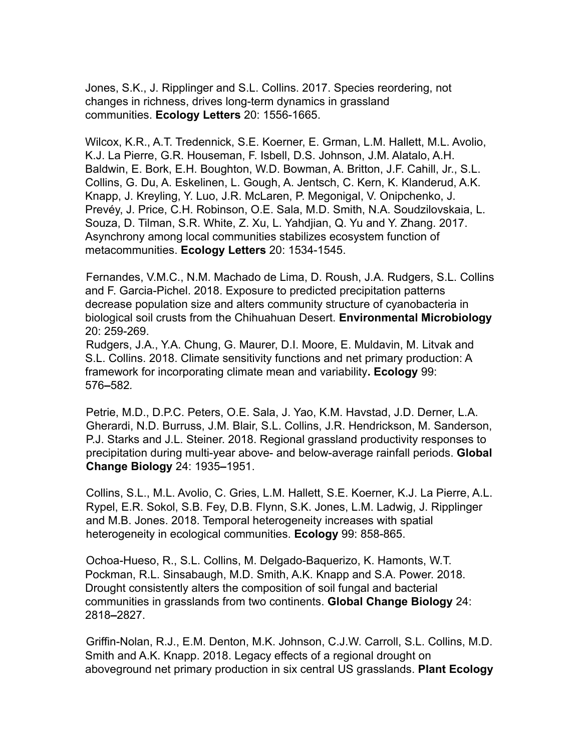Jones, S.K., J. Ripplinger and S.L. Collins. 2017. Species reordering, not changes in richness, drives long-term dynamics in grassland communities. **Ecology Letters** 20: 1556-1665.

Wilcox, K.R., A.T. Tredennick, S.E. Koerner, E. Grman, L.M. Hallett, M.L. Avolio, K.J. La Pierre, G.R. Houseman, F. Isbell, D.S. Johnson, J.M. Alatalo, A.H. Baldwin, E. Bork, E.H. Boughton, W.D. Bowman, A. Britton, J.F. Cahill, Jr., S.L. Collins, G. Du, A. Eskelinen, L. Gough, A. Jentsch, C. Kern, K. Klanderud, A.K. Knapp, J. Kreyling, Y. Luo, J.R. McLaren, P. Megonigal, V. Onipchenko, J. Prevéy, J. Price, C.H. Robinson, O.E. Sala, M.D. Smith, N.A. Soudzilovskaia, L. Souza, D. Tilman, S.R. White, Z. Xu, L. Yahdjian, Q. Yu and Y. Zhang. 2017. Asynchrony among local communities stabilizes ecosystem function of metacommunities. **Ecology Letters** 20: 1534-1545.

Fernandes, V.M.C., N.M. Machado de Lima, D. Roush, J.A. Rudgers, S.L. Collins and F. Garcia-Pichel. 2018. Exposure to predicted precipitation patterns decrease population size and alters community structure of cyanobacteria in biological soil crusts from the Chihuahuan Desert. **Environmental Microbiology** 20: 259-269.

Rudgers, J.A., Y.A. Chung, G. Maurer, D.I. Moore, E. Muldavin, M. Litvak and S.L. Collins. 2018. Climate sensitivity functions and net primary production: A framework for incorporating climate mean and variability**. Ecology** 99: 576**–**582.

Petrie, M.D., D.P.C. Peters, O.E. Sala, J. Yao, K.M. Havstad, J.D. Derner, L.A. Gherardi, N.D. Burruss, J.M. Blair, S.L. Collins, J.R. Hendrickson, M. Sanderson, P.J. Starks and J.L. Steiner. 2018. Regional grassland productivity responses to precipitation during multi-year above- and below-average rainfall periods. **Global Change Biology** 24: 1935**–**1951.

Collins, S.L., M.L. Avolio, C. Gries, L.M. Hallett, S.E. Koerner, K.J. La Pierre, A.L. Rypel, E.R. Sokol, S.B. Fey, D.B. Flynn, S.K. Jones, L.M. Ladwig, J. Ripplinger and M.B. Jones. 2018. Temporal heterogeneity increases with spatial heterogeneity in ecological communities. **Ecology** 99: 858-865.

Ochoa-Hueso, R., S.L. Collins, M. Delgado-Baquerizo, K. Hamonts, W.T. Pockman, R.L. Sinsabaugh, M.D. Smith, A.K. Knapp and S.A. Power. 2018. Drought consistently alters the composition of soil fungal and bacterial communities in grasslands from two continents. **Global Change Biology** 24: 2818**–**2827.

Griffin-Nolan, R.J., E.M. Denton, M.K. Johnson, C.J.W. Carroll, S.L. Collins, M.D. Smith and A.K. Knapp. 2018. Legacy effects of a regional drought on aboveground net primary production in six central US grasslands. **Plant Ecology**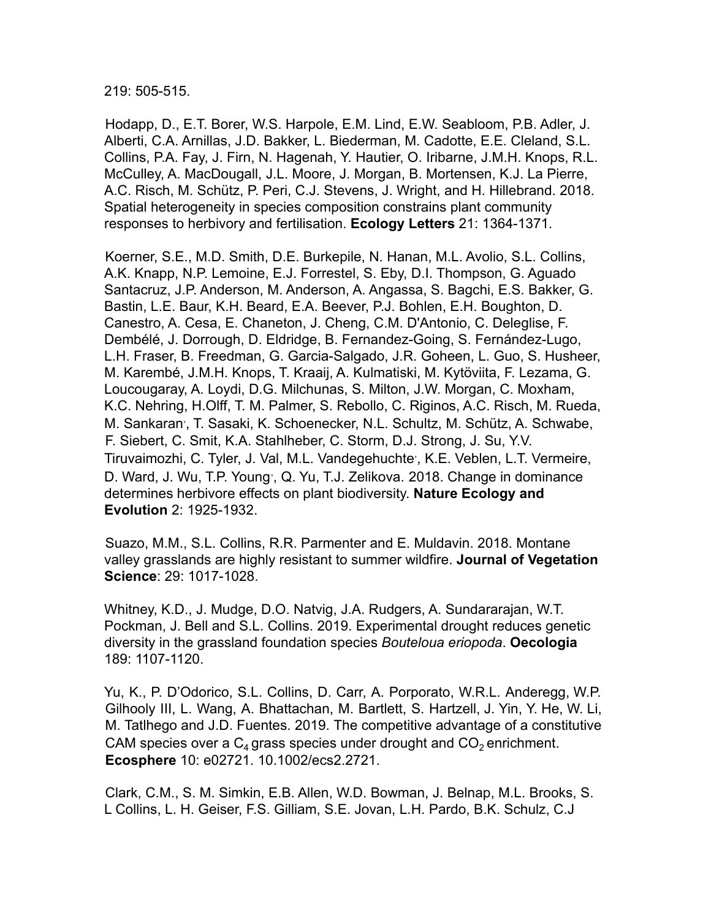219: 505-515.

Hodapp, D., E.T. Borer, W.S. Harpole, E.M. Lind, E.W. Seabloom, P.B. Adler, J. Alberti, C.A. Arnillas, J.D. Bakker, L. Biederman, M. Cadotte, E.E. Cleland, S.L. Collins, P.A. Fay, J. Firn, N. Hagenah, Y. Hautier, O. Iribarne, J.M.H. Knops, R.L. McCulley, A. MacDougall, J.L. Moore, J. Morgan, B. Mortensen, K.J. La Pierre, A.C. Risch, M. Schütz, P. Peri, C.J. Stevens, J. Wright, and H. Hillebrand. 2018. Spatial heterogeneity in species composition constrains plant community responses to herbivory and fertilisation. **Ecology Letters** 21: 1364-1371.

Koerner, S.E., M.D. Smith, D.E. Burkepile, N. Hanan, M.L. Avolio, S.L. Collins, A.K. Knapp, N.P. Lemoine, E.J. Forrestel, S. Eby, D.I. Thompson, G. Aguado Santacruz, J.P. Anderson, M. Anderson, A. Angassa, S. Bagchi, E.S. Bakker, G. Bastin, L.E. Baur, K.H. Beard, E.A. Beever, P.J. Bohlen, E.H. Boughton, D. Canestro, A. Cesa, E. Chaneton, J. Cheng, C.M. D'Antonio, C. Deleglise, F. Dembélé, J. Dorrough, D. Eldridge, B. Fernandez-Going, S. Fernández-Lugo, L.H. Fraser, B. Freedman, G. Garcia-Salgado, J.R. Goheen, L. Guo, S. Husheer, M. Karembé, J.M.H. Knops, T. Kraaij, A. Kulmatiski, M. Kytöviita, F. Lezama, G. Loucougaray, A. Loydi, D.G. Milchunas, S. Milton, J.W. Morgan, C. Moxham, K.C. Nehring, H.Olff, T. M. Palmer, S. Rebollo, C. Riginos, A.C. Risch, M. Rueda, M. Sankaran, T. Sasaki, K. Schoenecker, N.L. Schultz, M. Schütz, A. Schwabe, F. Siebert, C. Smit, K.A. Stahlheber, C. Storm, D.J. Strong, J. Su, Y.V. Tiruvaimozhi, C. Tyler, J. Val, M.L. Vandegehuchte, K.E. Veblen, L.T. Vermeire, D. Ward, J. Wu, T.P. Young, Q. Yu, T.J. Zelikova. 2018. Change in dominance determines herbivore effects on plant biodiversity. **Nature Ecology and Evolution** 2: 1925-1932.

Suazo, M.M., S.L. Collins, R.R. Parmenter and E. Muldavin. 2018. Montane valley grasslands are highly resistant to summer wildfire. **Journal of Vegetation Science**: 29: 1017-1028.

Whitney, K.D., J. Mudge, D.O. Natvig, J.A. Rudgers, A. Sundararajan, W.T. Pockman, J. Bell and S.L. Collins. 2019. Experimental drought reduces genetic diversity in the grassland foundation species *Bouteloua eriopoda*. **Oecologia** 189: 1107-1120.

Yu, K., P. D'Odorico, S.L. Collins, D. Carr, A. Porporato, W.R.L. Anderegg, W.P. Gilhooly III, L. Wang, A. Bhattachan, M. Bartlett, S. Hartzell, J. Yin, Y. He, W. Li, M. Tatlhego and J.D. Fuentes. 2019. The competitive advantage of a constitutive CAM species over a $C_4$ grass species under drought and $CO_2$ enrichment. **Ecosphere** 10: e02721. 10.1002/ecs2.2721.

Clark, C.M., S. M. Simkin, E.B. Allen, W.D. Bowman, J. Belnap, M.L. Brooks, S. L Collins, L. H. Geiser, F.S. Gilliam, S.E. Jovan, L.H. Pardo, B.K. Schulz, C.J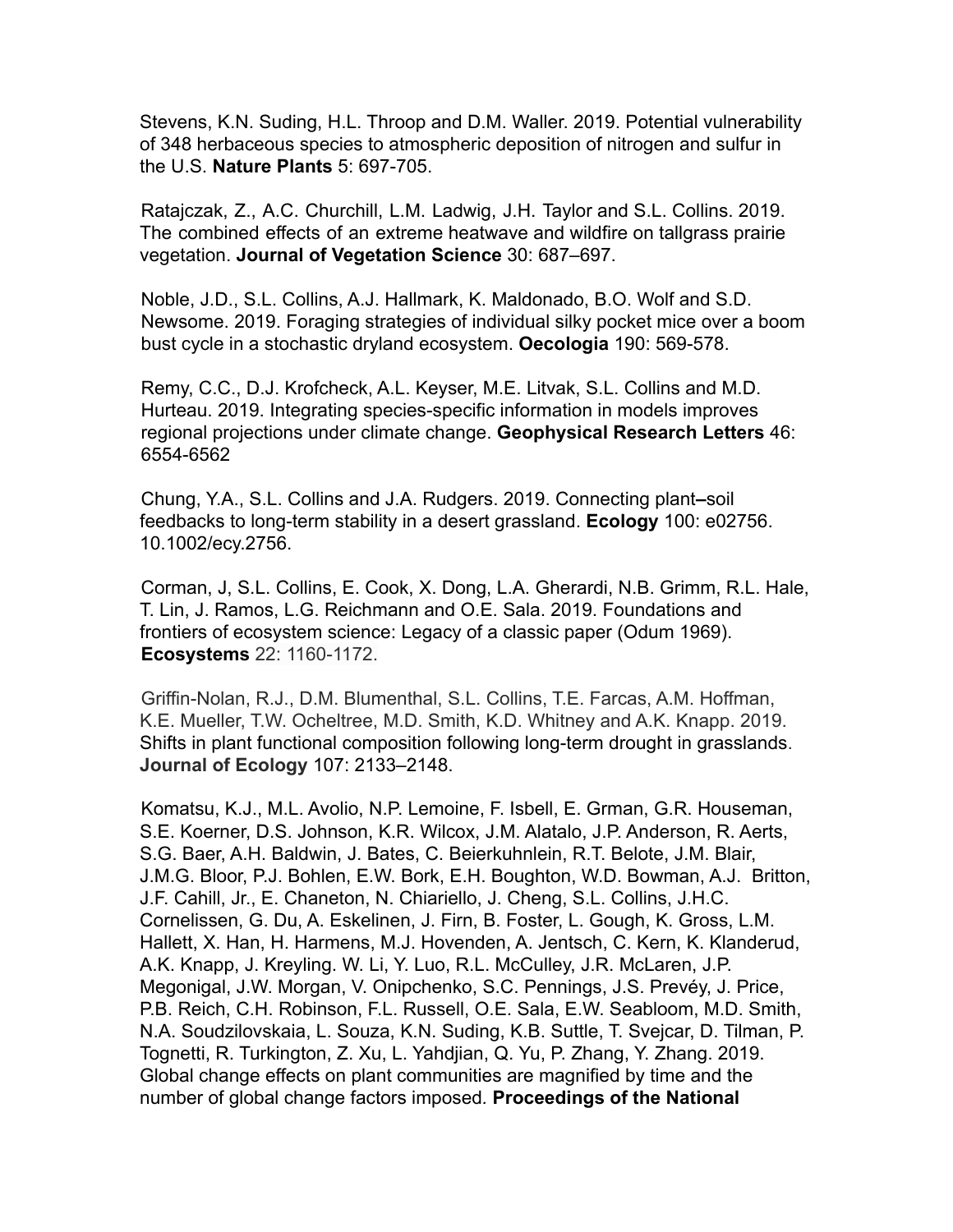Stevens, K.N. Suding, H.L. Throop and D.M. Waller. 2019. Potential vulnerability of 348 herbaceous species to atmospheric deposition of nitrogen and sulfur in the U.S. **Nature Plants** 5: 697-705.

Ratajczak, Z., A.C. Churchill, L.M. Ladwig, J.H. Taylor and S.L. Collins. 2019. The combined effects of an extreme heatwave and wildfire on tallgrass prairie vegetation. **Journal of Vegetation Science** 30: 687–697.

Noble, J.D., S.L. Collins, A.J. Hallmark, K. Maldonado, B.O. Wolf and S.D. Newsome. 2019. Foraging strategies of individual silky pocket mice over a boom bust cycle in a stochastic dryland ecosystem. **Oecologia** 190: 569-578.

Remy, C.C., D.J. Krofcheck, A.L. Keyser, M.E. Litvak, S.L. Collins and M.D. Hurteau. 2019. Integrating species-specific information in models improves regional projections under climate change. **Geophysical Research Letters** 46: 6554-6562

Chung, Y.A., S.L. Collins and J.A. Rudgers. 2019. Connecting plant–soil feedbacks to long-term stability in a desert grassland. **Ecology** 100: e02756. 10.1002/ecy.2756.

Corman, J, S.L. Collins, E. Cook, X. Dong, L.A. Gherardi, N.B. Grimm, R.L. Hale, T. Lin, J. Ramos, L.G. Reichmann and O.E. Sala. 2019. Foundations and frontiers of ecosystem science: Legacy of a classic paper (Odum 1969). **Ecosystems** 22: 1160-1172.

Griffin-Nolan, R.J., D.M. Blumenthal, S.L. Collins, T.E. Farcas, A.M. Hoffman, K.E. Mueller, T.W. Ocheltree, M.D. Smith, K.D. Whitney and A.K. Knapp. 2019. Shifts in plant functional composition following long-term drought in grasslands. **Journal of Ecology** 107: 2133–2148.

Komatsu, K.J., M.L. Avolio, N.P. Lemoine, F. Isbell, E. Grman, G.R. Houseman, S.E. Koerner, D.S. Johnson, K.R. Wilcox, J.M. Alatalo, J.P. Anderson, R. Aerts, S.G. Baer, A.H. Baldwin, J. Bates, C. Beierkuhnlein, R.T. Belote, J.M. Blair, J.M.G. Bloor, P.J. Bohlen, E.W. Bork, E.H. Boughton, W.D. Bowman, A.J. Britton, J.F. Cahill, Jr., E. Chaneton, N. Chiariello, J. Cheng, S.L. Collins, J.H.C. Cornelissen, G. Du, A. Eskelinen, J. Firn, B. Foster, L. Gough, K. Gross, L.M. Hallett, X. Han, H. Harmens, M.J. Hovenden, A. Jentsch, C. Kern, K. Klanderud, A.K. Knapp, J. Kreyling. W. Li, Y. Luo, R.L. McCulley, J.R. McLaren, J.P. Megonigal, J.W. Morgan, V. Onipchenko, S.C. Pennings, J.S. Prevéy, J. Price, P.B. Reich, C.H. Robinson, F.L. Russell, O.E. Sala, E.W. Seabloom, M.D. Smith, N.A. Soudzilovskaia, L. Souza, K.N. Suding, K.B. Suttle, T. Svejcar, D. Tilman, P. Tognetti, R. Turkington, Z. Xu, L. Yahdjian, Q. Yu, P. Zhang, Y. Zhang. 2019. Global change effects on plant communities are magnified by time and the number of global change factors imposed. **Proceedings of the National**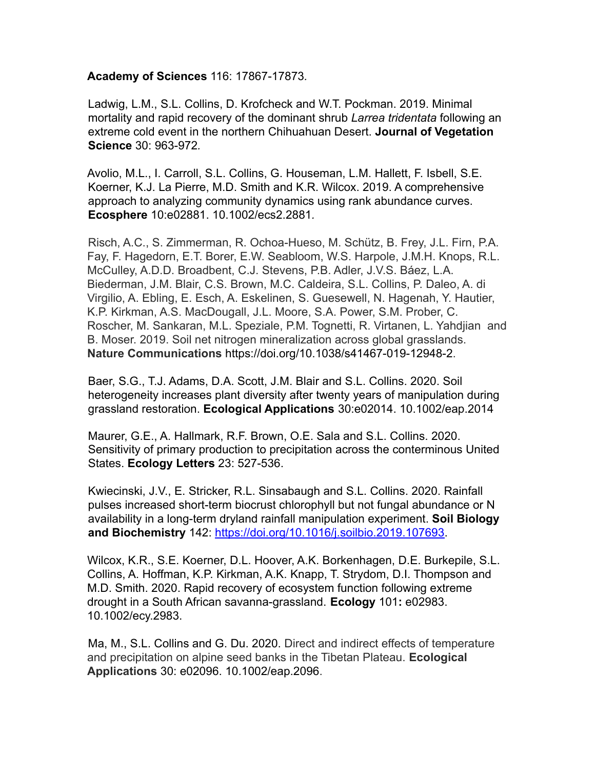**Academy of Sciences** 116: 17867-17873.

Ladwig, L.M., S.L. Collins, D. Krofcheck and W.T. Pockman. 2019. Minimal mortality and rapid recovery of the dominant shrub *Larrea tridentata* following an extreme cold event in the northern Chihuahuan Desert. **Journal of Vegetation Science** 30: 963-972.

Avolio, M.L., I. Carroll, S.L. Collins, G. Houseman, L.M. Hallett, F. Isbell, S.E. Koerner, K.J. La Pierre, M.D. Smith and K.R. Wilcox. 2019. A comprehensive approach to analyzing community dynamics using rank abundance curves. **Ecosphere** 10:e02881. 10.1002/ecs2.2881.

Risch, A.C., S. Zimmerman, R. Ochoa-Hueso, M. Schütz, B. Frey, J.L. Firn, P.A. Fay, F. Hagedorn, E.T. Borer, E.W. Seabloom, W.S. Harpole, J.M.H. Knops, R.L. McCulley, A.D.D. Broadbent, C.J. Stevens, P.B. Adler, J.V.S. Báez, L.A. Biederman, J.M. Blair, C.S. Brown, M.C. Caldeira, S.L. Collins, P. Daleo, A. di Virgilio, A. Ebling, E. Esch, A. Eskelinen, S. Guesewell, N. Hagenah, Y. Hautier, K.P. Kirkman, A.S. MacDougall, J.L. Moore, S.A. Power, S.M. Prober, C. Roscher, M. Sankaran, M.L. Speziale, P.M. Tognetti, R. Virtanen, L. Yahdjian and B. Moser. 2019. Soil net nitrogen mineralization across global grasslands. **Nature Communications** https://doi.org/10.1038/s41467-019-12948-2.

Baer, S.G., T.J. Adams, D.A. Scott, J.M. Blair and S.L. Collins. 2020. Soil heterogeneity increases plant diversity after twenty years of manipulation during grassland restoration. **Ecological Applications** 30:e02014. 10.1002/eap.2014

Maurer, G.E., A. Hallmark, R.F. Brown, O.E. Sala and S.L. Collins. 2020. Sensitivity of primary production to precipitation across the conterminous United States. **Ecology Letters** 23: 527-536.

Kwiecinski, J.V., E. Stricker, R.L. Sinsabaugh and S.L. Collins. 2020. Rainfall pulses increased short-term biocrust chlorophyll but not fungal abundance or N availability in a long-term dryland rainfall manipulation experiment. **Soil Biology and Biochemistry** 142: https://doi.org/10.1016/j.soilbio.2019.107693.

Wilcox, K.R., S.E. Koerner, D.L. Hoover, A.K. Borkenhagen, D.E. Burkepile, S.L. Collins, A. Hoffman, K.P. Kirkman, A.K. Knapp, T. Strydom, D.I. Thompson and M.D. Smith. 2020. Rapid recovery of ecosystem function following extreme drought in a South African savanna-grassland. **Ecology** 101**:** e02983. 10.1002/ecy.2983.

Ma, M., S.L. Collins and G. Du. 2020. Direct and indirect effects of temperature and precipitation on alpine seed banks in the Tibetan Plateau. **Ecological Applications** 30: e02096. 10.1002/eap.2096.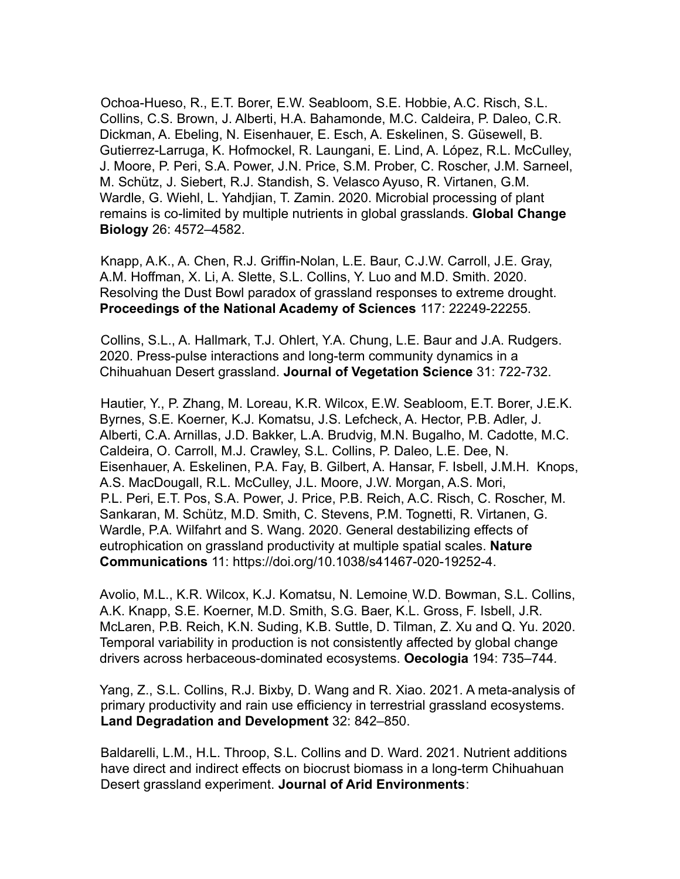Ochoa-Hueso, R., E.T. Borer, E.W. Seabloom, S.E. Hobbie, A.C. Risch, S.L. Collins, C.S. Brown, J. Alberti, H.A. Bahamonde, M.C. Caldeira, P. Daleo, C.R. Dickman, A. Ebeling, N. Eisenhauer, E. Esch, A. Eskelinen, S. Güsewell, B. Gutierrez-Larruga, K. Hofmockel, R. Laungani, E. Lind, A. López, R.L. McCulley, J. Moore, P. Peri, S.A. Power, J.N. Price, S.M. Prober, C. Roscher, J.M. Sarneel, M. Schütz, J. Siebert, R.J. Standish, S. Velasco Ayuso, R. Virtanen, G.M. Wardle, G. Wiehl, L. Yahdjian, T. Zamin. 2020. Microbial processing of plant remains is co-limited by multiple nutrients in global grasslands. **Global Change Biology** 26: 4572–4582.

Knapp, A.K., A. Chen, R.J. Griffin-Nolan, L.E. Baur, C.J.W. Carroll, J.E. Gray, A.M. Hoffman, X. Li, A. Slette, S.L. Collins, Y. Luo and M.D. Smith. 2020. Resolving the Dust Bowl paradox of grassland responses to extreme drought. **Proceedings of the National Academy of Sciences** 117: 22249-22255.

Collins, S.L., A. Hallmark, T.J. Ohlert, Y.A. Chung, L.E. Baur and J.A. Rudgers. 2020. Press-pulse interactions and long-term community dynamics in a Chihuahuan Desert grassland. **Journal of Vegetation Science** 31: 722-732.

Hautier, Y., P. Zhang, M. Loreau, K.R. Wilcox, E.W. Seabloom, E.T. Borer, J.E.K. Byrnes, S.E. Koerner, K.J. Komatsu, J.S. Lefcheck, A. Hector, P.B. Adler, J. Alberti, C.A. Arnillas, J.D. Bakker, L.A. Brudvig, M.N. Bugalho, M. Cadotte, M.C. Caldeira, O. Carroll, M.J. Crawley, S.L. Collins, P. Daleo, L.E. Dee, N. Eisenhauer, A. Eskelinen, P.A. Fay, B. Gilbert, A. Hansar, F. Isbell, J.M.H. Knops, A.S. MacDougall, R.L. McCulley, J.L. Moore, J.W. Morgan, A.S. Mori, P.L. Peri, E.T. Pos, S.A. Power, J. Price, P.B. Reich, A.C. Risch, C. Roscher, M. Sankaran, M. Schütz, M.D. Smith, C. Stevens, P.M. Tognetti, R. Virtanen, G. Wardle, P.A. Wilfahrt and S. Wang. 2020. General destabilizing effects of eutrophication on grassland productivity at multiple spatial scales. **Nature Communications** 11: https://doi.org/10.1038/s41467-020-19252-4.

Avolio, M.L., K.R. Wilcox, K.J. Komatsu, N. Lemoine, W.D. Bowman, S.L. Collins, A.K. Knapp, S.E. Koerner, M.D. Smith, S.G. Baer, K.L. Gross, F. Isbell, J.R. McLaren, P.B. Reich, K.N. Suding, K.B. Suttle, D. Tilman, Z. Xu and Q. Yu. 2020. Temporal variability in production is not consistently affected by global change drivers across herbaceous-dominated ecosystems. **Oecologia** 194: 735–744.

Yang, Z., S.L. Collins, R.J. Bixby, D. Wang and R. Xiao. 2021. A meta-analysis of primary productivity and rain use efficiency in terrestrial grassland ecosystems. **Land Degradation and Development** 32: 842–850.

Baldarelli, L.M., H.L. Throop, S.L. Collins and D. Ward. 2021. Nutrient additions have direct and indirect effects on biocrust biomass in a long-term Chihuahuan Desert grassland experiment. **Journal of Arid Environments**: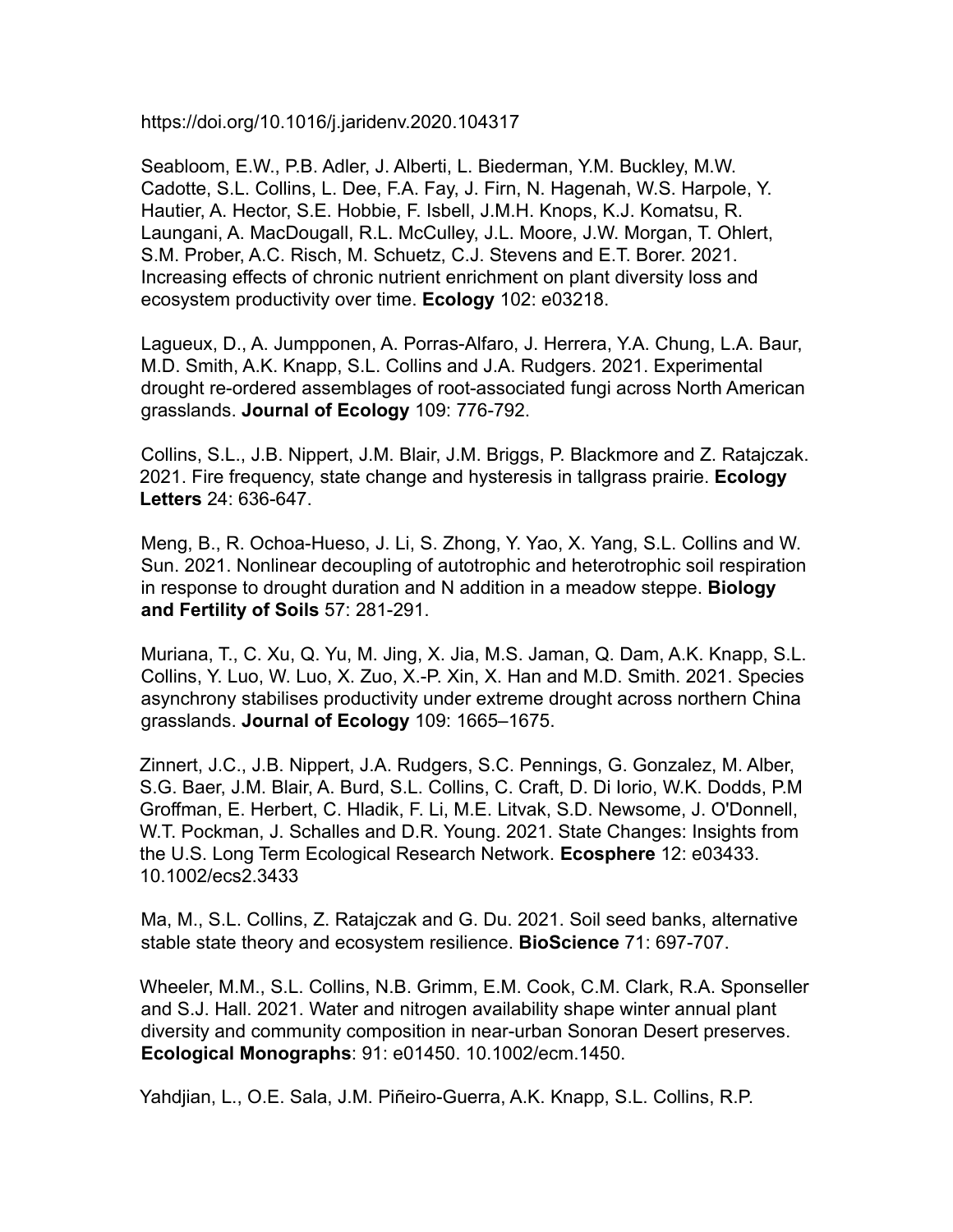https://doi.org/10.1016/j.jaridenv.2020.104317

Seabloom, E.W., P.B. Adler, J. Alberti, L. Biederman, Y.M. Buckley, M.W. Cadotte, S.L. Collins, L. Dee, F.A. Fay, J. Firn, N. Hagenah, W.S. Harpole, Y. Hautier, A. Hector, S.E. Hobbie, F. Isbell, J.M.H. Knops, K.J. Komatsu, R. Laungani, A. MacDougall, R.L. McCulley, J.L. Moore, J.W. Morgan, T. Ohlert, S.M. Prober, A.C. Risch, M. Schuetz, C.J. Stevens and E.T. Borer. 2021. Increasing effects of chronic nutrient enrichment on plant diversity loss and ecosystem productivity over time. **Ecology** 102: e03218.

Lagueux, D., A. Jumpponen, A. Porras-Alfaro, J. Herrera, Y.A. Chung, L.A. Baur, M.D. Smith, A.K. Knapp, S.L. Collins and J.A. Rudgers. 2021. Experimental drought re-ordered assemblages of root-associated fungi across North American grasslands. **Journal of Ecology** 109: 776-792.

Collins, S.L., J.B. Nippert, J.M. Blair, J.M. Briggs, P. Blackmore and Z. Ratajczak. 2021. Fire frequency, state change and hysteresis in tallgrass prairie. **Ecology Letters** 24: 636-647.

Meng, B., R. Ochoa-Hueso, J. Li, S. Zhong, Y. Yao, X. Yang, S.L. Collins and W. Sun. 2021. Nonlinear decoupling of autotrophic and heterotrophic soil respiration in response to drought duration and N addition in a meadow steppe. **Biology and Fertility of Soils** 57: 281-291.

Muriana, T., C. Xu, Q. Yu, M. Jing, X. Jia, M.S. Jaman, Q. Dam, A.K. Knapp, S.L. Collins, Y. Luo, W. Luo, X. Zuo, X.-P. Xin, X. Han and M.D. Smith. 2021. Species asynchrony stabilises productivity under extreme drought across northern China grasslands. **Journal of Ecology** 109: 1665–1675.

Zinnert, J.C., J.B. Nippert, J.A. Rudgers, S.C. Pennings, G. Gonzalez, M. Alber, S.G. Baer, J.M. Blair, A. Burd, S.L. Collins, C. Craft, D. Di Iorio, W.K. Dodds, P.M Groffman, E. Herbert, C. Hladik, F. Li, M.E. Litvak, S.D. Newsome, J. O'Donnell, W.T. Pockman, J. Schalles and D.R. Young. 2021. State Changes: Insights from the U.S. Long Term Ecological Research Network. **Ecosphere** 12: e03433. 10.1002/ecs2.3433

Ma, M., S.L. Collins, Z. Ratajczak and G. Du. 2021. Soil seed banks, alternative stable state theory and ecosystem resilience. **BioScience** 71: 697-707.

Wheeler, M.M., S.L. Collins, N.B. Grimm, E.M. Cook, C.M. Clark, R.A. Sponseller and S.J. Hall. 2021. Water and nitrogen availability shape winter annual plant diversity and community composition in near-urban Sonoran Desert preserves. **Ecological Monographs**: 91: e01450. 10.1002/ecm.1450.

Yahdjian, L., O.E. Sala, J.M. Piñeiro-Guerra, A.K. Knapp, S.L. Collins, R.P.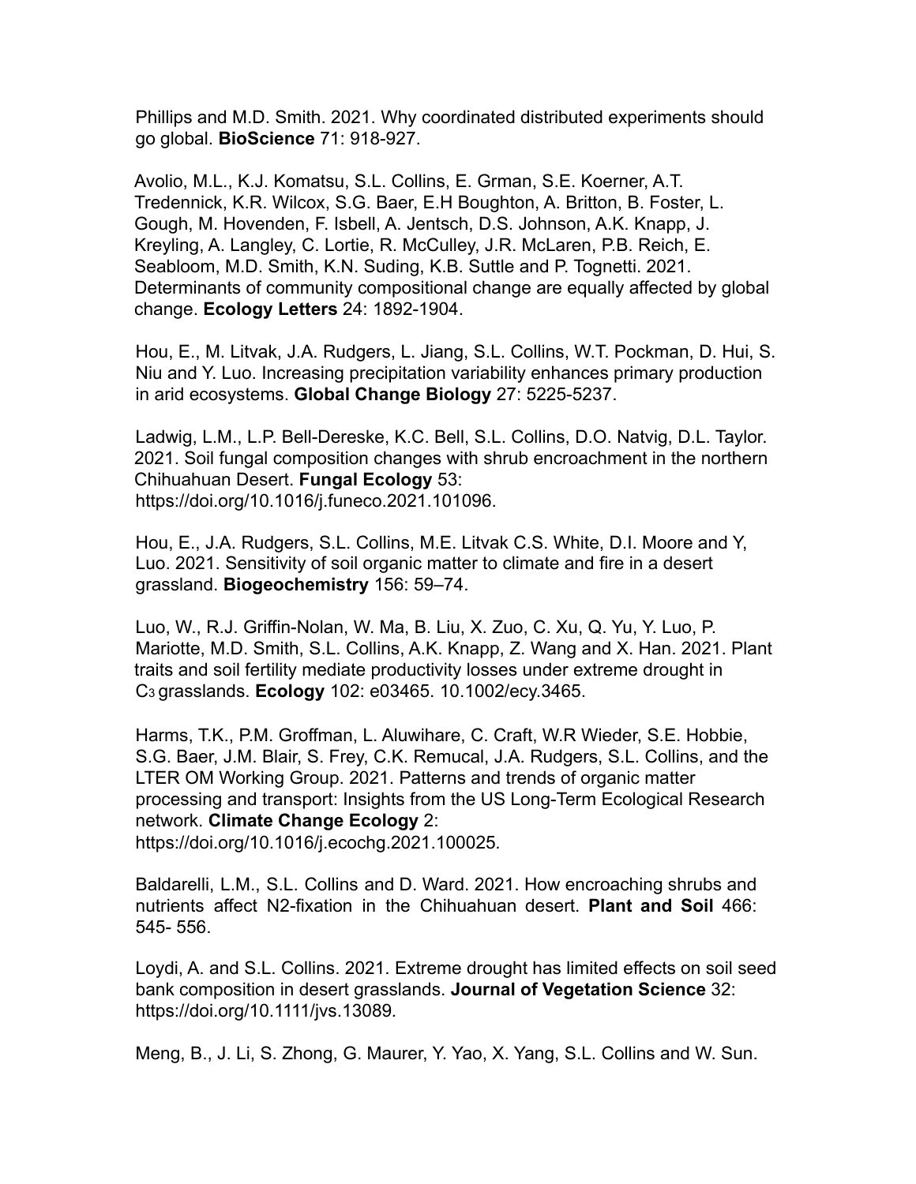Phillips and M.D. Smith. 2021. Why coordinated distributed experiments should go global. **BioScience** 71: 918-927.

Avolio, M.L., K.J. Komatsu, S.L. Collins, E. Grman, S.E. Koerner, A.T. Tredennick, K.R. Wilcox, S.G. Baer, E.H Boughton, A. Britton, B. Foster, L. Gough, M. Hovenden, F. Isbell, A. Jentsch, D.S. Johnson, A.K. Knapp, J. Kreyling, A. Langley, C. Lortie, R. McCulley, J.R. McLaren, P.B. Reich, E. Seabloom, M.D. Smith, K.N. Suding, K.B. Suttle and P. Tognetti. 2021. Determinants of community compositional change are equally affected by global change. **Ecology Letters** 24: 1892-1904.

Hou, E., M. Litvak, J.A. Rudgers, L. Jiang, S.L. Collins, W.T. Pockman, D. Hui, S. Niu and Y. Luo. Increasing precipitation variability enhances primary production in arid ecosystems. **Global Change Biology** 27: 5225-5237.

Ladwig, L.M., L.P. Bell-Dereske, K.C. Bell, S.L. Collins, D.O. Natvig, D.L. Taylor. 2021. Soil fungal composition changes with shrub encroachment in the northern Chihuahuan Desert. **Fungal Ecology** 53: https://doi.org/10.1016/j.funeco.2021.101096.

Hou, E., J.A. Rudgers, S.L. Collins, M.E. Litvak C.S. White, D.I. Moore and Y, Luo. 2021. Sensitivity of soil organic matter to climate and fire in a desert grassland. **Biogeochemistry** 156: 59–74.

Luo, W., R.J. Griffin-Nolan, W. Ma, B. Liu, X. Zuo, C. Xu, Q. Yu, Y. Luo, P. Mariotte, M.D. Smith, S.L. Collins, A.K. Knapp, Z. Wang and X. Han. 2021. Plant traits and soil fertility mediate productivity losses under extreme drought in $C_3$ grasslands. **Ecology** 102: e03465. 10.1002/ecy.3465.

Harms, T.K., P.M. Groffman, L. Aluwihare, C. Craft, W.R Wieder, S.E. Hobbie, S.G. Baer, J.M. Blair, S. Frey, C.K. Remucal, J.A. Rudgers, S.L. Collins, and the LTER OM Working Group. 2021. Patterns and trends of organic matter processing and transport: Insights from the US Long-Term Ecological Research network. **Climate Change Ecology** 2: https://doi.org/10.1016/j.ecochg.2021.100025.

Baldarelli, L.M., S.L. Collins and D. Ward. 2021. How encroaching shrubs and nutrients affect N2-fixation in the Chihuahuan desert. **Plant and Soil** 466: 545- 556.

Loydi, A. and S.L. Collins. 2021. Extreme drought has limited effects on soil seed bank composition in desert grasslands. **Journal of Vegetation Science** 32: https://doi.org/10.1111/jvs.13089.

Meng, B., J. Li, S. Zhong, G. Maurer, Y. Yao, X. Yang, S.L. Collins and W. Sun.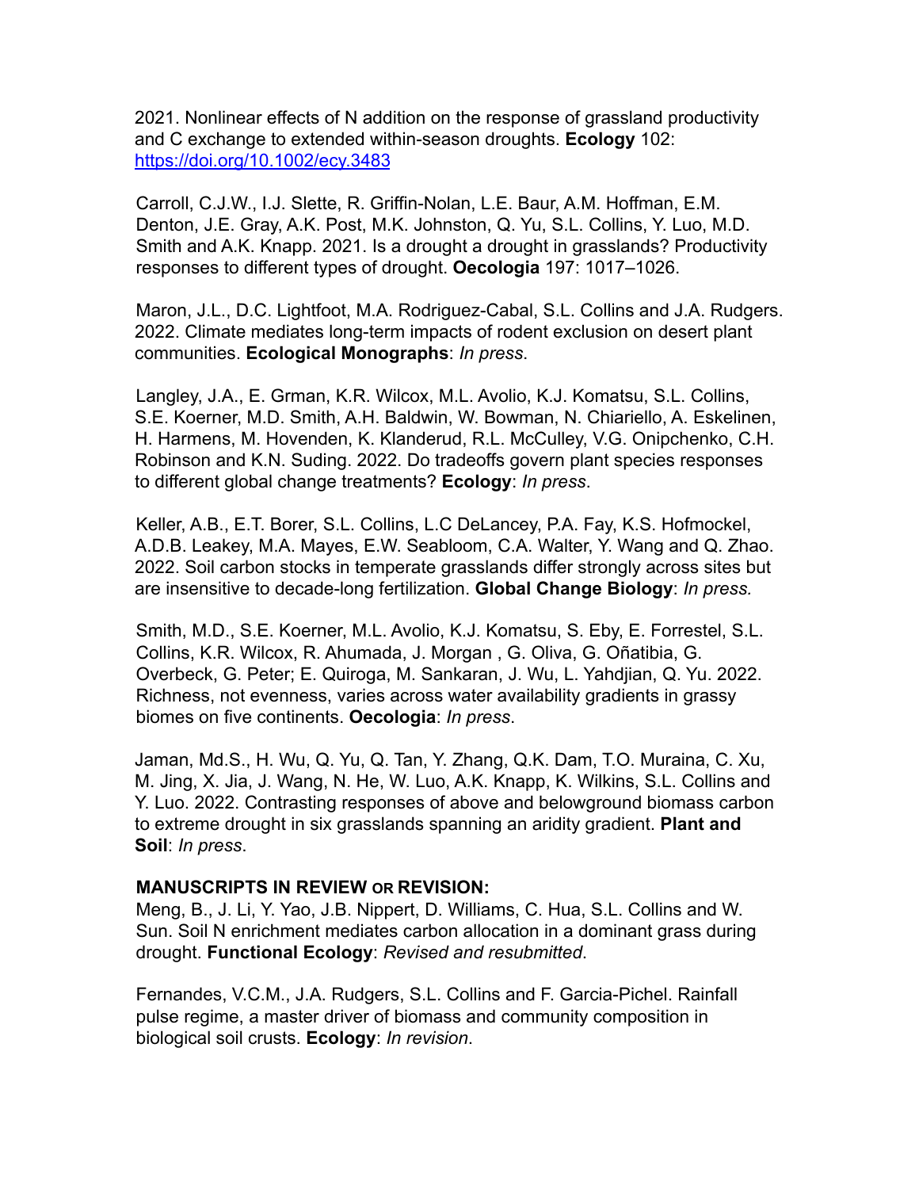2021. Nonlinear effects of N addition on the response of grassland productivity and C exchange to extended within-season droughts. **Ecology** 102: https://doi.org/10.1002/ecy.3483

Carroll, C.J.W., I.J. Slette, R. Griffin-Nolan, L.E. Baur, A.M. Hoffman, E.M. Denton, J.E. Gray, A.K. Post, M.K. Johnston, Q. Yu, S.L. Collins, Y. Luo, M.D. Smith and A.K. Knapp. 2021. Is a drought a drought in grasslands? Productivity responses to different types of drought. **Oecologia** 197: 1017–1026.

Maron, J.L., D.C. Lightfoot, M.A. Rodriguez-Cabal, S.L. Collins and J.A. Rudgers. 2022. Climate mediates long-term impacts of rodent exclusion on desert plant communities. **Ecological Monographs**: *In press*.

Langley, J.A., E. Grman, K.R. Wilcox, M.L. Avolio, K.J. Komatsu, S.L. Collins, S.E. Koerner, M.D. Smith, A.H. Baldwin, W. Bowman, N. Chiariello, A. Eskelinen, H. Harmens, M. Hovenden, K. Klanderud, R.L. McCulley, V.G. Onipchenko, C.H. Robinson and K.N. Suding. 2022. Do tradeoffs govern plant species responses to different global change treatments? **Ecology**: *In press*.

Keller, A.B., E.T. Borer, S.L. Collins, L.C DeLancey, P.A. Fay, K.S. Hofmockel, A.D.B. Leakey, M.A. Mayes, E.W. Seabloom, C.A. Walter, Y. Wang and Q. Zhao. 2022. Soil carbon stocks in temperate grasslands differ strongly across sites but are insensitive to decade-long fertilization. **Global Change Biology**: *In press.*

Smith, M.D., S.E. Koerner, M.L. Avolio, K.J. Komatsu, S. Eby, E. Forrestel, S.L. Collins, K.R. Wilcox, R. Ahumada, J. Morgan , G. Oliva, G. Oñatibia, G. Overbeck, G. Peter; E. Quiroga, M. Sankaran, J. Wu, L. Yahdjian, Q. Yu. 2022. Richness, not evenness, varies across water availability gradients in grassy biomes on five continents. **Oecologia**: *In press*.

Jaman, Md.S., H. Wu, Q. Yu, Q. Tan, Y. Zhang, Q.K. Dam, T.O. Muraina, C. Xu, M. Jing, X. Jia, J. Wang, N. He, W. Luo, A.K. Knapp, K. Wilkins, S.L. Collins and Y. Luo. 2022. Contrasting responses of above and belowground biomass carbon to extreme drought in six grasslands spanning an aridity gradient. **Plant and Soil**: *In press*.

**MANUSCRIPTS IN REVIEW OR REVISION:**

Meng, B., J. Li, Y. Yao, J.B. Nippert, D. Williams, C. Hua, S.L. Collins and W. Sun. Soil N enrichment mediates carbon allocation in a dominant grass during drought. **Functional Ecology**: *Revised and resubmitted*.

Fernandes, V.C.M., J.A. Rudgers, S.L. Collins and F. Garcia-Pichel. Rainfall pulse regime, a master driver of biomass and community composition in biological soil crusts. **Ecology**: *In revision*.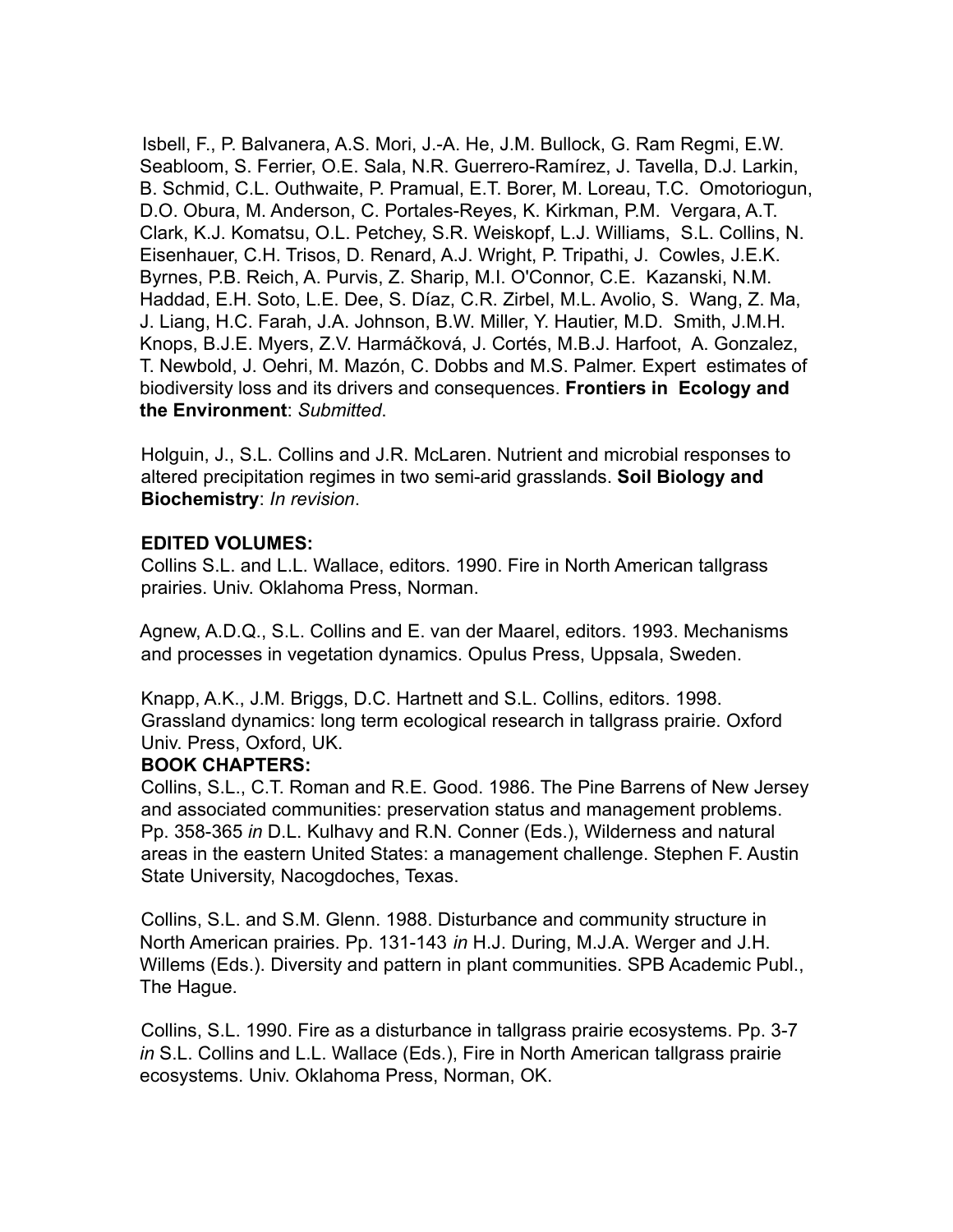Isbell, F., P. Balvanera, A.S. Mori, J.-A. He, J.M. Bullock, G. Ram Regmi, E.W. Seabloom, S. Ferrier, O.E. Sala, N.R. Guerrero-Ramírez, J. Tavella, D.J. Larkin, B. Schmid, C.L. Outhwaite, P. Pramual, E.T. Borer, M. Loreau, T.C. Omotoriogun, D.O. Obura, M. Anderson, C. Portales-Reyes, K. Kirkman, P.M. Vergara, A.T. Clark, K.J. Komatsu, O.L. Petchey, S.R. Weiskopf, L.J. Williams, S.L. Collins, N. Eisenhauer, C.H. Trisos, D. Renard, A.J. Wright, P. Tripathi, J. Cowles, J.E.K. Byrnes, P.B. Reich, A. Purvis, Z. Sharip, M.I. O'Connor, C.E. Kazanski, N.M. Haddad, E.H. Soto, L.E. Dee, S. Díaz, C.R. Zirbel, M.L. Avolio, S. Wang, Z. Ma, J. Liang, H.C. Farah, J.A. Johnson, B.W. Miller, Y. Hautier, M.D. Smith, J.M.H. Knops, B.J.E. Myers, Z.V. Harmáčková, J. Cortés, M.B.J. Harfoot, A. Gonzalez, T. Newbold, J. Oehri, M. Mazón, C. Dobbs and M.S. Palmer. Expert estimates of biodiversity loss and its drivers and consequences. **Frontiers in Ecology and the Environment**: *Submitted*.

Holguin, J., S.L. Collins and J.R. McLaren. Nutrient and microbial responses to altered precipitation regimes in two semi-arid grasslands. **Soil Biology and Biochemistry**: *In revision*.

**EDITED VOLUMES:**

Collins S.L. and L.L. Wallace, editors. 1990. Fire in North American tallgrass prairies. Univ. Oklahoma Press, Norman.

Agnew, A.D.Q., S.L. Collins and E. van der Maarel, editors. 1993. Mechanisms and processes in vegetation dynamics. Opulus Press, Uppsala, Sweden.

Knapp, A.K., J.M. Briggs, D.C. Hartnett and S.L. Collins, editors. 1998. Grassland dynamics: long term ecological research in tallgrass prairie. Oxford Univ. Press, Oxford, UK.

**BOOK CHAPTERS:**

Collins, S.L., C.T. Roman and R.E. Good. 1986. The Pine Barrens of New Jersey and associated communities: preservation status and management problems. Pp. 358-365 *in* D.L. Kulhavy and R.N. Conner (Eds.), Wilderness and natural areas in the eastern United States: a management challenge. Stephen F. Austin State University, Nacogdoches, Texas.

Collins, S.L. and S.M. Glenn. 1988. Disturbance and community structure in North American prairies. Pp. 131-143 *in* H.J. During, M.J.A. Werger and J.H. Willems (Eds.). Diversity and pattern in plant communities. SPB Academic Publ., The Hague.

Collins, S.L. 1990. Fire as a disturbance in tallgrass prairie ecosystems. Pp. 3-7 *in* S.L. Collins and L.L. Wallace (Eds.), Fire in North American tallgrass prairie ecosystems. Univ. Oklahoma Press, Norman, OK.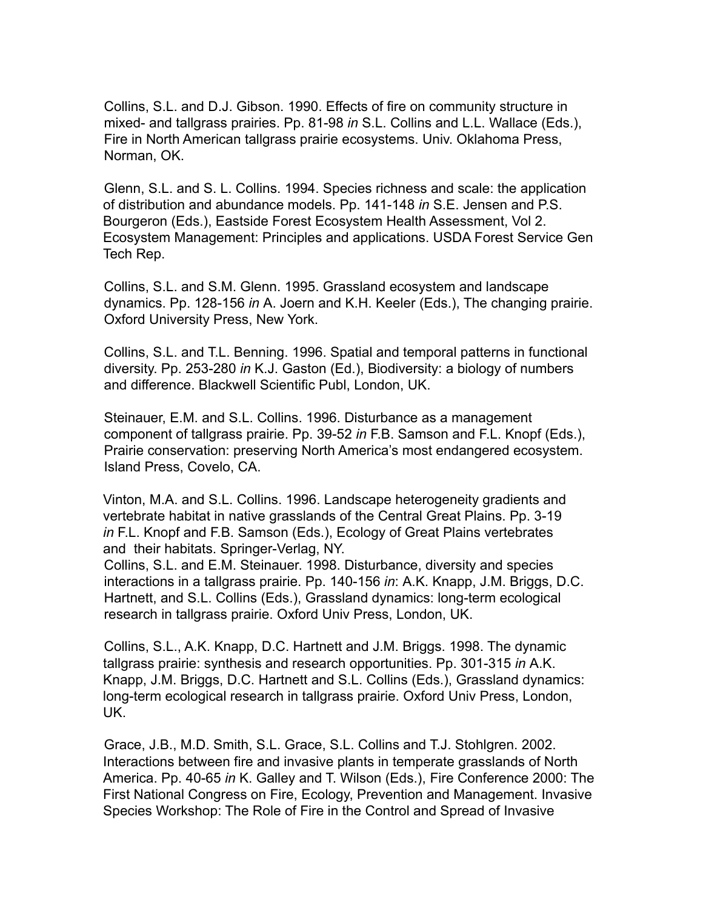Collins, S.L. and D.J. Gibson. 1990. Effects of fire on community structure in mixed- and tallgrass prairies. Pp. 81-98 *in* S.L. Collins and L.L. Wallace (Eds.), Fire in North American tallgrass prairie ecosystems. Univ. Oklahoma Press, Norman, OK.

Glenn, S.L. and S. L. Collins. 1994. Species richness and scale: the application of distribution and abundance models. Pp. 141-148 *in* S.E. Jensen and P.S. Bourgeron (Eds.), Eastside Forest Ecosystem Health Assessment, Vol 2. Ecosystem Management: Principles and applications. USDA Forest Service Gen Tech Rep.

Collins, S.L. and S.M. Glenn. 1995. Grassland ecosystem and landscape dynamics. Pp. 128-156 *in* A. Joern and K.H. Keeler (Eds.), The changing prairie. Oxford University Press, New York.

Collins, S.L. and T.L. Benning. 1996. Spatial and temporal patterns in functional diversity. Pp. 253-280 *in* K.J. Gaston (Ed.), Biodiversity: a biology of numbers and difference. Blackwell Scientific Publ, London, UK.

Steinauer, E.M. and S.L. Collins. 1996. Disturbance as a management component of tallgrass prairie. Pp. 39-52 *in* F.B. Samson and F.L. Knopf (Eds.), Prairie conservation: preserving North America's most endangered ecosystem. Island Press, Covelo, CA.

Vinton, M.A. and S.L. Collins. 1996. Landscape heterogeneity gradients and vertebrate habitat in native grasslands of the Central Great Plains. Pp. 3-19 *in* F.L. Knopf and F.B. Samson (Eds.), Ecology of Great Plains vertebrates and their habitats. Springer-Verlag, NY.

Collins, S.L. and E.M. Steinauer. 1998. Disturbance, diversity and species interactions in a tallgrass prairie. Pp. 140-156 *in*: A.K. Knapp, J.M. Briggs, D.C. Hartnett, and S.L. Collins (Eds.), Grassland dynamics: long-term ecological research in tallgrass prairie. Oxford Univ Press, London, UK.

Collins, S.L., A.K. Knapp, D.C. Hartnett and J.M. Briggs. 1998. The dynamic tallgrass prairie: synthesis and research opportunities. Pp. 301-315 *in* A.K. Knapp, J.M. Briggs, D.C. Hartnett and S.L. Collins (Eds.), Grassland dynamics: long-term ecological research in tallgrass prairie. Oxford Univ Press, London, UK.

Grace, J.B., M.D. Smith, S.L. Grace, S.L. Collins and T.J. Stohlgren. 2002. Interactions between fire and invasive plants in temperate grasslands of North America. Pp. 40-65 *in* K. Galley and T. Wilson (Eds.), Fire Conference 2000: The First National Congress on Fire, Ecology, Prevention and Management. Invasive Species Workshop: The Role of Fire in the Control and Spread of Invasive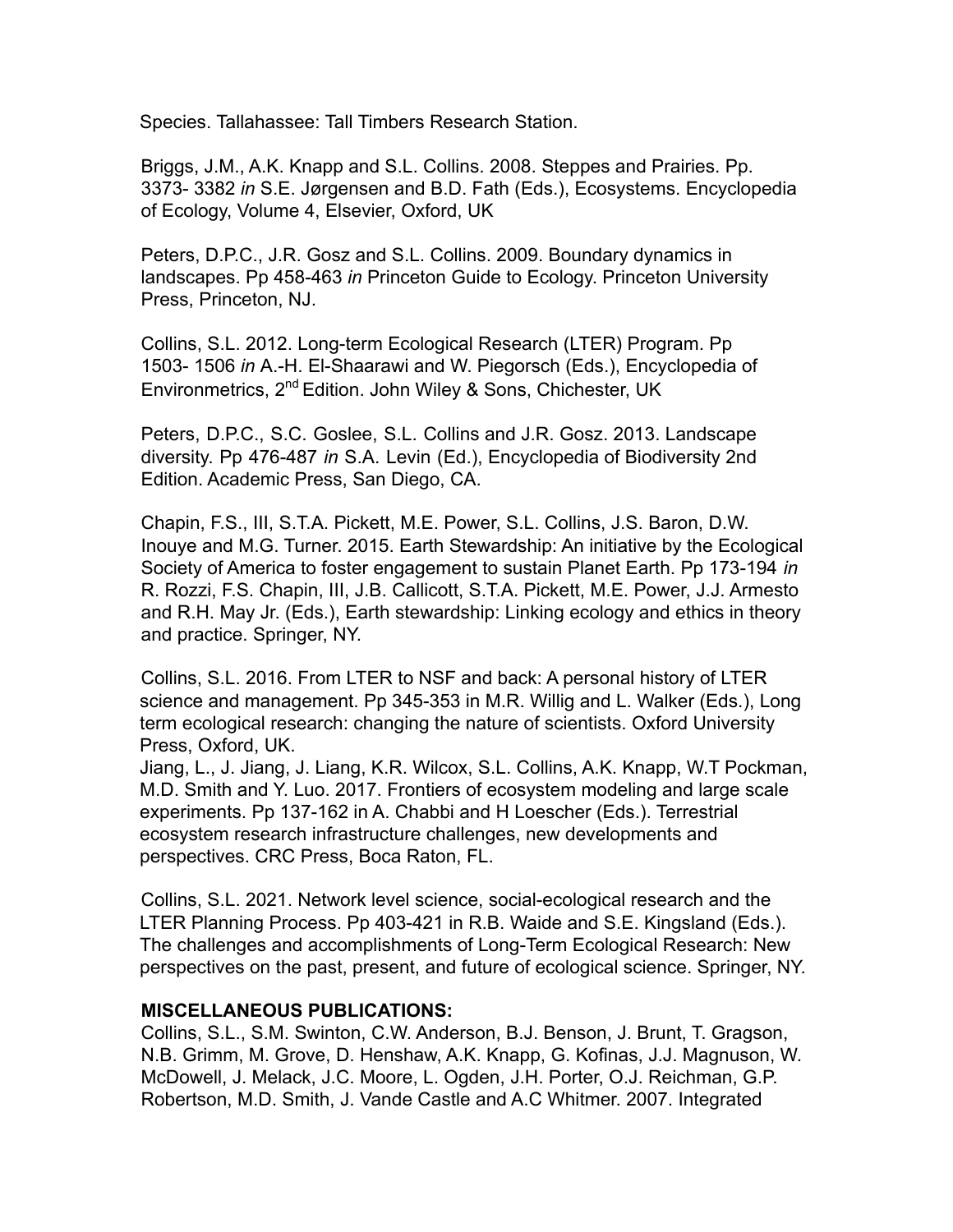Species. Tallahassee: Tall Timbers Research Station.

Briggs, J.M., A.K. Knapp and S.L. Collins. 2008. Steppes and Prairies. Pp. 3373- 3382 *in* S.E. Jørgensen and B.D. Fath (Eds.), Ecosystems. Encyclopedia of Ecology, Volume 4, Elsevier, Oxford, UK

Peters, D.P.C., J.R. Gosz and S.L. Collins. 2009. Boundary dynamics in landscapes. Pp 458-463 *in* Princeton Guide to Ecology. Princeton University Press, Princeton, NJ.

Collins, S.L. 2012. Long-term Ecological Research (LTER) Program. Pp 1503- 1506 *in* A.-H. El-Shaarawi and W. Piegorsch (Eds.), Encyclopedia of Environmetrics, 2nd Edition. John Wiley & Sons, Chichester, UK

Peters, D.P.C., S.C. Goslee, S.L. Collins and J.R. Gosz. 2013. Landscape diversity. Pp 476-487 *in* S.A. Levin (Ed.), Encyclopedia of Biodiversity 2nd Edition. Academic Press, San Diego, CA.

Chapin, F.S., III, S.T.A. Pickett, M.E. Power, S.L. Collins, J.S. Baron, D.W. Inouye and M.G. Turner. 2015. Earth Stewardship: An initiative by the Ecological Society of America to foster engagement to sustain Planet Earth. Pp 173-194 *in* R. Rozzi, F.S. Chapin, III, J.B. Callicott, S.T.A. Pickett, M.E. Power, J.J. Armesto and R.H. May Jr. (Eds.), Earth stewardship: Linking ecology and ethics in theory and practice. Springer, NY.

Collins, S.L. 2016. From LTER to NSF and back: A personal history of LTER science and management. Pp 345-353 in M.R. Willig and L. Walker (Eds.), Long term ecological research: changing the nature of scientists. Oxford University Press, Oxford, UK.

Jiang, L., J. Jiang, J. Liang, K.R. Wilcox, S.L. Collins, A.K. Knapp, W.T Pockman, M.D. Smith and Y. Luo. 2017. Frontiers of ecosystem modeling and large scale experiments. Pp 137-162 in A. Chabbi and H Loescher (Eds.). Terrestrial ecosystem research infrastructure challenges, new developments and perspectives. CRC Press, Boca Raton, FL.

Collins, S.L. 2021. Network level science, social-ecological research and the LTER Planning Process. Pp 403-421 in R.B. Waide and S.E. Kingsland (Eds.). The challenges and accomplishments of Long-Term Ecological Research: New perspectives on the past, present, and future of ecological science. Springer, NY.

**MISCELLANEOUS PUBLICATIONS:**

Collins, S.L., S.M. Swinton, C.W. Anderson, B.J. Benson, J. Brunt, T. Gragson, N.B. Grimm, M. Grove, D. Henshaw, A.K. Knapp, G. Kofinas, J.J. Magnuson, W. McDowell, J. Melack, J.C. Moore, L. Ogden, J.H. Porter, O.J. Reichman, G.P. Robertson, M.D. Smith, J. Vande Castle and A.C Whitmer. 2007. Integrated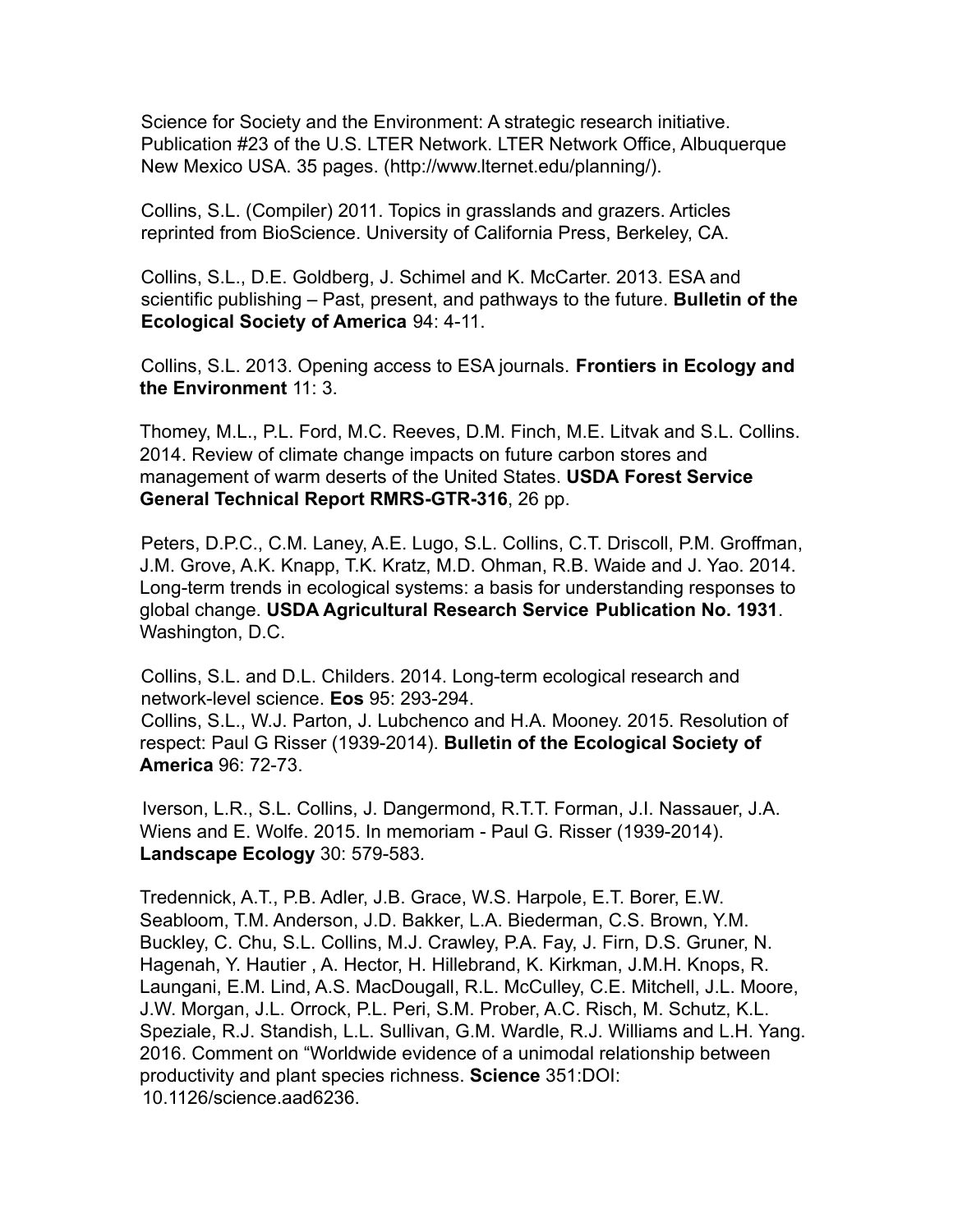Science for Society and the Environment: A strategic research initiative. Publication #23 of the U.S. LTER Network. LTER Network Office, Albuquerque New Mexico USA. 35 pages. (http://www.lternet.edu/planning/).

Collins, S.L. (Compiler) 2011. Topics in grasslands and grazers. Articles reprinted from BioScience. University of California Press, Berkeley, CA.

Collins, S.L., D.E. Goldberg, J. Schimel and K. McCarter. 2013. ESA and scientific publishing – Past, present, and pathways to the future. **Bulletin of the Ecological Society of America** 94: 4-11.

Collins, S.L. 2013. Opening access to ESA journals. **Frontiers in Ecology and the Environment** 11: 3.

Thomey, M.L., P.L. Ford, M.C. Reeves, D.M. Finch, M.E. Litvak and S.L. Collins. 2014. Review of climate change impacts on future carbon stores and management of warm deserts of the United States. **USDA Forest Service General Technical Report RMRS-GTR-316**, 26 pp.

Peters, D.P.C., C.M. Laney, A.E. Lugo, S.L. Collins, C.T. Driscoll, P.M. Groffman, J.M. Grove, A.K. Knapp, T.K. Kratz, M.D. Ohman, R.B. Waide and J. Yao. 2014. Long-term trends in ecological systems: a basis for understanding responses to global change. **USDA Agricultural Research Service Publication No. 1931**. Washington, D.C.

Collins, S.L. and D.L. Childers. 2014. Long-term ecological research and network-level science. **Eos** 95: 293-294.
Collins, S.L., W.J. Parton, J. Lubchenco and H.A. Mooney. 2015. Resolution of respect: Paul G Risser (1939-2014). **Bulletin of the Ecological Society of America** 96: 72-73.

Iverson, L.R., S.L. Collins, J. Dangermond, R.T.T. Forman, J.I. Nassauer, J.A. Wiens and E. Wolfe. 2015. In memoriam - Paul G. Risser (1939-2014). **Landscape Ecology** 30: 579-583.

Tredennick, A.T., P.B. Adler, J.B. Grace, W.S. Harpole, E.T. Borer, E.W. Seabloom, T.M. Anderson, J.D. Bakker, L.A. Biederman, C.S. Brown, Y.M. Buckley, C. Chu, S.L. Collins, M.J. Crawley, P.A. Fay, J. Firn, D.S. Gruner, N. Hagenah, Y. Hautier , A. Hector, H. Hillebrand, K. Kirkman, J.M.H. Knops, R. Laungani, E.M. Lind, A.S. MacDougall, R.L. McCulley, C.E. Mitchell, J.L. Moore, J.W. Morgan, J.L. Orrock, P.L. Peri, S.M. Prober, A.C. Risch, M. Schutz, K.L. Speziale, R.J. Standish, L.L. Sullivan, G.M. Wardle, R.J. Williams and L.H. Yang. 2016. Comment on "Worldwide evidence of a unimodal relationship between productivity and plant species richness. **Science** 351:DOI: 10.1126/science.aad6236.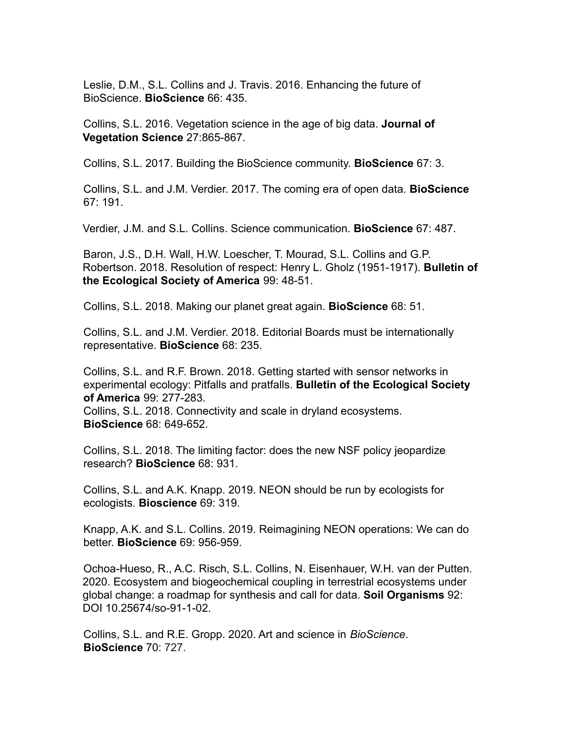Leslie, D.M., S.L. Collins and J. Travis. 2016. Enhancing the future of BioScience. **BioScience** 66: 435.

Collins, S.L. 2016. Vegetation science in the age of big data. **Journal of Vegetation Science** 27:865-867.

Collins, S.L. 2017. Building the BioScience community. **BioScience** 67: 3.

Collins, S.L. and J.M. Verdier. 2017. The coming era of open data. **BioScience** 67: 191.

Verdier, J.M. and S.L. Collins. Science communication. **BioScience** 67: 487.

Baron, J.S., D.H. Wall, H.W. Loescher, T. Mourad, S.L. Collins and G.P. Robertson. 2018. Resolution of respect: Henry L. Gholz (1951-1917). **Bulletin of the Ecological Society of America** 99: 48-51.

Collins, S.L. 2018. Making our planet great again. **BioScience** 68: 51.

Collins, S.L. and J.M. Verdier. 2018. Editorial Boards must be internationally representative. **BioScience** 68: 235.

Collins, S.L. and R.F. Brown. 2018. Getting started with sensor networks in experimental ecology: Pitfalls and pratfalls. **Bulletin of the Ecological Society of America** 99: 277-283.

Collins, S.L. 2018. Connectivity and scale in dryland ecosystems. **BioScience** 68: 649-652.

Collins, S.L. 2018. The limiting factor: does the new NSF policy jeopardize research? **BioScience** 68: 931.

Collins, S.L. and A.K. Knapp. 2019. NEON should be run by ecologists for ecologists. **Bioscience** 69: 319.

Knapp, A.K. and S.L. Collins. 2019. Reimagining NEON operations: We can do better. **BioScience** 69: 956-959.

Ochoa-Hueso, R., A.C. Risch, S.L. Collins, N. Eisenhauer, W.H. van der Putten. 2020. Ecosystem and biogeochemical coupling in terrestrial ecosystems under global change: a roadmap for synthesis and call for data. **Soil Organisms** 92: DOI 10.25674/so-91-1-02.

Collins, S.L. and R.E. Gropp. 2020. Art and science in *BioScience*. **BioScience** 70: 727.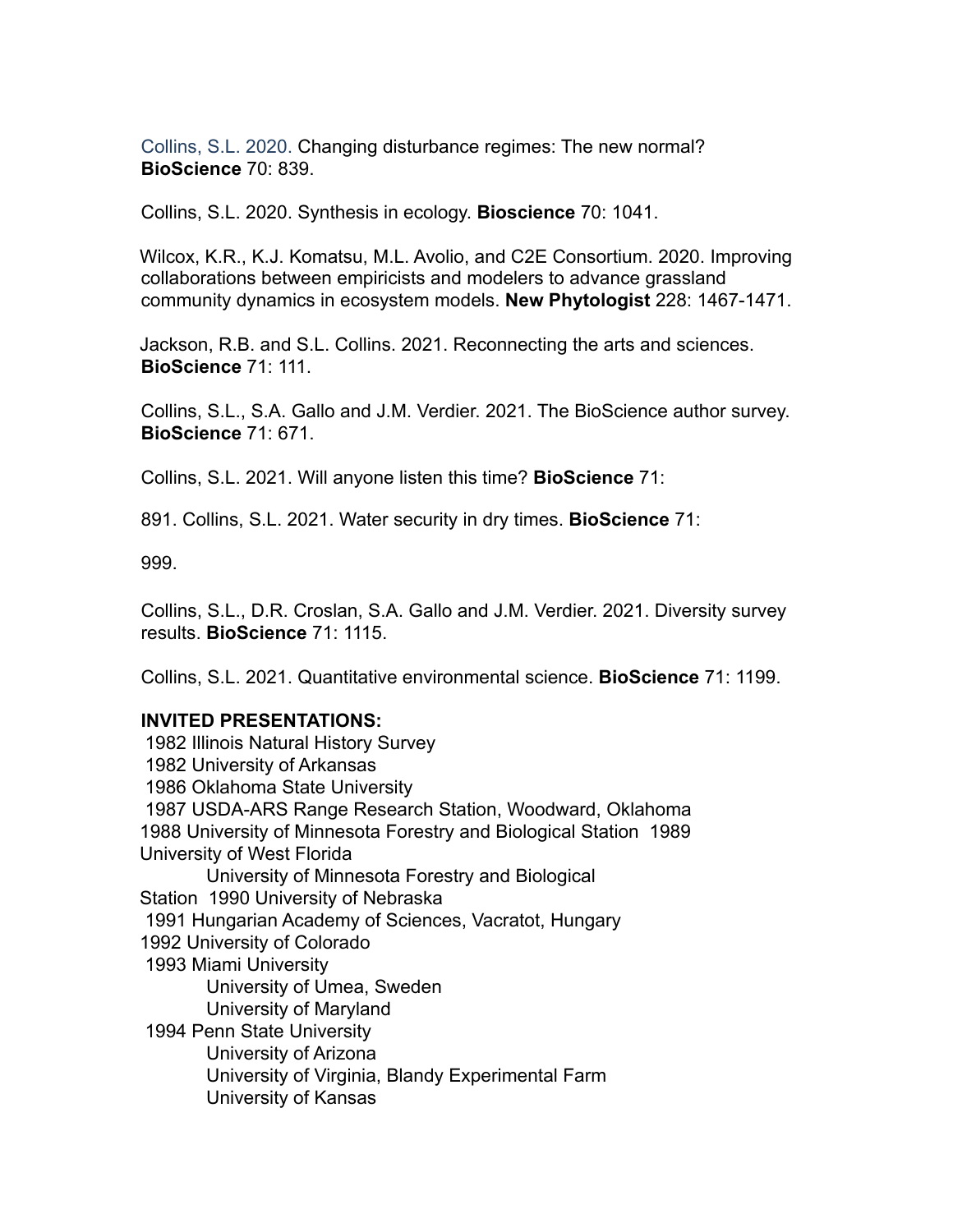Collins, S.L. 2020. Changing disturbance regimes: The new normal? **BioScience** 70: 839.

Collins, S.L. 2020. Synthesis in ecology. **Bioscience** 70: 1041.

Wilcox, K.R., K.J. Komatsu, M.L. Avolio, and C2E Consortium. 2020. Improving collaborations between empiricists and modelers to advance grassland community dynamics in ecosystem models. **New Phytologist** 228: 1467-1471.

Jackson, R.B. and S.L. Collins. 2021. Reconnecting the arts and sciences. **BioScience** 71: 111.

Collins, S.L., S.A. Gallo and J.M. Verdier. 2021. The BioScience author survey. **BioScience** 71: 671.

Collins, S.L. 2021. Will anyone listen this time? **BioScience** 71:

891. Collins, S.L. 2021. Water security in dry times. **BioScience** 71:

999.

Collins, S.L., D.R. Croslan, S.A. Gallo and J.M. Verdier. 2021. Diversity survey results. **BioScience** 71: 1115.

Collins, S.L. 2021. Quantitative environmental science. **BioScience** 71: 1199.

**INVITED PRESENTATIONS:**

1982 Illinois Natural History Survey
1982 University of Arkansas
1986 Oklahoma State University
1987 USDA-ARS Range Research Station, Woodward, Oklahoma
1988 University of Minnesota Forestry and Biological Station 1989 University of West Florida
University of Minnesota Forestry and Biological Station 1990 University of Nebraska
1991 Hungarian Academy of Sciences, Vacratot, Hungary
1992 University of Colorado
1993 Miami University
University of Umea, Sweden
University of Maryland
1994 Penn State University
University of Arizona
University of Virginia, Blandy Experimental Farm
University of Kansas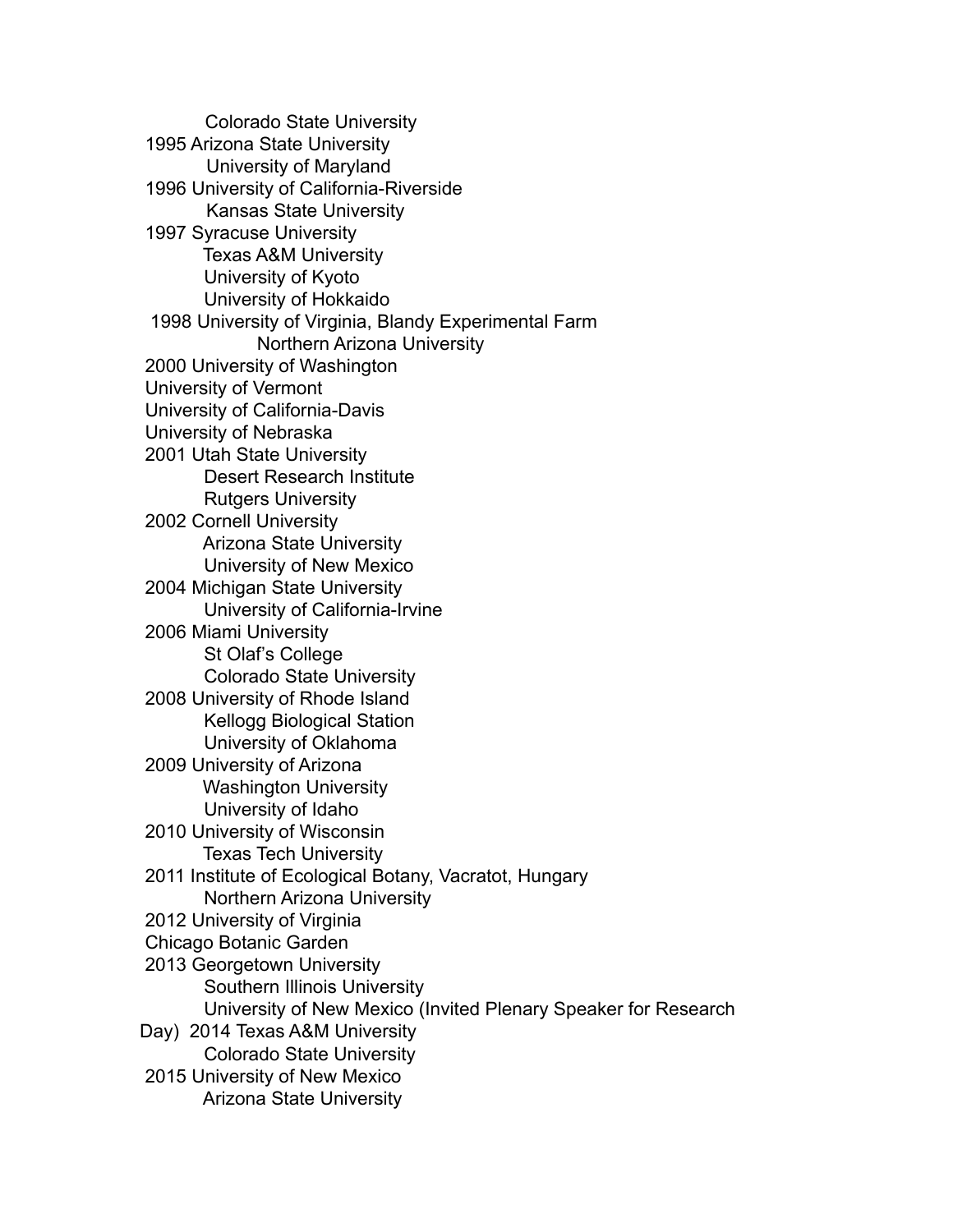Colorado State University

1995 Arizona State University
University of Maryland

1996 University of California-Riverside
Kansas State University

1997 Syracuse University
Texas A&M University
University of Kyoto
University of Hokkaido

1998 University of Virginia, Blandy Experimental Farm
Northern Arizona University

2000 University of Washington
University of Vermont
University of California-Davis
University of Nebraska

2001 Utah State University
Desert Research Institute
Rutgers University

2002 Cornell University
Arizona State University
University of New Mexico

2004 Michigan State University
University of California-Irvine

2006 Miami University
St Olaf's College
Colorado State University

2008 University of Rhode Island
Kellogg Biological Station
University of Oklahoma

2009 University of Arizona
Washington University
University of Idaho

2010 University of Wisconsin
Texas Tech University

2011 Institute of Ecological Botany, Vacratot, Hungary
Northern Arizona University

2012 University of Virginia
Chicago Botanic Garden

2013 Georgetown University
Southern Illinois University
University of New Mexico (Invited Plenary Speaker for Research Day)

2014 Texas A&M University
Colorado State University

2015 University of New Mexico
Arizona State University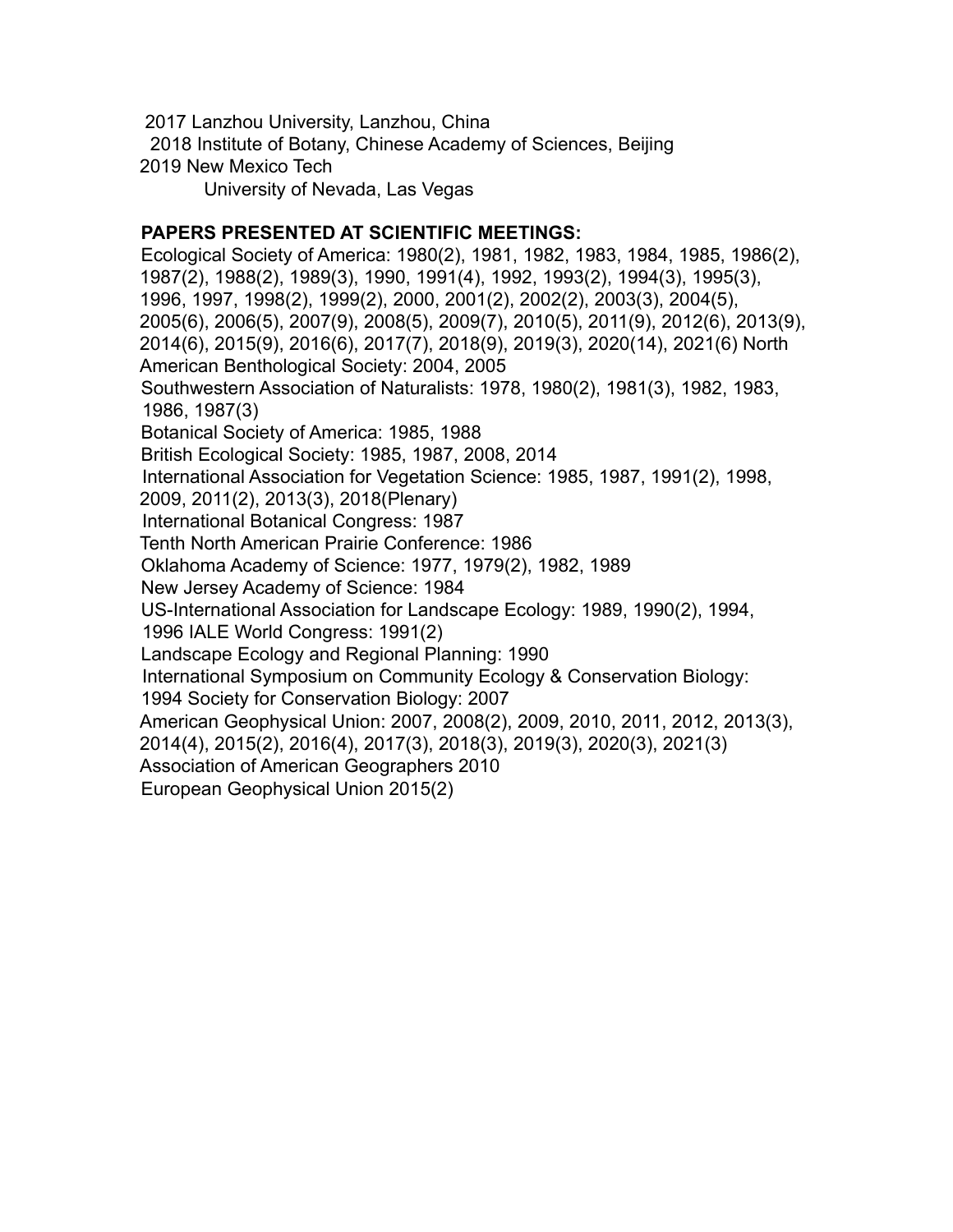2017 Lanzhou University, Lanzhou, China
2018 Institute of Botany, Chinese Academy of Sciences, Beijing
2019 New Mexico Tech
University of Nevada, Las Vegas

**PAPERS PRESENTED AT SCIENTIFIC MEETINGS:**

Ecological Society of America: 1980(2), 1981, 1982, 1983, 1984, 1985, 1986(2), 1987(2), 1988(2), 1989(3), 1990, 1991(4), 1992, 1993(2), 1994(3), 1995(3), 1996, 1997, 1998(2), 1999(2), 2000, 2001(2), 2002(2), 2003(3), 2004(5), 2005(6), 2006(5), 2007(9), 2008(5), 2009(7), 2010(5), 2011(9), 2012(6), 2013(9), 2014(6), 2015(9), 2016(6), 2017(7), 2018(9), 2019(3), 2020(14), 2021(6) North American Benthological Society: 2004, 2005
Southwestern Association of Naturalists: 1978, 1980(2), 1981(3), 1982, 1983, 1986, 1987(3)
Botanical Society of America: 1985, 1988
British Ecological Society: 1985, 1987, 2008, 2014
International Association for Vegetation Science: 1985, 1987, 1991(2), 1998, 2009, 2011(2), 2013(3), 2018(Plenary)
International Botanical Congress: 1987
Tenth North American Prairie Conference: 1986
Oklahoma Academy of Science: 1977, 1979(2), 1982, 1989
New Jersey Academy of Science: 1984
US-International Association for Landscape Ecology: 1989, 1990(2), 1994, 1996 IALE World Congress: 1991(2)
Landscape Ecology and Regional Planning: 1990
International Symposium on Community Ecology & Conservation Biology: 1994 Society for Conservation Biology: 2007
American Geophysical Union: 2007, 2008(2), 2009, 2010, 2011, 2012, 2013(3), 2014(4), 2015(2), 2016(4), 2017(3), 2018(3), 2019(3), 2020(3), 2021(3)
Association of American Geographers 2010
European Geophysical Union 2015(2)